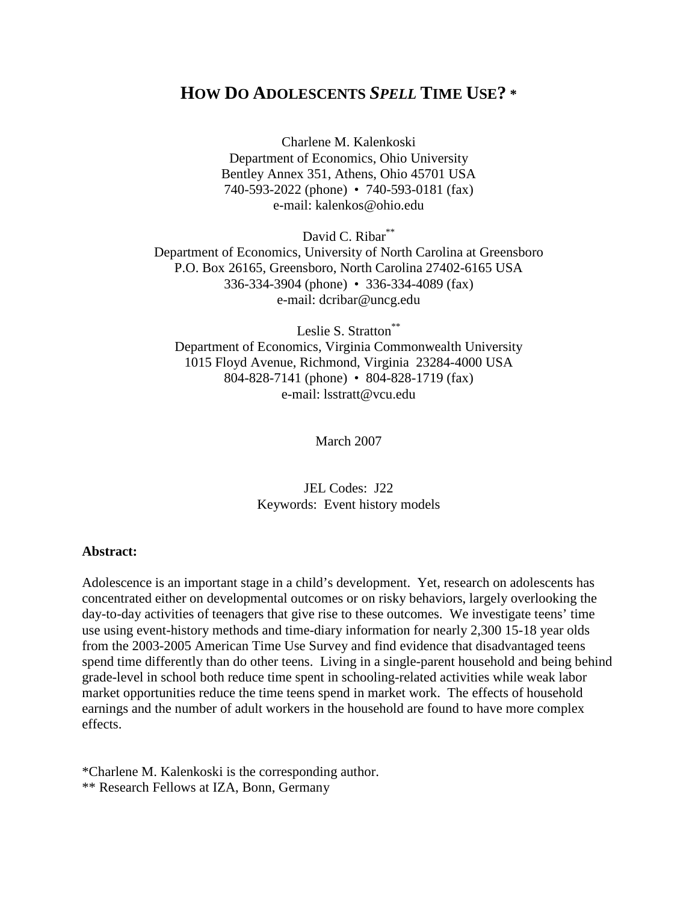# HOW DO ADOLESCENTS *SPELL* TIME USE? *

Charlene M. Kalenkoski
Department of Economics, Ohio University
Bentley Annex 351, Athens, Ohio 45701 USA
740-593-2022 (phone) • 740-593-0181 (fax)
e-mail: kalenkos@ohio.edu

David C. Ribar**
Department of Economics, University of North Carolina at Greensboro
P.O. Box 26165, Greensboro, North Carolina 27402-6165 USA
336-334-3904 (phone) • 336-334-4089 (fax)
e-mail: dcribar@uncg.edu

Leslie S. Stratton**
Department of Economics, Virginia Commonwealth University
1015 Floyd Avenue, Richmond, Virginia 23284-4000 USA
804-828-7141 (phone) • 804-828-1719 (fax)
e-mail: lsstratt@vcu.edu

March 2007

JEL Codes: J22
Keywords: Event history models

**Abstract:**

Adolescence is an important stage in a child's development. Yet, research on adolescents has concentrated either on developmental outcomes or on risky behaviors, largely overlooking the day-to-day activities of teenagers that give rise to these outcomes. We investigate teens' time use using event-history methods and time-diary information for nearly 2,300 15-18 year olds from the 2003-2005 American Time Use Survey and find evidence that disadvantaged teens spend time differently than do other teens. Living in a single-parent household and being behind grade-level in school both reduce time spent in schooling-related activities while weak labor market opportunities reduce the time teens spend in market work. The effects of household earnings and the number of adult workers in the household are found to have more complex effects.

*Charlene M. Kalenkoski is the corresponding author.
** Research Fellows at IZA, Bonn, Germany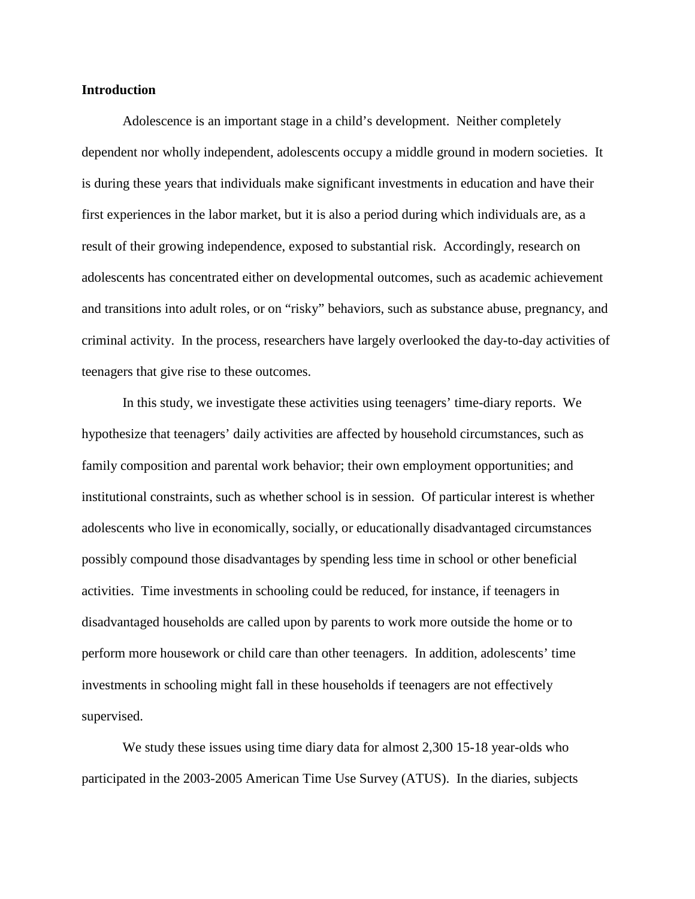## Introduction

Adolescence is an important stage in a child's development. Neither completely dependent nor wholly independent, adolescents occupy a middle ground in modern societies. It is during these years that individuals make significant investments in education and have their first experiences in the labor market, but it is also a period during which individuals are, as a result of their growing independence, exposed to substantial risk. Accordingly, research on adolescents has concentrated either on developmental outcomes, such as academic achievement and transitions into adult roles, or on "risky" behaviors, such as substance abuse, pregnancy, and criminal activity. In the process, researchers have largely overlooked the day-to-day activities of teenagers that give rise to these outcomes.

In this study, we investigate these activities using teenagers' time-diary reports. We hypothesize that teenagers' daily activities are affected by household circumstances, such as family composition and parental work behavior; their own employment opportunities; and institutional constraints, such as whether school is in session. Of particular interest is whether adolescents who live in economically, socially, or educationally disadvantaged circumstances possibly compound those disadvantages by spending less time in school or other beneficial activities. Time investments in schooling could be reduced, for instance, if teenagers in disadvantaged households are called upon by parents to work more outside the home or to perform more housework or child care than other teenagers. In addition, adolescents' time investments in schooling might fall in these households if teenagers are not effectively supervised.

We study these issues using time diary data for almost 2,300 15-18 year-olds who participated in the 2003-2005 American Time Use Survey (ATUS). In the diaries, subjects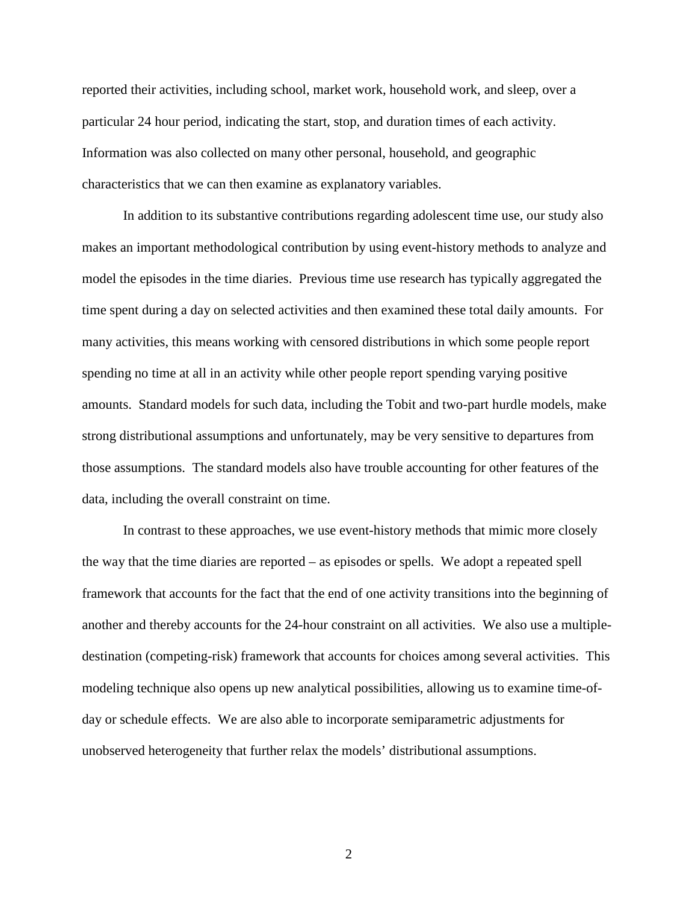reported their activities, including school, market work, household work, and sleep, over a particular 24 hour period, indicating the start, stop, and duration times of each activity. Information was also collected on many other personal, household, and geographic characteristics that we can then examine as explanatory variables.

In addition to its substantive contributions regarding adolescent time use, our study also makes an important methodological contribution by using event-history methods to analyze and model the episodes in the time diaries. Previous time use research has typically aggregated the time spent during a day on selected activities and then examined these total daily amounts. For many activities, this means working with censored distributions in which some people report spending no time at all in an activity while other people report spending varying positive amounts. Standard models for such data, including the Tobit and two-part hurdle models, make strong distributional assumptions and unfortunately, may be very sensitive to departures from those assumptions. The standard models also have trouble accounting for other features of the data, including the overall constraint on time.

In contrast to these approaches, we use event-history methods that mimic more closely the way that the time diaries are reported – as episodes or spells. We adopt a repeated spell framework that accounts for the fact that the end of one activity transitions into the beginning of another and thereby accounts for the 24-hour constraint on all activities. We also use a multiple-destination (competing-risk) framework that accounts for choices among several activities. This modeling technique also opens up new analytical possibilities, allowing us to examine time-of-day or schedule effects. We are also able to incorporate semiparametric adjustments for unobserved heterogeneity that further relax the models' distributional assumptions.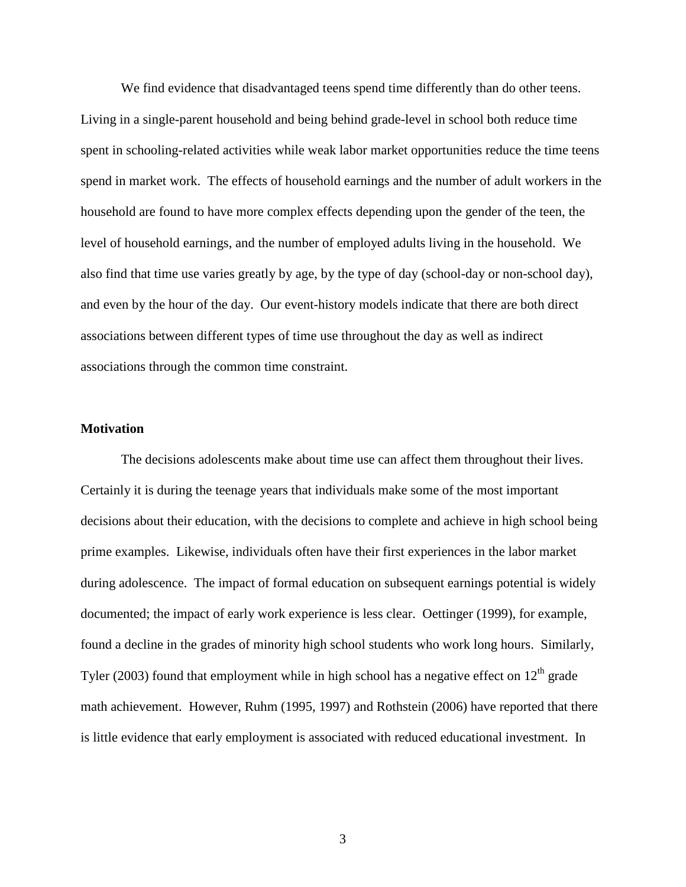We find evidence that disadvantaged teens spend time differently than do other teens. Living in a single-parent household and being behind grade-level in school both reduce time spent in schooling-related activities while weak labor market opportunities reduce the time teens spend in market work. The effects of household earnings and the number of adult workers in the household are found to have more complex effects depending upon the gender of the teen, the level of household earnings, and the number of employed adults living in the household. We also find that time use varies greatly by age, by the type of day (school-day or non-school day), and even by the hour of the day. Our event-history models indicate that there are both direct associations between different types of time use throughout the day as well as indirect associations through the common time constraint.

**Motivation**

The decisions adolescents make about time use can affect them throughout their lives. Certainly it is during the teenage years that individuals make some of the most important decisions about their education, with the decisions to complete and achieve in high school being prime examples. Likewise, individuals often have their first experiences in the labor market during adolescence. The impact of formal education on subsequent earnings potential is widely documented; the impact of early work experience is less clear. Oettinger (1999), for example, found a decline in the grades of minority high school students who work long hours. Similarly, Tyler (2003) found that employment while in high school has a negative effect on 12th grade math achievement. However, Ruhm (1995, 1997) and Rothstein (2006) have reported that there is little evidence that early employment is associated with reduced educational investment. In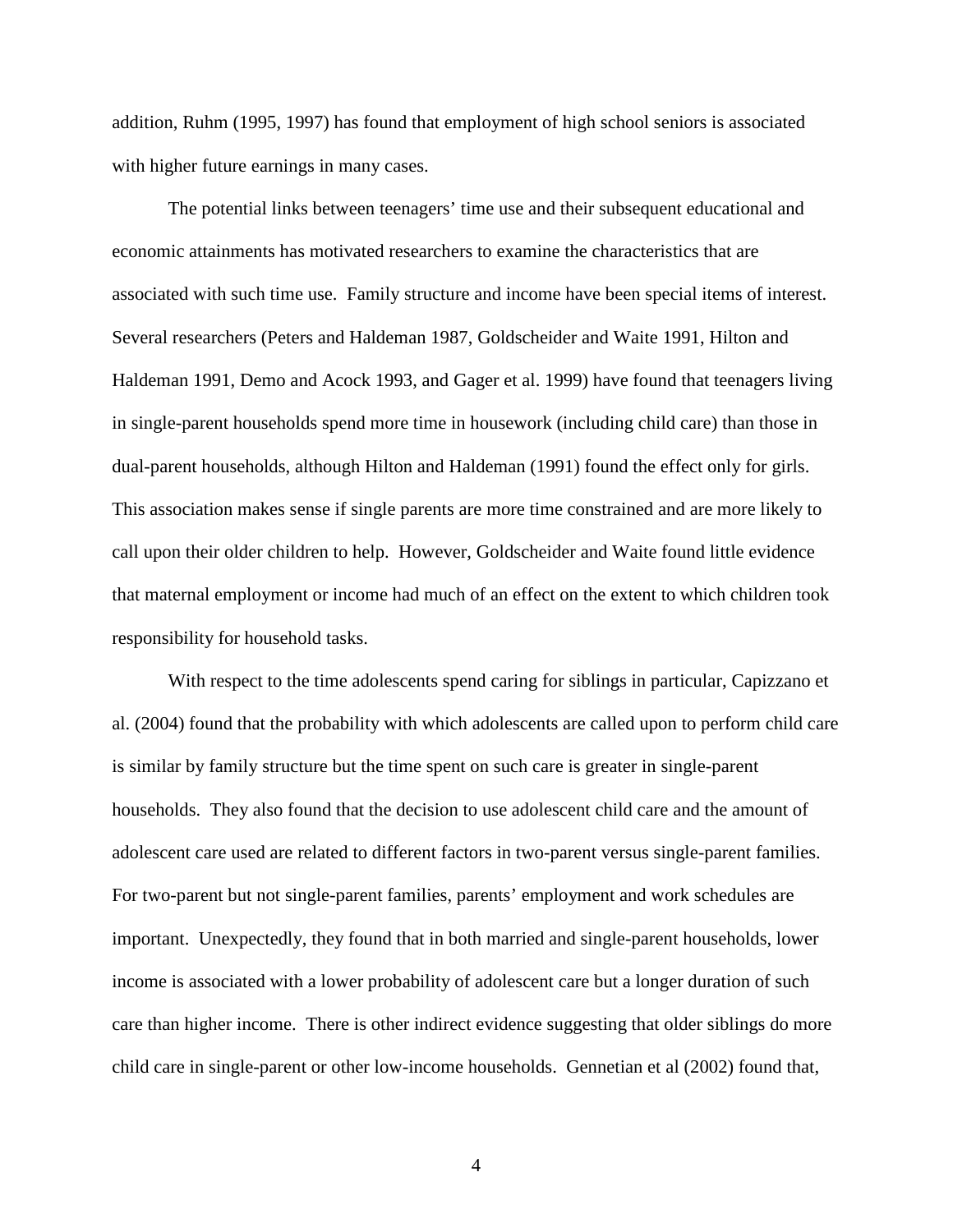addition, Ruhm (1995, 1997) has found that employment of high school seniors is associated with higher future earnings in many cases.

The potential links between teenagers' time use and their subsequent educational and economic attainments has motivated researchers to examine the characteristics that are associated with such time use. Family structure and income have been special items of interest. Several researchers (Peters and Haldeman 1987, Goldscheider and Waite 1991, Hilton and Haldeman 1991, Demo and Acock 1993, and Gager et al. 1999) have found that teenagers living in single-parent households spend more time in housework (including child care) than those in dual-parent households, although Hilton and Haldeman (1991) found the effect only for girls. This association makes sense if single parents are more time constrained and are more likely to call upon their older children to help. However, Goldscheider and Waite found little evidence that maternal employment or income had much of an effect on the extent to which children took responsibility for household tasks.

With respect to the time adolescents spend caring for siblings in particular, Capizzano et al. (2004) found that the probability with which adolescents are called upon to perform child care is similar by family structure but the time spent on such care is greater in single-parent households. They also found that the decision to use adolescent child care and the amount of adolescent care used are related to different factors in two-parent versus single-parent families. For two-parent but not single-parent families, parents' employment and work schedules are important. Unexpectedly, they found that in both married and single-parent households, lower income is associated with a lower probability of adolescent care but a longer duration of such care than higher income. There is other indirect evidence suggesting that older siblings do more child care in single-parent or other low-income households. Gennetian et al (2002) found that,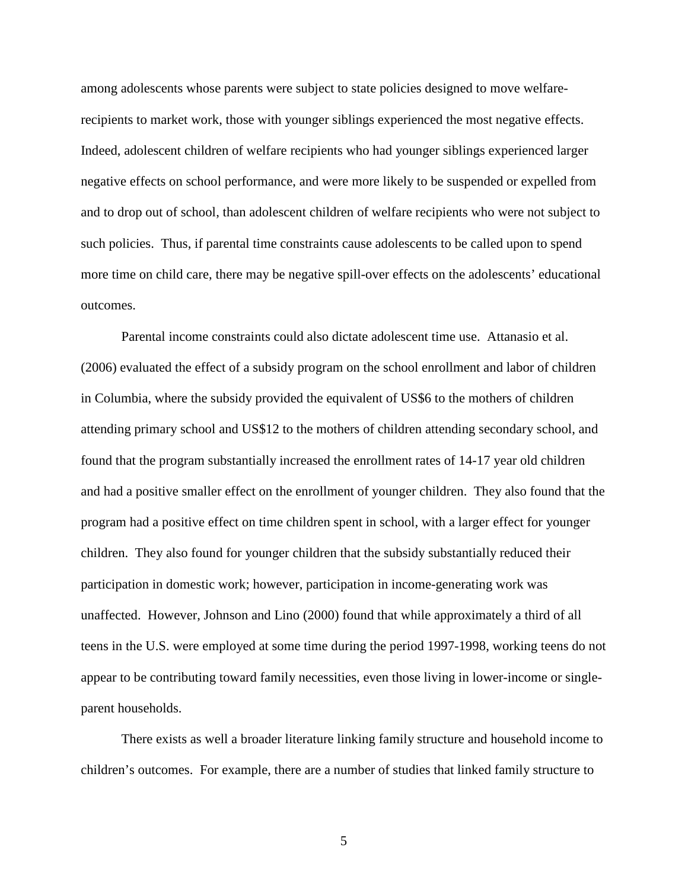among adolescents whose parents were subject to state policies designed to move welfare-recipients to market work, those with younger siblings experienced the most negative effects. Indeed, adolescent children of welfare recipients who had younger siblings experienced larger negative effects on school performance, and were more likely to be suspended or expelled from and to drop out of school, than adolescent children of welfare recipients who were not subject to such policies. Thus, if parental time constraints cause adolescents to be called upon to spend more time on child care, there may be negative spill-over effects on the adolescents' educational outcomes.

Parental income constraints could also dictate adolescent time use. Attanasio et al. (2006) evaluated the effect of a subsidy program on the school enrollment and labor of children in Columbia, where the subsidy provided the equivalent of US$6 to the mothers of children attending primary school and US$12 to the mothers of children attending secondary school, and found that the program substantially increased the enrollment rates of 14-17 year old children and had a positive smaller effect on the enrollment of younger children. They also found that the program had a positive effect on time children spent in school, with a larger effect for younger children. They also found for younger children that the subsidy substantially reduced their participation in domestic work; however, participation in income-generating work was unaffected. However, Johnson and Lino (2000) found that while approximately a third of all teens in the U.S. were employed at some time during the period 1997-1998, working teens do not appear to be contributing toward family necessities, even those living in lower-income or single-parent households.

There exists as well a broader literature linking family structure and household income to children's outcomes. For example, there are a number of studies that linked family structure to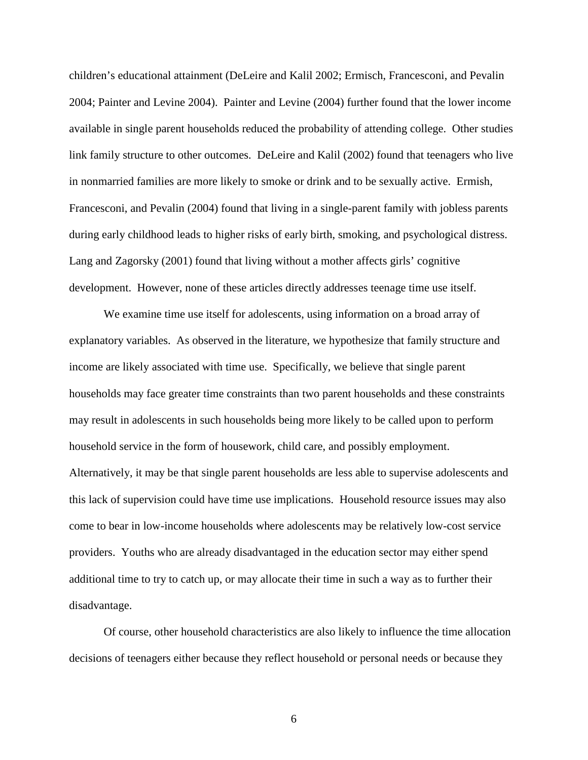children's educational attainment (DeLeire and Kalil 2002; Ermisch, Francesconi, and Pevalin 2004; Painter and Levine 2004). Painter and Levine (2004) further found that the lower income available in single parent households reduced the probability of attending college. Other studies link family structure to other outcomes. DeLeire and Kalil (2002) found that teenagers who live in nonmarried families are more likely to smoke or drink and to be sexually active. Ermish, Francesconi, and Pevalin (2004) found that living in a single-parent family with jobless parents during early childhood leads to higher risks of early birth, smoking, and psychological distress. Lang and Zagorsky (2001) found that living without a mother affects girls' cognitive development. However, none of these articles directly addresses teenage time use itself.

We examine time use itself for adolescents, using information on a broad array of explanatory variables. As observed in the literature, we hypothesize that family structure and income are likely associated with time use. Specifically, we believe that single parent households may face greater time constraints than two parent households and these constraints may result in adolescents in such households being more likely to be called upon to perform household service in the form of housework, child care, and possibly employment. Alternatively, it may be that single parent households are less able to supervise adolescents and this lack of supervision could have time use implications. Household resource issues may also come to bear in low-income households where adolescents may be relatively low-cost service providers. Youths who are already disadvantaged in the education sector may either spend additional time to try to catch up, or may allocate their time in such a way as to further their disadvantage.

Of course, other household characteristics are also likely to influence the time allocation decisions of teenagers either because they reflect household or personal needs or because they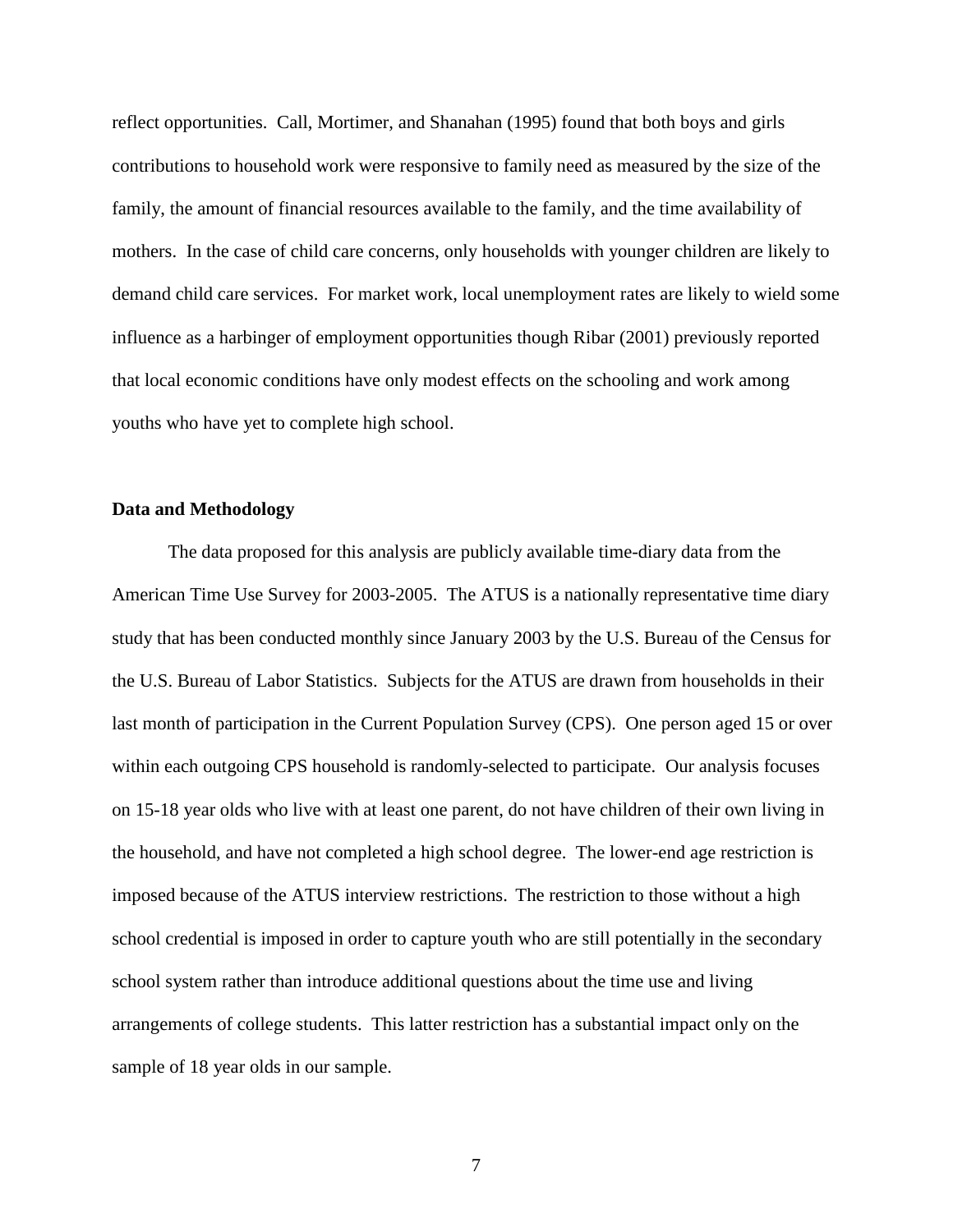reflect opportunities. Call, Mortimer, and Shanahan (1995) found that both boys and girls contributions to household work were responsive to family need as measured by the size of the family, the amount of financial resources available to the family, and the time availability of mothers. In the case of child care concerns, only households with younger children are likely to demand child care services. For market work, local unemployment rates are likely to wield some influence as a harbinger of employment opportunities though Ribar (2001) previously reported that local economic conditions have only modest effects on the schooling and work among youths who have yet to complete high school.

**Data and Methodology**

The data proposed for this analysis are publicly available time-diary data from the American Time Use Survey for 2003-2005. The ATUS is a nationally representative time diary study that has been conducted monthly since January 2003 by the U.S. Bureau of the Census for the U.S. Bureau of Labor Statistics. Subjects for the ATUS are drawn from households in their last month of participation in the Current Population Survey (CPS). One person aged 15 or over within each outgoing CPS household is randomly-selected to participate. Our analysis focuses on 15-18 year olds who live with at least one parent, do not have children of their own living in the household, and have not completed a high school degree. The lower-end age restriction is imposed because of the ATUS interview restrictions. The restriction to those without a high school credential is imposed in order to capture youth who are still potentially in the secondary school system rather than introduce additional questions about the time use and living arrangements of college students. This latter restriction has a substantial impact only on the sample of 18 year olds in our sample.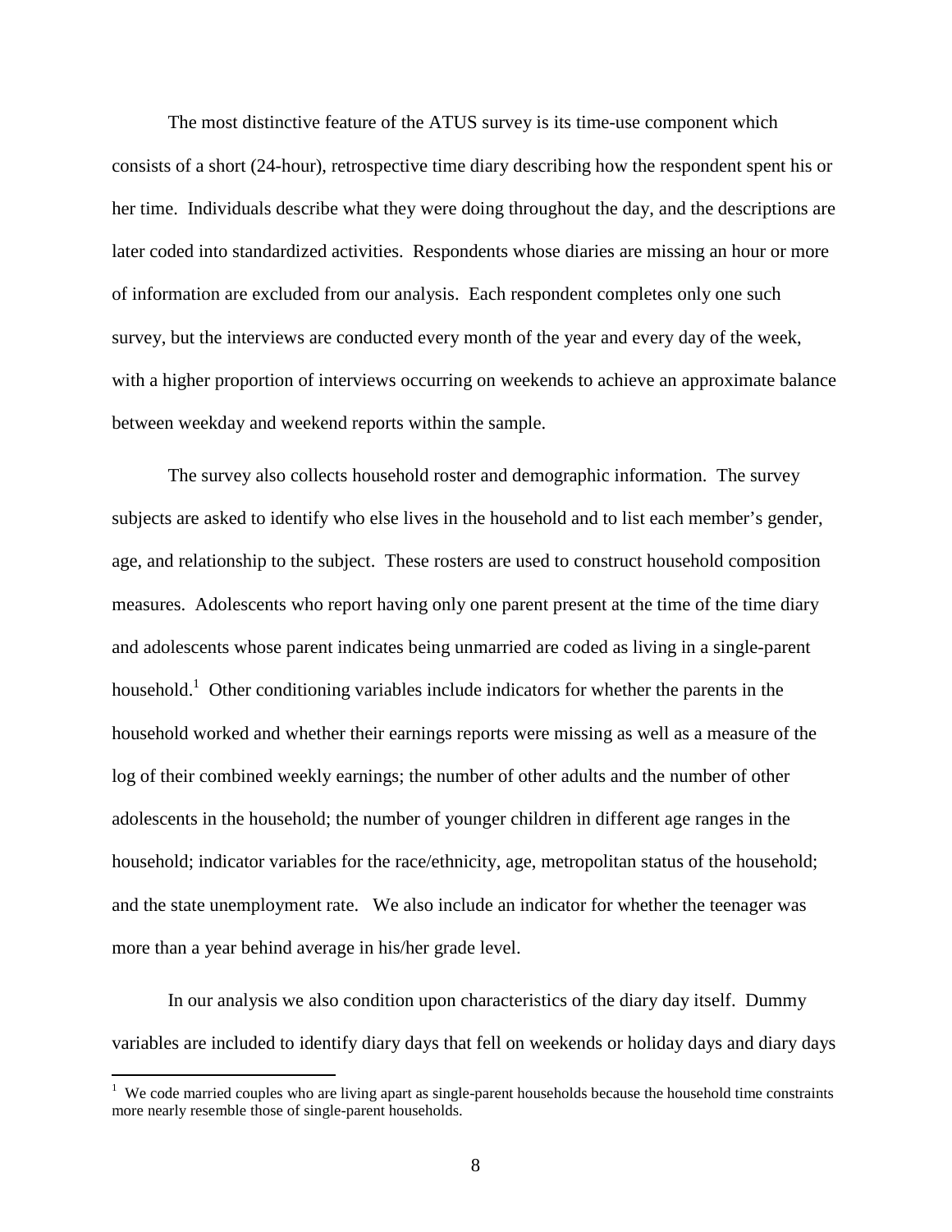The most distinctive feature of the ATUS survey is its time-use component which consists of a short (24-hour), retrospective time diary describing how the respondent spent his or her time. Individuals describe what they were doing throughout the day, and the descriptions are later coded into standardized activities. Respondents whose diaries are missing an hour or more of information are excluded from our analysis. Each respondent completes only one such survey, but the interviews are conducted every month of the year and every day of the week, with a higher proportion of interviews occurring on weekends to achieve an approximate balance between weekday and weekend reports within the sample.

The survey also collects household roster and demographic information. The survey subjects are asked to identify who else lives in the household and to list each member's gender, age, and relationship to the subject. These rosters are used to construct household composition measures. Adolescents who report having only one parent present at the time of the time diary and adolescents whose parent indicates being unmarried are coded as living in a single-parent household.[1] Other conditioning variables include indicators for whether the parents in the household worked and whether their earnings reports were missing as well as a measure of the log of their combined weekly earnings; the number of other adults and the number of other adolescents in the household; the number of younger children in different age ranges in the household; indicator variables for the race/ethnicity, age, metropolitan status of the household; and the state unemployment rate. We also include an indicator for whether the teenager was more than a year behind average in his/her grade level.

In our analysis we also condition upon characteristics of the diary day itself. Dummy variables are included to identify diary days that fell on weekends or holiday days and diary days

[1] We code married couples who are living apart as single-parent households because the household time constraints more nearly resemble those of single-parent households.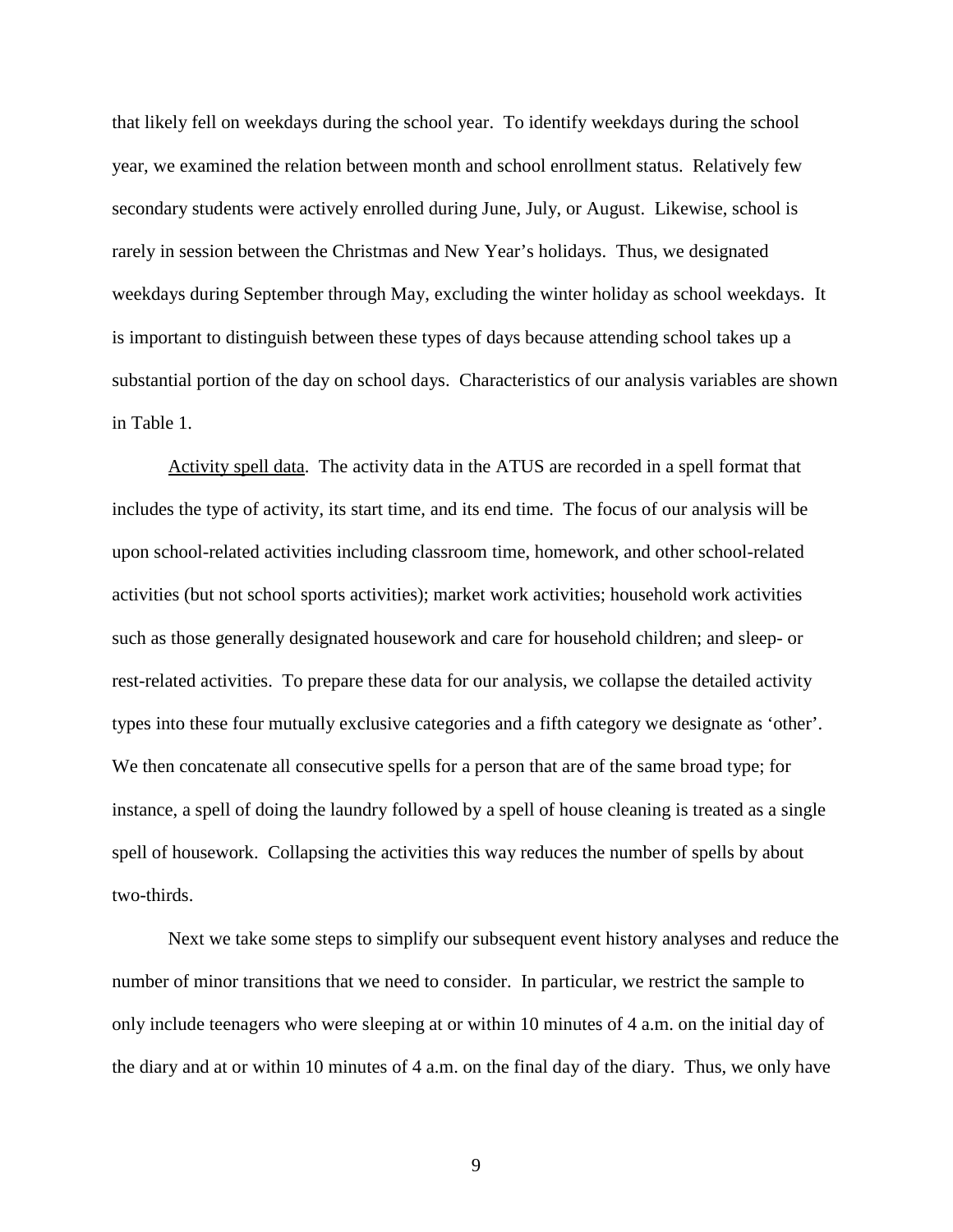that likely fell on weekdays during the school year. To identify weekdays during the school year, we examined the relation between month and school enrollment status. Relatively few secondary students were actively enrolled during June, July, or August. Likewise, school is rarely in session between the Christmas and New Year's holidays. Thus, we designated weekdays during September through May, excluding the winter holiday as school weekdays. It is important to distinguish between these types of days because attending school takes up a substantial portion of the day on school days. Characteristics of our analysis variables are shown in Table 1.

Activity spell data. The activity data in the ATUS are recorded in a spell format that includes the type of activity, its start time, and its end time. The focus of our analysis will be upon school-related activities including classroom time, homework, and other school-related activities (but not school sports activities); market work activities; household work activities such as those generally designated housework and care for household children; and sleep- or rest-related activities. To prepare these data for our analysis, we collapse the detailed activity types into these four mutually exclusive categories and a fifth category we designate as 'other'. We then concatenate all consecutive spells for a person that are of the same broad type; for instance, a spell of doing the laundry followed by a spell of house cleaning is treated as a single spell of housework. Collapsing the activities this way reduces the number of spells by about two-thirds.

Next we take some steps to simplify our subsequent event history analyses and reduce the number of minor transitions that we need to consider. In particular, we restrict the sample to only include teenagers who were sleeping at or within 10 minutes of 4 a.m. on the initial day of the diary and at or within 10 minutes of 4 a.m. on the final day of the diary. Thus, we only have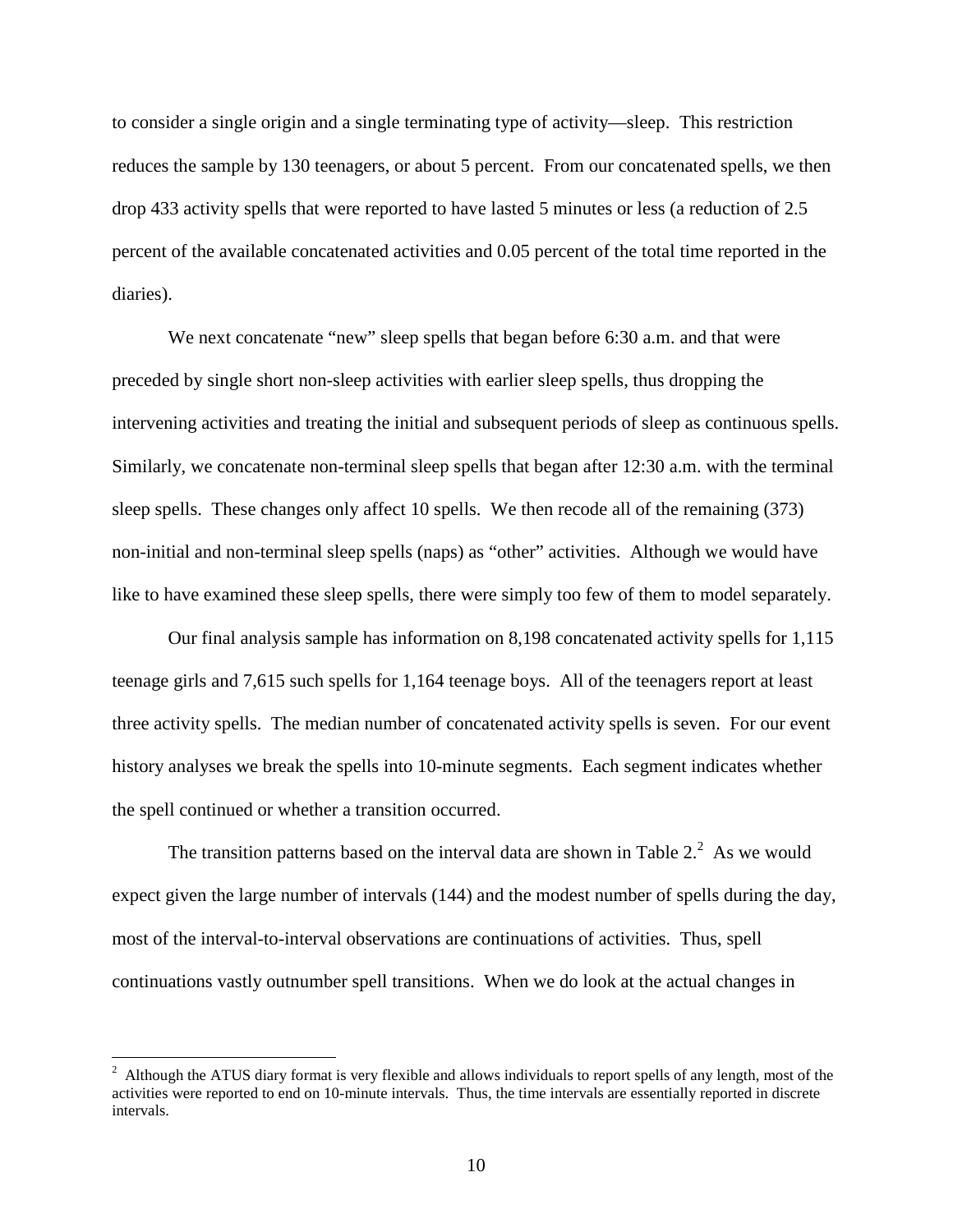to consider a single origin and a single terminating type of activity—sleep. This restriction reduces the sample by 130 teenagers, or about 5 percent. From our concatenated spells, we then drop 433 activity spells that were reported to have lasted 5 minutes or less (a reduction of 2.5 percent of the available concatenated activities and 0.05 percent of the total time reported in the diaries).

We next concatenate "new" sleep spells that began before 6:30 a.m. and that were preceded by single short non-sleep activities with earlier sleep spells, thus dropping the intervening activities and treating the initial and subsequent periods of sleep as continuous spells. Similarly, we concatenate non-terminal sleep spells that began after 12:30 a.m. with the terminal sleep spells. These changes only affect 10 spells. We then recode all of the remaining (373) non-initial and non-terminal sleep spells (naps) as "other" activities. Although we would have like to have examined these sleep spells, there were simply too few of them to model separately.

Our final analysis sample has information on 8,198 concatenated activity spells for 1,115 teenage girls and 7,615 such spells for 1,164 teenage boys. All of the teenagers report at least three activity spells. The median number of concatenated activity spells is seven. For our event history analyses we break the spells into 10-minute segments. Each segment indicates whether the spell continued or whether a transition occurred.

The transition patterns based on the interval data are shown in Table 2.[2] As we would expect given the large number of intervals (144) and the modest number of spells during the day, most of the interval-to-interval observations are continuations of activities. Thus, spell continuations vastly outnumber spell transitions. When we do look at the actual changes in

[2] Although the ATUS diary format is very flexible and allows individuals to report spells of any length, most of the activities were reported to end on 10-minute intervals. Thus, the time intervals are essentially reported in discrete intervals.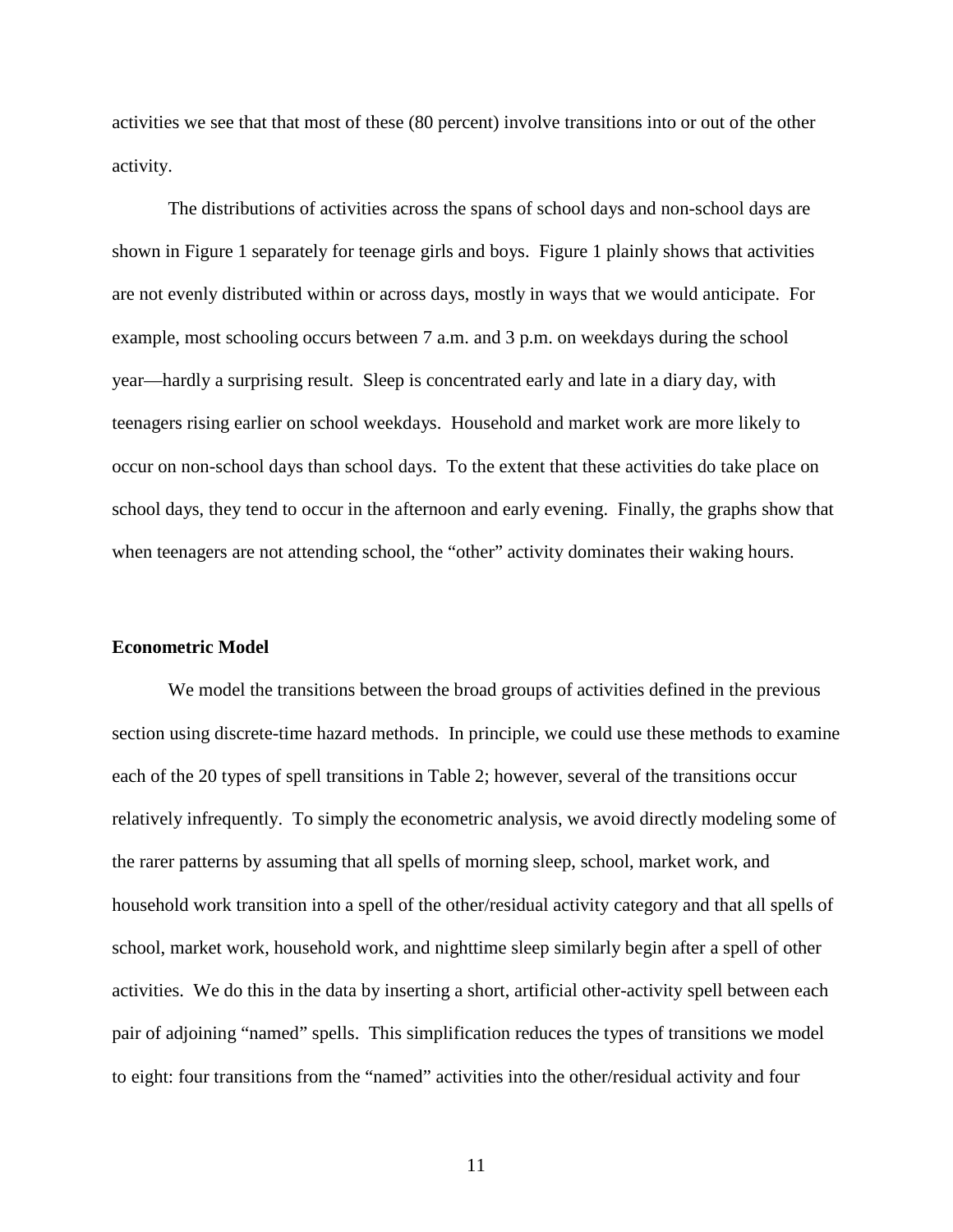activities we see that that most of these (80 percent) involve transitions into or out of the other activity.

The distributions of activities across the spans of school days and non-school days are shown in Figure 1 separately for teenage girls and boys. Figure 1 plainly shows that activities are not evenly distributed within or across days, mostly in ways that we would anticipate. For example, most schooling occurs between 7 a.m. and 3 p.m. on weekdays during the school year—hardly a surprising result. Sleep is concentrated early and late in a diary day, with teenagers rising earlier on school weekdays. Household and market work are more likely to occur on non-school days than school days. To the extent that these activities do take place on school days, they tend to occur in the afternoon and early evening. Finally, the graphs show that when teenagers are not attending school, the "other" activity dominates their waking hours.

**Econometric Model**

We model the transitions between the broad groups of activities defined in the previous section using discrete-time hazard methods. In principle, we could use these methods to examine each of the 20 types of spell transitions in Table 2; however, several of the transitions occur relatively infrequently. To simply the econometric analysis, we avoid directly modeling some of the rarer patterns by assuming that all spells of morning sleep, school, market work, and household work transition into a spell of the other/residual activity category and that all spells of school, market work, household work, and nighttime sleep similarly begin after a spell of other activities. We do this in the data by inserting a short, artificial other-activity spell between each pair of adjoining "named" spells. This simplification reduces the types of transitions we model to eight: four transitions from the "named" activities into the other/residual activity and four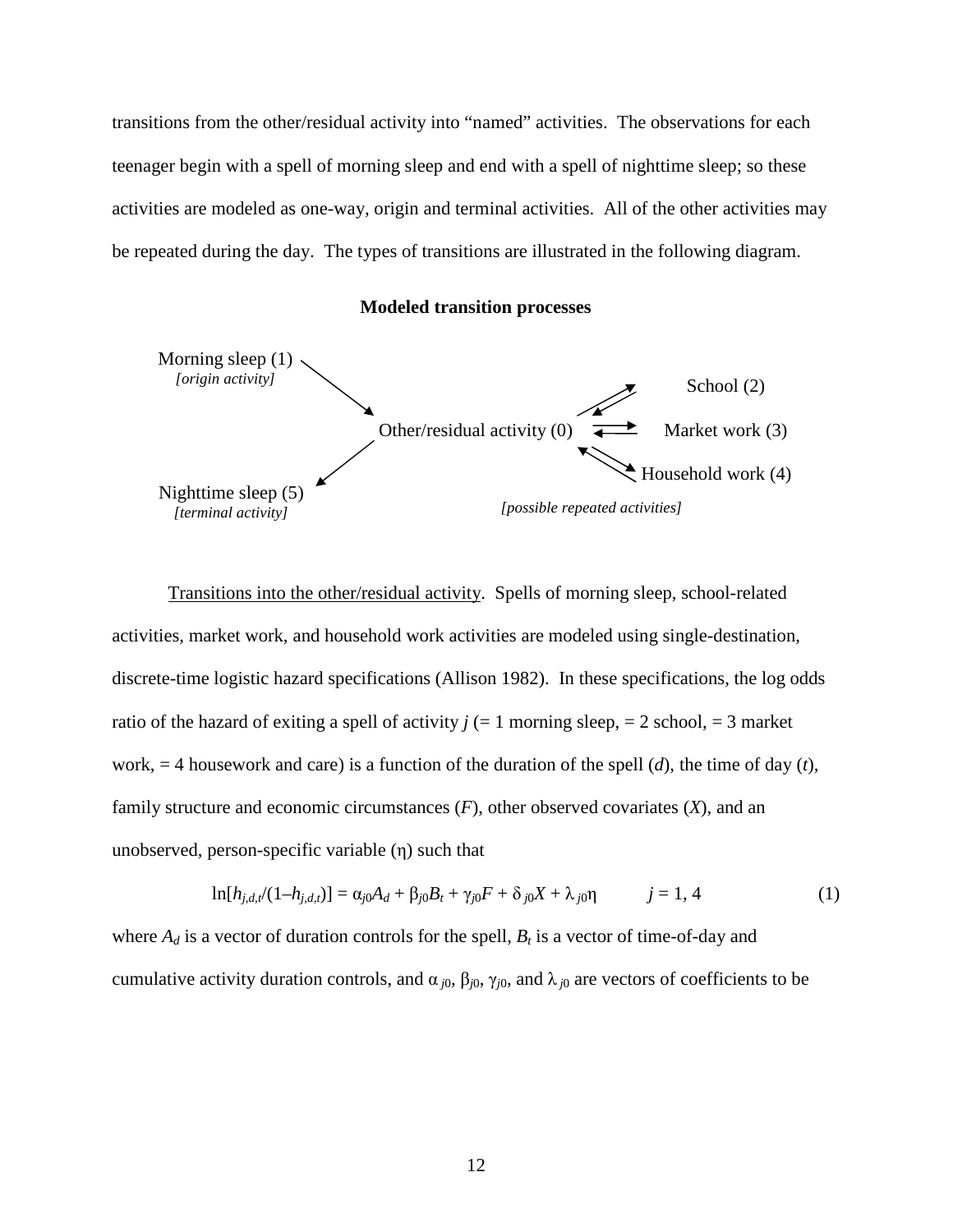transitions from the other/residual activity into "named" activities. The observations for each teenager begin with a spell of morning sleep and end with a spell of nighttime sleep; so these activities are modeled as one-way, origin and terminal activities. All of the other activities may be repeated during the day. The types of transitions are illustrated in the following diagram.

**Modeled transition processes**

Morning sleep (1)
*[origin activity]*

Other/residual activity (0)

School (2)

Market work (3)

Household work (4)

Nighttime sleep (5)
*[terminal activity]*

*[possible repeated activities]*

Transitions into the other/residual activity. Spells of morning sleep, school-related activities, market work, and household work activities are modeled using single-destination, discrete-time logistic hazard specifications (Allison 1982). In these specifications, the log odds ratio of the hazard of exiting a spell of activity $j$ (= 1 morning sleep, = 2 school, = 3 market work, = 4 housework and care) is a function of the duration of the spell ($d$), the time of day ($t$), family structure and economic circumstances ($F$), other observed covariates ($X$), and an unobserved, person-specific variable ($\eta$) such that

$$\ln[h_{j,d,t}/(1-h_{j,d,t})] = \alpha_{j0}A_d + \beta_{j0}B_t + \gamma_{j0}F + \delta_{j0}X + \lambda_{j0}\eta \qquad j = 1, 4 \tag{1}$$

where $A_d$ is a vector of duration controls for the spell, $B_t$ is a vector of time-of-day and cumulative activity duration controls, and $\alpha_{j0}$, $\beta_{j0}$, $\gamma_{j0}$, and $\lambda_{j0}$ are vectors of coefficients to be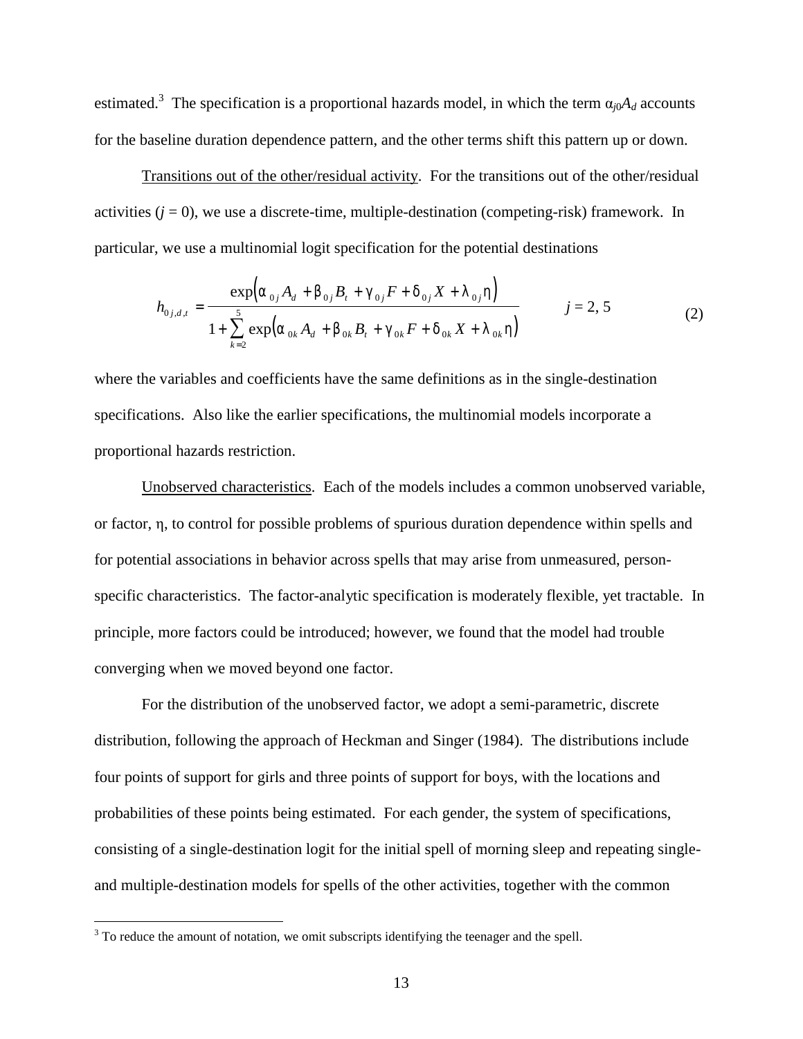estimated.[3] The specification is a proportional hazards model, in which the term $\alpha_{j0}A_d$ accounts for the baseline duration dependence pattern, and the other terms shift this pattern up or down.

Transitions out of the other/residual activity. For the transitions out of the other/residual activities ($j = 0$), we use a discrete-time, multiple-destination (competing-risk) framework. In particular, we use a multinomial logit specification for the potential destinations

$$h_{0j,d,t} = \frac{\exp\left(\alpha_{0j}A_d + \beta_{0j}B_t + \gamma_{0j}F + \delta_{0j}X + \lambda_{0j}\eta\right)}{1 + \sum_{k=2}^{5}\exp\left(\alpha_{0k}A_d + \beta_{0k}B_t + \gamma_{0k}F + \delta_{0k}X + \lambda_{0k}\eta\right)} \qquad j = 2, 5 \tag{2}$$

where the variables and coefficients have the same definitions as in the single-destination specifications. Also like the earlier specifications, the multinomial models incorporate a proportional hazards restriction.

Unobserved characteristics. Each of the models includes a common unobserved variable, or factor, $\eta$, to control for possible problems of spurious duration dependence within spells and for potential associations in behavior across spells that may arise from unmeasured, person-specific characteristics. The factor-analytic specification is moderately flexible, yet tractable. In principle, more factors could be introduced; however, we found that the model had trouble converging when we moved beyond one factor.

For the distribution of the unobserved factor, we adopt a semi-parametric, discrete distribution, following the approach of Heckman and Singer (1984). The distributions include four points of support for girls and three points of support for boys, with the locations and probabilities of these points being estimated. For each gender, the system of specifications, consisting of a single-destination logit for the initial spell of morning sleep and repeating single- and multiple-destination models for spells of the other activities, together with the common

[3] To reduce the amount of notation, we omit subscripts identifying the teenager and the spell.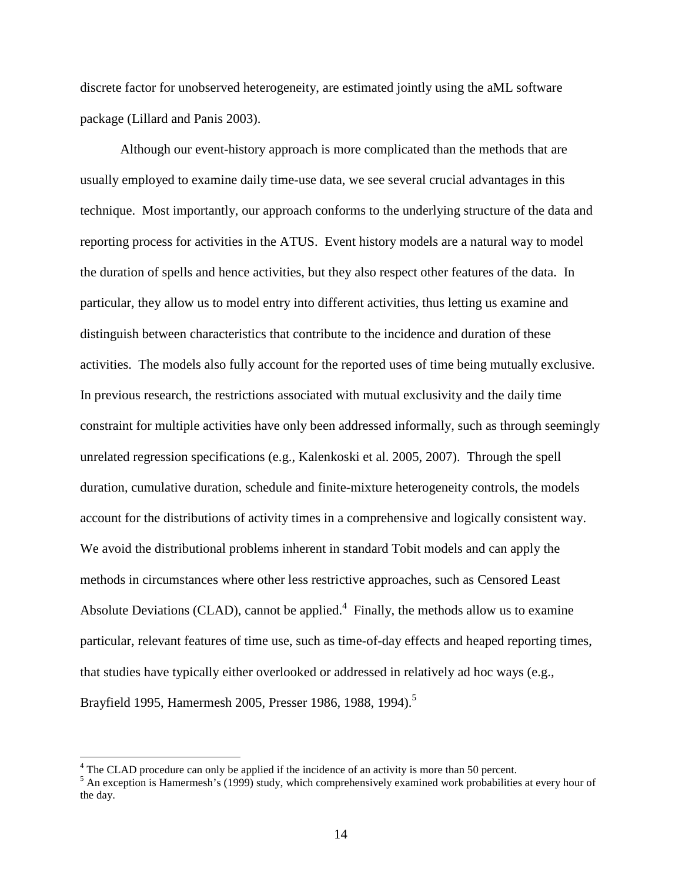discrete factor for unobserved heterogeneity, are estimated jointly using the aML software package (Lillard and Panis 2003).

Although our event-history approach is more complicated than the methods that are usually employed to examine daily time-use data, we see several crucial advantages in this technique. Most importantly, our approach conforms to the underlying structure of the data and reporting process for activities in the ATUS. Event history models are a natural way to model the duration of spells and hence activities, but they also respect other features of the data. In particular, they allow us to model entry into different activities, thus letting us examine and distinguish between characteristics that contribute to the incidence and duration of these activities. The models also fully account for the reported uses of time being mutually exclusive. In previous research, the restrictions associated with mutual exclusivity and the daily time constraint for multiple activities have only been addressed informally, such as through seemingly unrelated regression specifications (e.g., Kalenkoski et al. 2005, 2007). Through the spell duration, cumulative duration, schedule and finite-mixture heterogeneity controls, the models account for the distributions of activity times in a comprehensive and logically consistent way. We avoid the distributional problems inherent in standard Tobit models and can apply the methods in circumstances where other less restrictive approaches, such as Censored Least Absolute Deviations (CLAD), cannot be applied.[4] Finally, the methods allow us to examine particular, relevant features of time use, such as time-of-day effects and heaped reporting times, that studies have typically either overlooked or addressed in relatively ad hoc ways (e.g., Brayfield 1995, Hamermesh 2005, Presser 1986, 1988, 1994).[5]

---

[4] The CLAD procedure can only be applied if the incidence of an activity is more than 50 percent.

[5] An exception is Hamermesh's (1999) study, which comprehensively examined work probabilities at every hour of the day.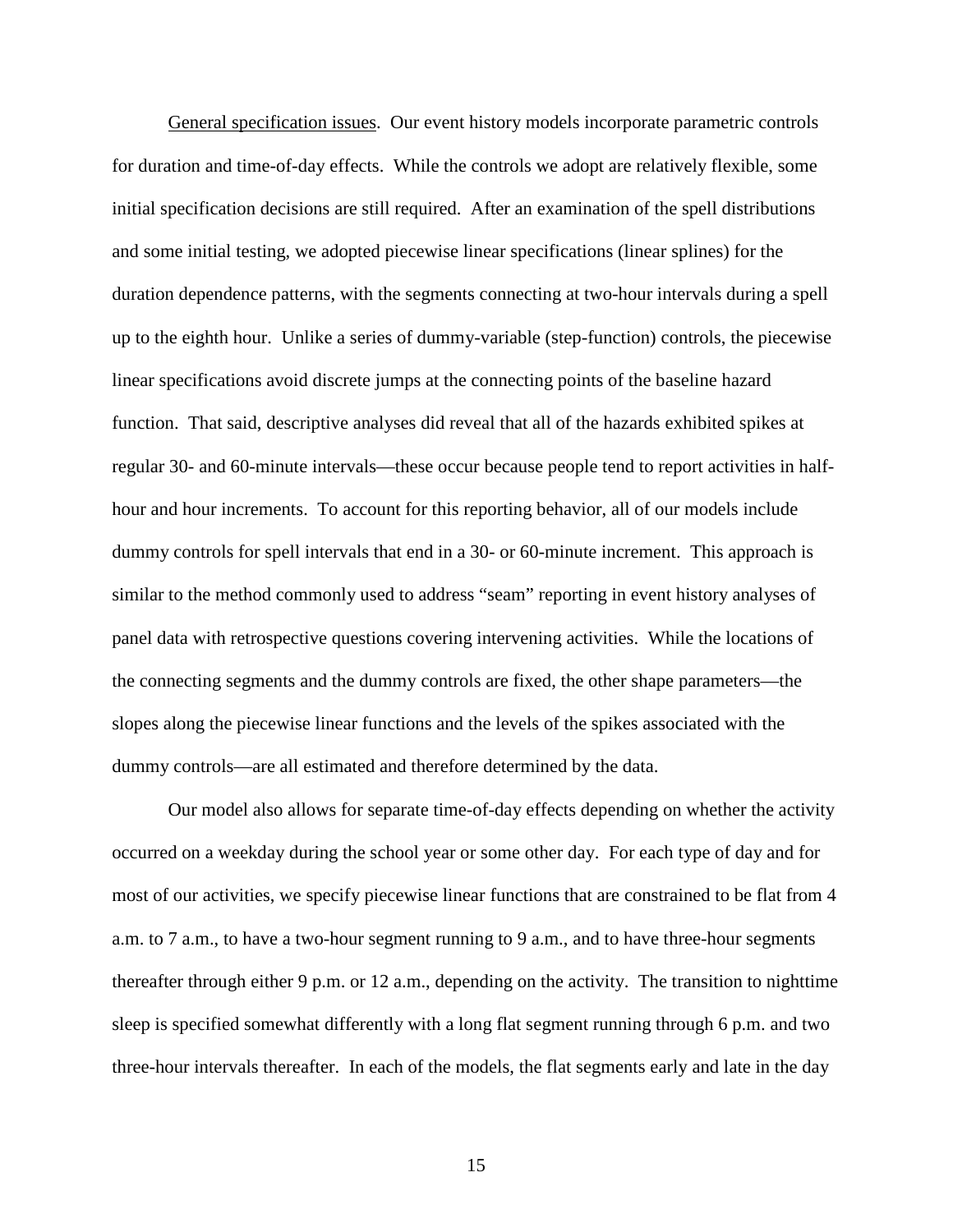General specification issues. Our event history models incorporate parametric controls for duration and time-of-day effects. While the controls we adopt are relatively flexible, some initial specification decisions are still required. After an examination of the spell distributions and some initial testing, we adopted piecewise linear specifications (linear splines) for the duration dependence patterns, with the segments connecting at two-hour intervals during a spell up to the eighth hour. Unlike a series of dummy-variable (step-function) controls, the piecewise linear specifications avoid discrete jumps at the connecting points of the baseline hazard function. That said, descriptive analyses did reveal that all of the hazards exhibited spikes at regular 30- and 60-minute intervals—these occur because people tend to report activities in half-hour and hour increments. To account for this reporting behavior, all of our models include dummy controls for spell intervals that end in a 30- or 60-minute increment. This approach is similar to the method commonly used to address "seam" reporting in event history analyses of panel data with retrospective questions covering intervening activities. While the locations of the connecting segments and the dummy controls are fixed, the other shape parameters—the slopes along the piecewise linear functions and the levels of the spikes associated with the dummy controls—are all estimated and therefore determined by the data.

Our model also allows for separate time-of-day effects depending on whether the activity occurred on a weekday during the school year or some other day. For each type of day and for most of our activities, we specify piecewise linear functions that are constrained to be flat from 4 a.m. to 7 a.m., to have a two-hour segment running to 9 a.m., and to have three-hour segments thereafter through either 9 p.m. or 12 a.m., depending on the activity. The transition to nighttime sleep is specified somewhat differently with a long flat segment running through 6 p.m. and two three-hour intervals thereafter. In each of the models, the flat segments early and late in the day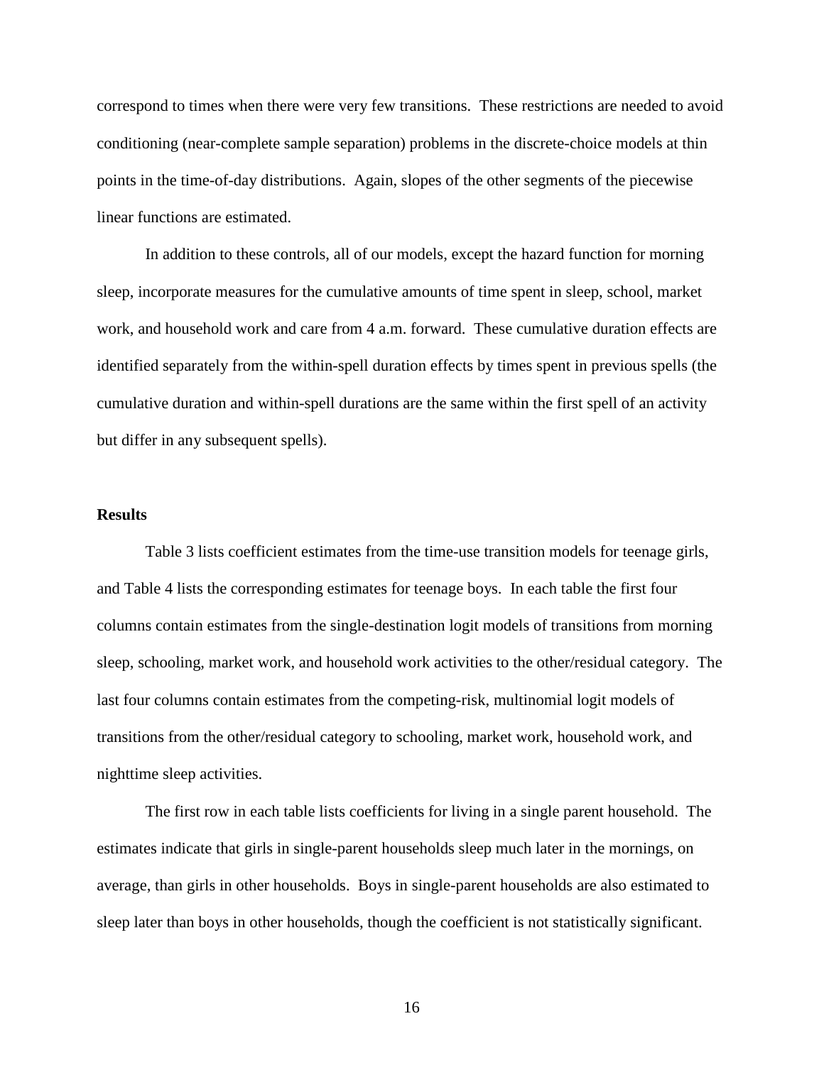correspond to times when there were very few transitions. These restrictions are needed to avoid conditioning (near-complete sample separation) problems in the discrete-choice models at thin points in the time-of-day distributions. Again, slopes of the other segments of the piecewise linear functions are estimated.

In addition to these controls, all of our models, except the hazard function for morning sleep, incorporate measures for the cumulative amounts of time spent in sleep, school, market work, and household work and care from 4 a.m. forward. These cumulative duration effects are identified separately from the within-spell duration effects by times spent in previous spells (the cumulative duration and within-spell durations are the same within the first spell of an activity but differ in any subsequent spells).

## Results

Table 3 lists coefficient estimates from the time-use transition models for teenage girls, and Table 4 lists the corresponding estimates for teenage boys. In each table the first four columns contain estimates from the single-destination logit models of transitions from morning sleep, schooling, market work, and household work activities to the other/residual category. The last four columns contain estimates from the competing-risk, multinomial logit models of transitions from the other/residual category to schooling, market work, household work, and nighttime sleep activities.

The first row in each table lists coefficients for living in a single parent household. The estimates indicate that girls in single-parent households sleep much later in the mornings, on average, than girls in other households. Boys in single-parent households are also estimated to sleep later than boys in other households, though the coefficient is not statistically significant.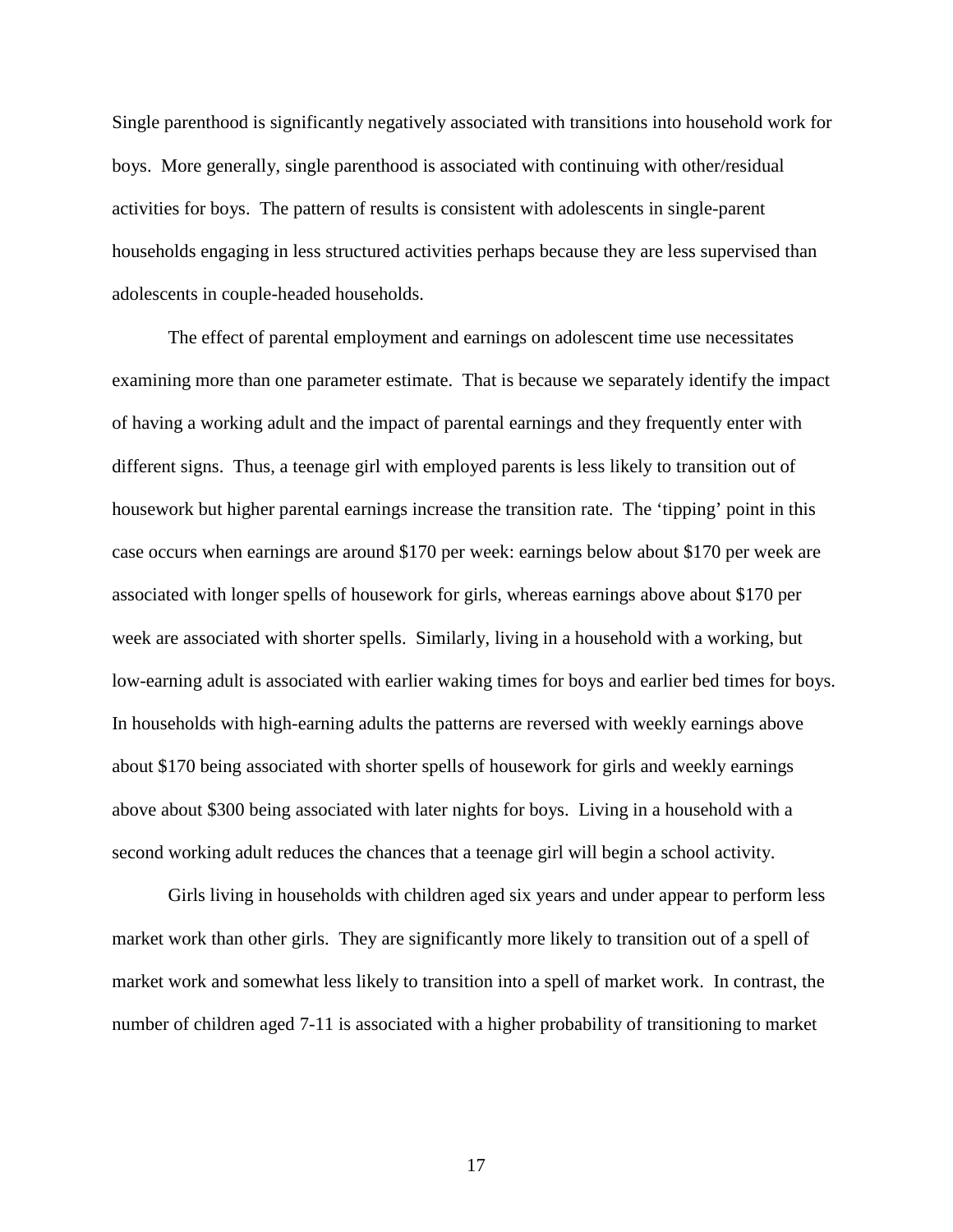Single parenthood is significantly negatively associated with transitions into household work for boys. More generally, single parenthood is associated with continuing with other/residual activities for boys. The pattern of results is consistent with adolescents in single-parent households engaging in less structured activities perhaps because they are less supervised than adolescents in couple-headed households.

The effect of parental employment and earnings on adolescent time use necessitates examining more than one parameter estimate. That is because we separately identify the impact of having a working adult and the impact of parental earnings and they frequently enter with different signs. Thus, a teenage girl with employed parents is less likely to transition out of housework but higher parental earnings increase the transition rate. The 'tipping' point in this case occurs when earnings are around \$170 per week: earnings below about \$170 per week are associated with longer spells of housework for girls, whereas earnings above about \$170 per week are associated with shorter spells. Similarly, living in a household with a working, but low-earning adult is associated with earlier waking times for boys and earlier bed times for boys. In households with high-earning adults the patterns are reversed with weekly earnings above about \$170 being associated with shorter spells of housework for girls and weekly earnings above about \$300 being associated with later nights for boys. Living in a household with a second working adult reduces the chances that a teenage girl will begin a school activity.

Girls living in households with children aged six years and under appear to perform less market work than other girls. They are significantly more likely to transition out of a spell of market work and somewhat less likely to transition into a spell of market work. In contrast, the number of children aged 7-11 is associated with a higher probability of transitioning to market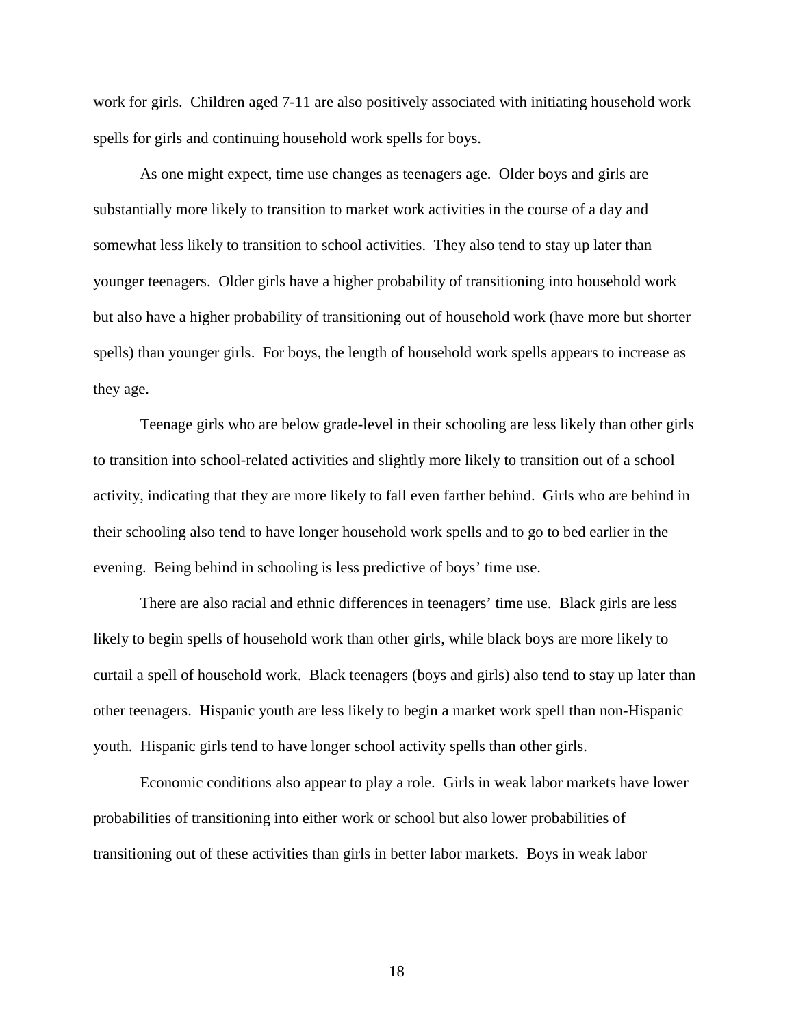work for girls. Children aged 7-11 are also positively associated with initiating household work spells for girls and continuing household work spells for boys.

As one might expect, time use changes as teenagers age. Older boys and girls are substantially more likely to transition to market work activities in the course of a day and somewhat less likely to transition to school activities. They also tend to stay up later than younger teenagers. Older girls have a higher probability of transitioning into household work but also have a higher probability of transitioning out of household work (have more but shorter spells) than younger girls. For boys, the length of household work spells appears to increase as they age.

Teenage girls who are below grade-level in their schooling are less likely than other girls to transition into school-related activities and slightly more likely to transition out of a school activity, indicating that they are more likely to fall even farther behind. Girls who are behind in their schooling also tend to have longer household work spells and to go to bed earlier in the evening. Being behind in schooling is less predictive of boys' time use.

There are also racial and ethnic differences in teenagers' time use. Black girls are less likely to begin spells of household work than other girls, while black boys are more likely to curtail a spell of household work. Black teenagers (boys and girls) also tend to stay up later than other teenagers. Hispanic youth are less likely to begin a market work spell than non-Hispanic youth. Hispanic girls tend to have longer school activity spells than other girls.

Economic conditions also appear to play a role. Girls in weak labor markets have lower probabilities of transitioning into either work or school but also lower probabilities of transitioning out of these activities than girls in better labor markets. Boys in weak labor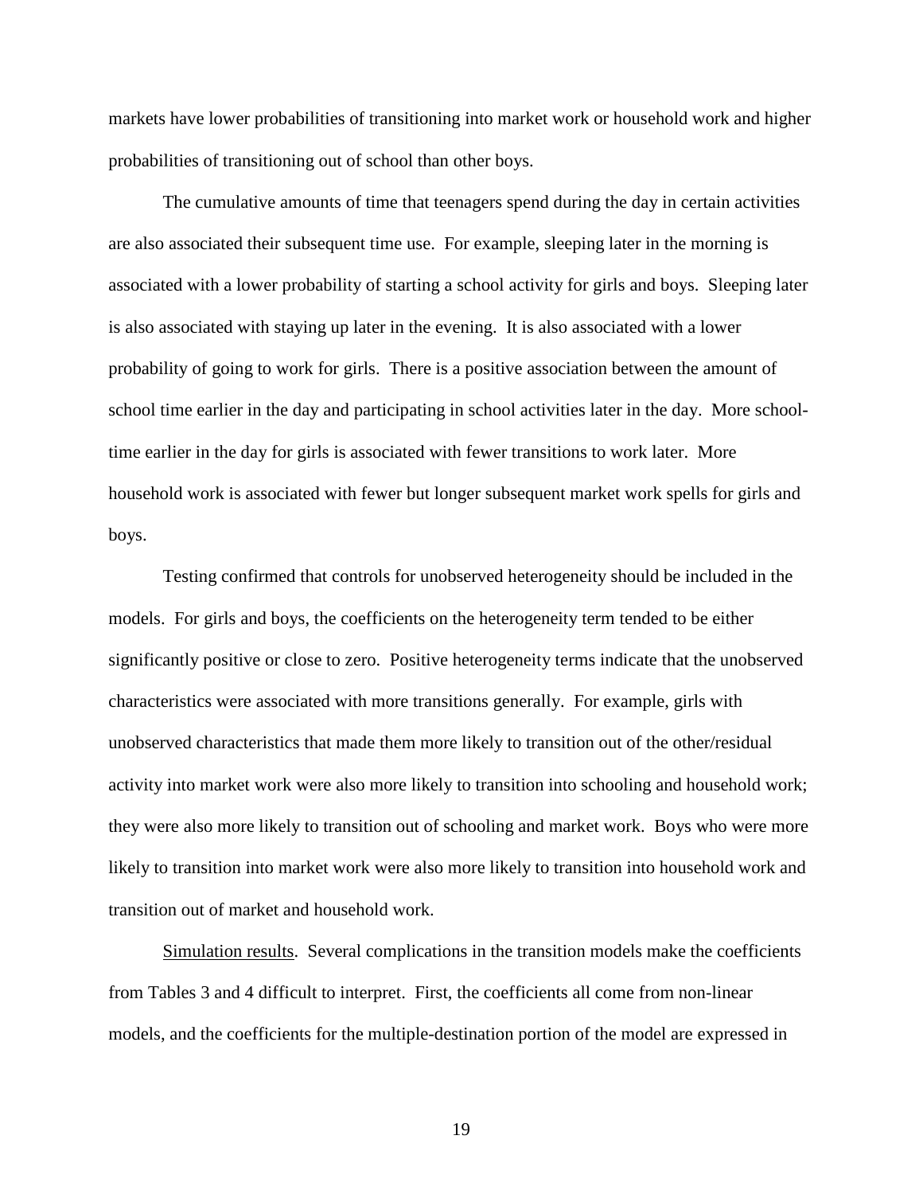markets have lower probabilities of transitioning into market work or household work and higher probabilities of transitioning out of school than other boys.

The cumulative amounts of time that teenagers spend during the day in certain activities are also associated their subsequent time use. For example, sleeping later in the morning is associated with a lower probability of starting a school activity for girls and boys. Sleeping later is also associated with staying up later in the evening. It is also associated with a lower probability of going to work for girls. There is a positive association between the amount of school time earlier in the day and participating in school activities later in the day. More school-time earlier in the day for girls is associated with fewer transitions to work later. More household work is associated with fewer but longer subsequent market work spells for girls and boys.

Testing confirmed that controls for unobserved heterogeneity should be included in the models. For girls and boys, the coefficients on the heterogeneity term tended to be either significantly positive or close to zero. Positive heterogeneity terms indicate that the unobserved characteristics were associated with more transitions generally. For example, girls with unobserved characteristics that made them more likely to transition out of the other/residual activity into market work were also more likely to transition into schooling and household work; they were also more likely to transition out of schooling and market work. Boys who were more likely to transition into market work were also more likely to transition into household work and transition out of market and household work.

<u>Simulation results</u>. Several complications in the transition models make the coefficients from Tables 3 and 4 difficult to interpret. First, the coefficients all come from non-linear models, and the coefficients for the multiple-destination portion of the model are expressed in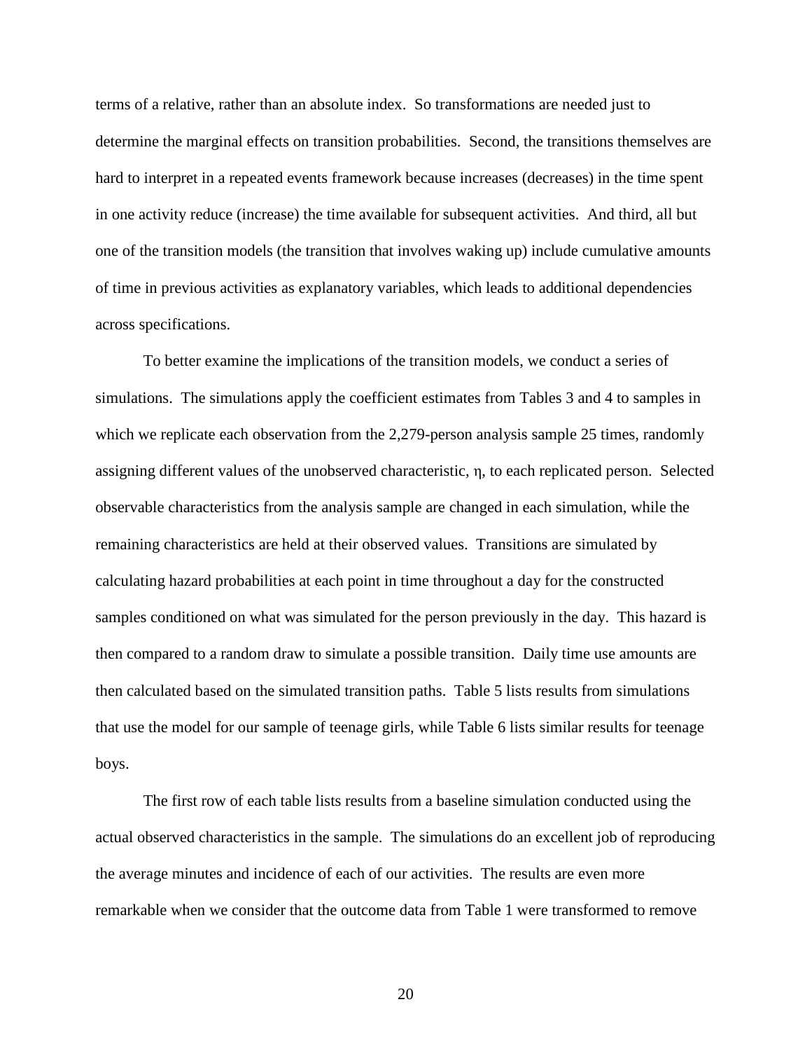terms of a relative, rather than an absolute index. So transformations are needed just to determine the marginal effects on transition probabilities. Second, the transitions themselves are hard to interpret in a repeated events framework because increases (decreases) in the time spent in one activity reduce (increase) the time available for subsequent activities. And third, all but one of the transition models (the transition that involves waking up) include cumulative amounts of time in previous activities as explanatory variables, which leads to additional dependencies across specifications.

To better examine the implications of the transition models, we conduct a series of simulations. The simulations apply the coefficient estimates from Tables 3 and 4 to samples in which we replicate each observation from the 2,279-person analysis sample 25 times, randomly assigning different values of the unobserved characteristic, $\eta$, to each replicated person. Selected observable characteristics from the analysis sample are changed in each simulation, while the remaining characteristics are held at their observed values. Transitions are simulated by calculating hazard probabilities at each point in time throughout a day for the constructed samples conditioned on what was simulated for the person previously in the day. This hazard is then compared to a random draw to simulate a possible transition. Daily time use amounts are then calculated based on the simulated transition paths. Table 5 lists results from simulations that use the model for our sample of teenage girls, while Table 6 lists similar results for teenage boys.

The first row of each table lists results from a baseline simulation conducted using the actual observed characteristics in the sample. The simulations do an excellent job of reproducing the average minutes and incidence of each of our activities. The results are even more remarkable when we consider that the outcome data from Table 1 were transformed to remove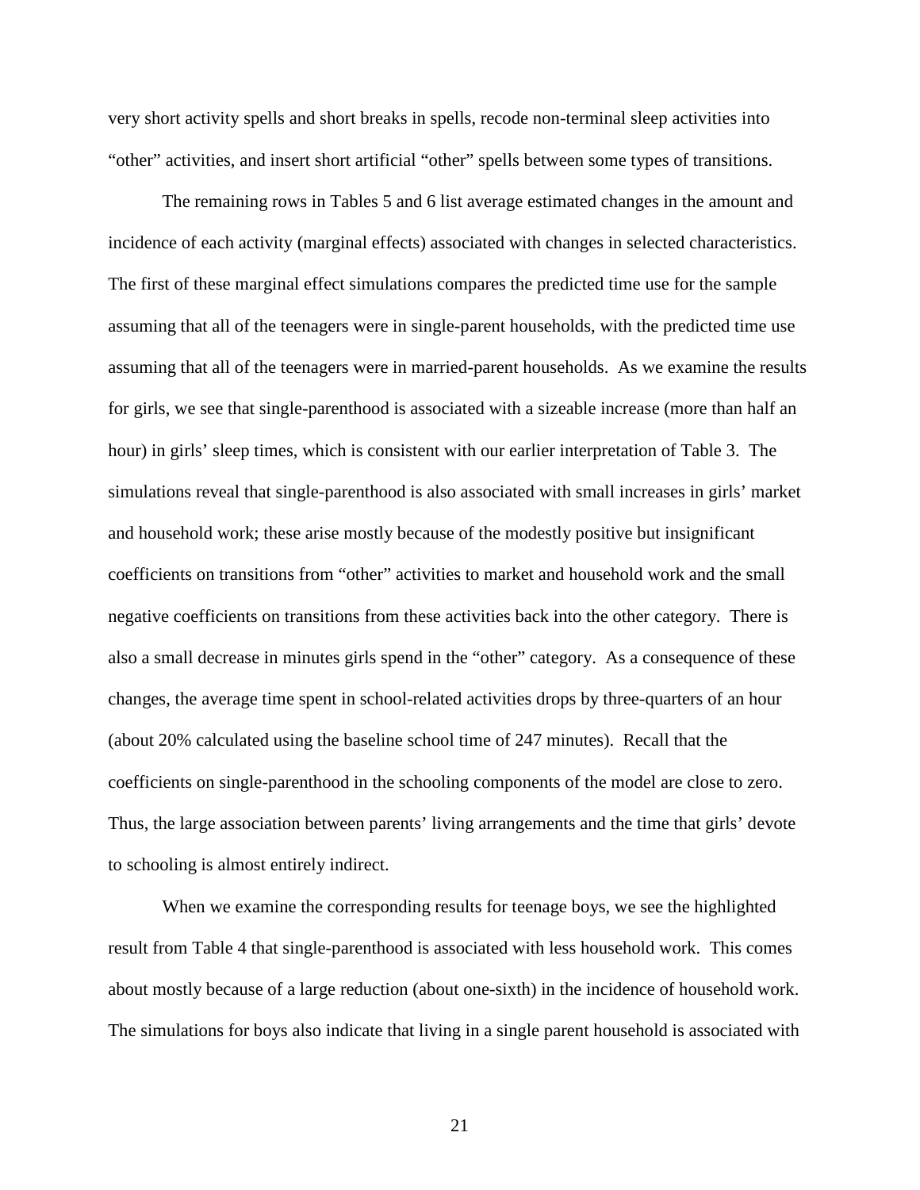very short activity spells and short breaks in spells, recode non-terminal sleep activities into "other" activities, and insert short artificial "other" spells between some types of transitions.

The remaining rows in Tables 5 and 6 list average estimated changes in the amount and incidence of each activity (marginal effects) associated with changes in selected characteristics. The first of these marginal effect simulations compares the predicted time use for the sample assuming that all of the teenagers were in single-parent households, with the predicted time use assuming that all of the teenagers were in married-parent households. As we examine the results for girls, we see that single-parenthood is associated with a sizeable increase (more than half an hour) in girls' sleep times, which is consistent with our earlier interpretation of Table 3. The simulations reveal that single-parenthood is also associated with small increases in girls' market and household work; these arise mostly because of the modestly positive but insignificant coefficients on transitions from "other" activities to market and household work and the small negative coefficients on transitions from these activities back into the other category. There is also a small decrease in minutes girls spend in the "other" category. As a consequence of these changes, the average time spent in school-related activities drops by three-quarters of an hour (about 20% calculated using the baseline school time of 247 minutes). Recall that the coefficients on single-parenthood in the schooling components of the model are close to zero. Thus, the large association between parents' living arrangements and the time that girls' devote to schooling is almost entirely indirect.

When we examine the corresponding results for teenage boys, we see the highlighted result from Table 4 that single-parenthood is associated with less household work. This comes about mostly because of a large reduction (about one-sixth) in the incidence of household work. The simulations for boys also indicate that living in a single parent household is associated with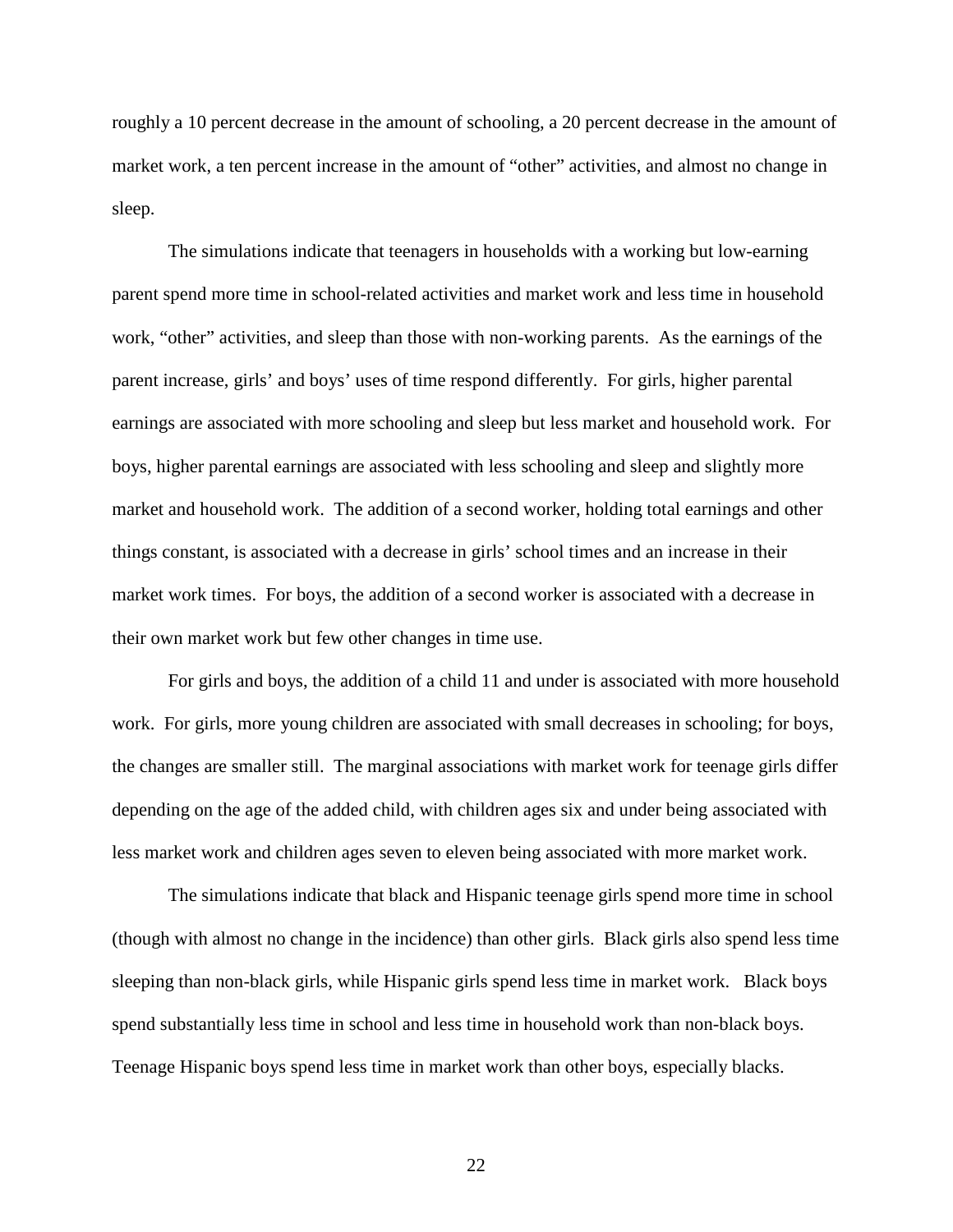roughly a 10 percent decrease in the amount of schooling, a 20 percent decrease in the amount of market work, a ten percent increase in the amount of "other" activities, and almost no change in sleep.

The simulations indicate that teenagers in households with a working but low-earning parent spend more time in school-related activities and market work and less time in household work, "other" activities, and sleep than those with non-working parents. As the earnings of the parent increase, girls' and boys' uses of time respond differently. For girls, higher parental earnings are associated with more schooling and sleep but less market and household work. For boys, higher parental earnings are associated with less schooling and sleep and slightly more market and household work. The addition of a second worker, holding total earnings and other things constant, is associated with a decrease in girls' school times and an increase in their market work times. For boys, the addition of a second worker is associated with a decrease in their own market work but few other changes in time use.

For girls and boys, the addition of a child 11 and under is associated with more household work. For girls, more young children are associated with small decreases in schooling; for boys, the changes are smaller still. The marginal associations with market work for teenage girls differ depending on the age of the added child, with children ages six and under being associated with less market work and children ages seven to eleven being associated with more market work.

The simulations indicate that black and Hispanic teenage girls spend more time in school (though with almost no change in the incidence) than other girls. Black girls also spend less time sleeping than non-black girls, while Hispanic girls spend less time in market work. Black boys spend substantially less time in school and less time in household work than non-black boys. Teenage Hispanic boys spend less time in market work than other boys, especially blacks.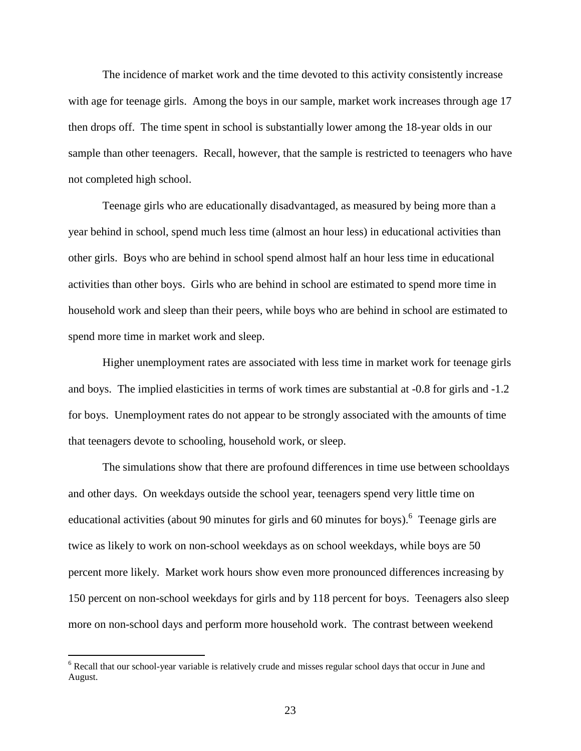The incidence of market work and the time devoted to this activity consistently increase with age for teenage girls. Among the boys in our sample, market work increases through age 17 then drops off. The time spent in school is substantially lower among the 18-year olds in our sample than other teenagers. Recall, however, that the sample is restricted to teenagers who have not completed high school.

Teenage girls who are educationally disadvantaged, as measured by being more than a year behind in school, spend much less time (almost an hour less) in educational activities than other girls. Boys who are behind in school spend almost half an hour less time in educational activities than other boys. Girls who are behind in school are estimated to spend more time in household work and sleep than their peers, while boys who are behind in school are estimated to spend more time in market work and sleep.

Higher unemployment rates are associated with less time in market work for teenage girls and boys. The implied elasticities in terms of work times are substantial at -0.8 for girls and -1.2 for boys. Unemployment rates do not appear to be strongly associated with the amounts of time that teenagers devote to schooling, household work, or sleep.

The simulations show that there are profound differences in time use between schooldays and other days. On weekdays outside the school year, teenagers spend very little time on educational activities (about 90 minutes for girls and 60 minutes for boys).[6] Teenage girls are twice as likely to work on non-school weekdays as on school weekdays, while boys are 50 percent more likely. Market work hours show even more pronounced differences increasing by 150 percent on non-school weekdays for girls and by 118 percent for boys. Teenagers also sleep more on non-school days and perform more household work. The contrast between weekend

[6] Recall that our school-year variable is relatively crude and misses regular school days that occur in June and August.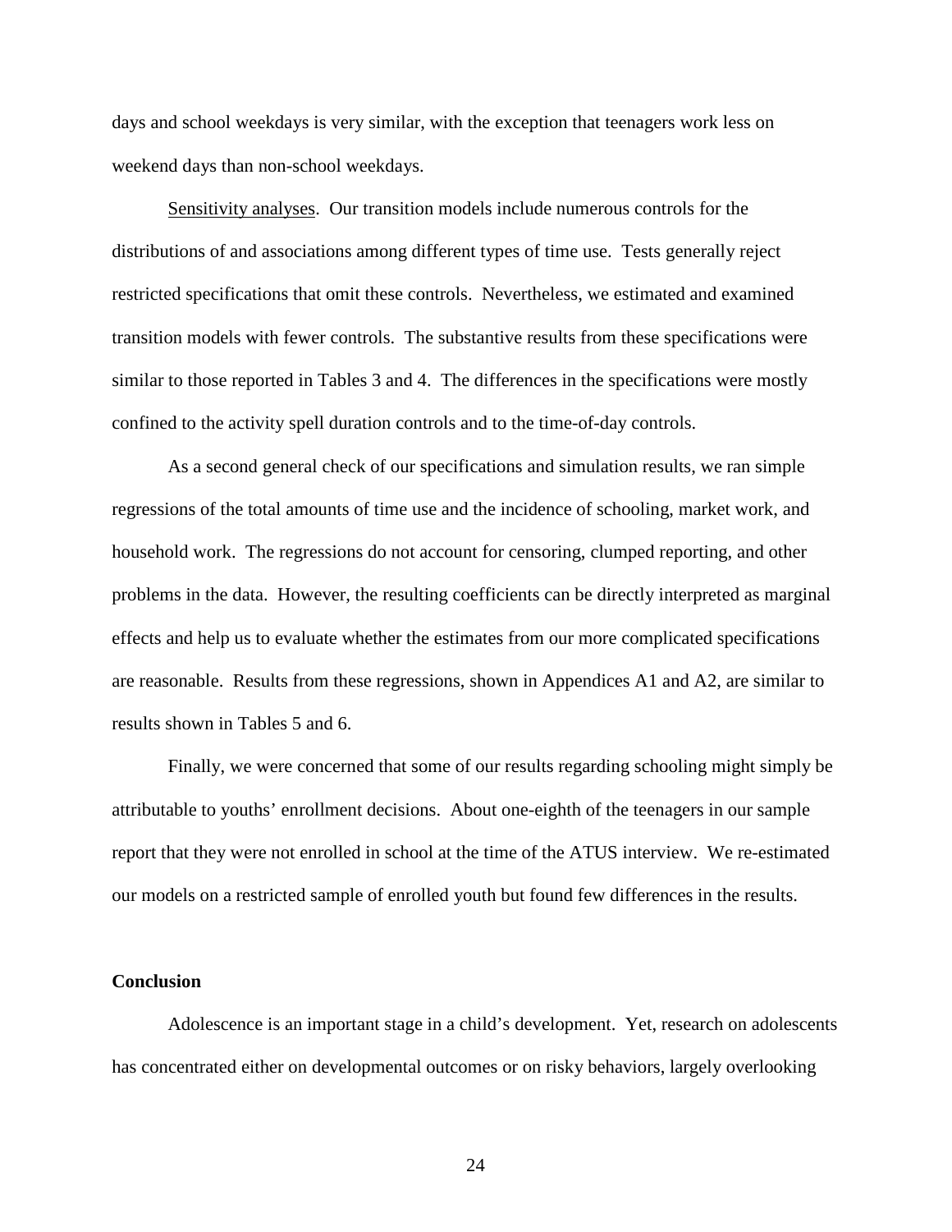days and school weekdays is very similar, with the exception that teenagers work less on weekend days than non-school weekdays.

Sensitivity analyses. Our transition models include numerous controls for the distributions of and associations among different types of time use. Tests generally reject restricted specifications that omit these controls. Nevertheless, we estimated and examined transition models with fewer controls. The substantive results from these specifications were similar to those reported in Tables 3 and 4. The differences in the specifications were mostly confined to the activity spell duration controls and to the time-of-day controls.

As a second general check of our specifications and simulation results, we ran simple regressions of the total amounts of time use and the incidence of schooling, market work, and household work. The regressions do not account for censoring, clumped reporting, and other problems in the data. However, the resulting coefficients can be directly interpreted as marginal effects and help us to evaluate whether the estimates from our more complicated specifications are reasonable. Results from these regressions, shown in Appendices A1 and A2, are similar to results shown in Tables 5 and 6.

Finally, we were concerned that some of our results regarding schooling might simply be attributable to youths' enrollment decisions. About one-eighth of the teenagers in our sample report that they were not enrolled in school at the time of the ATUS interview. We re-estimated our models on a restricted sample of enrolled youth but found few differences in the results.

## Conclusion

Adolescence is an important stage in a child's development. Yet, research on adolescents has concentrated either on developmental outcomes or on risky behaviors, largely overlooking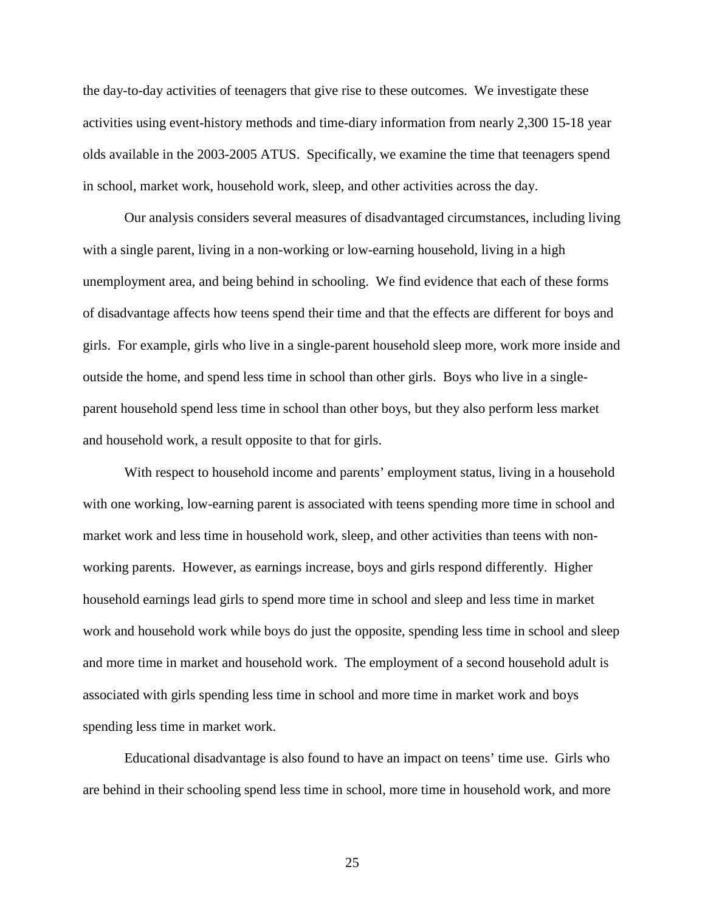the day-to-day activities of teenagers that give rise to these outcomes. We investigate these activities using event-history methods and time-diary information from nearly 2,300 15-18 year olds available in the 2003-2005 ATUS. Specifically, we examine the time that teenagers spend in school, market work, household work, sleep, and other activities across the day.

Our analysis considers several measures of disadvantaged circumstances, including living with a single parent, living in a non-working or low-earning household, living in a high unemployment area, and being behind in schooling. We find evidence that each of these forms of disadvantage affects how teens spend their time and that the effects are different for boys and girls. For example, girls who live in a single-parent household sleep more, work more inside and outside the home, and spend less time in school than other girls. Boys who live in a single-parent household spend less time in school than other boys, but they also perform less market and household work, a result opposite to that for girls.

With respect to household income and parents' employment status, living in a household with one working, low-earning parent is associated with teens spending more time in school and market work and less time in household work, sleep, and other activities than teens with non-working parents. However, as earnings increase, boys and girls respond differently. Higher household earnings lead girls to spend more time in school and sleep and less time in market work and household work while boys do just the opposite, spending less time in school and sleep and more time in market and household work. The employment of a second household adult is associated with girls spending less time in school and more time in market work and boys spending less time in market work.

Educational disadvantage is also found to have an impact on teens' time use. Girls who are behind in their schooling spend less time in school, more time in household work, and more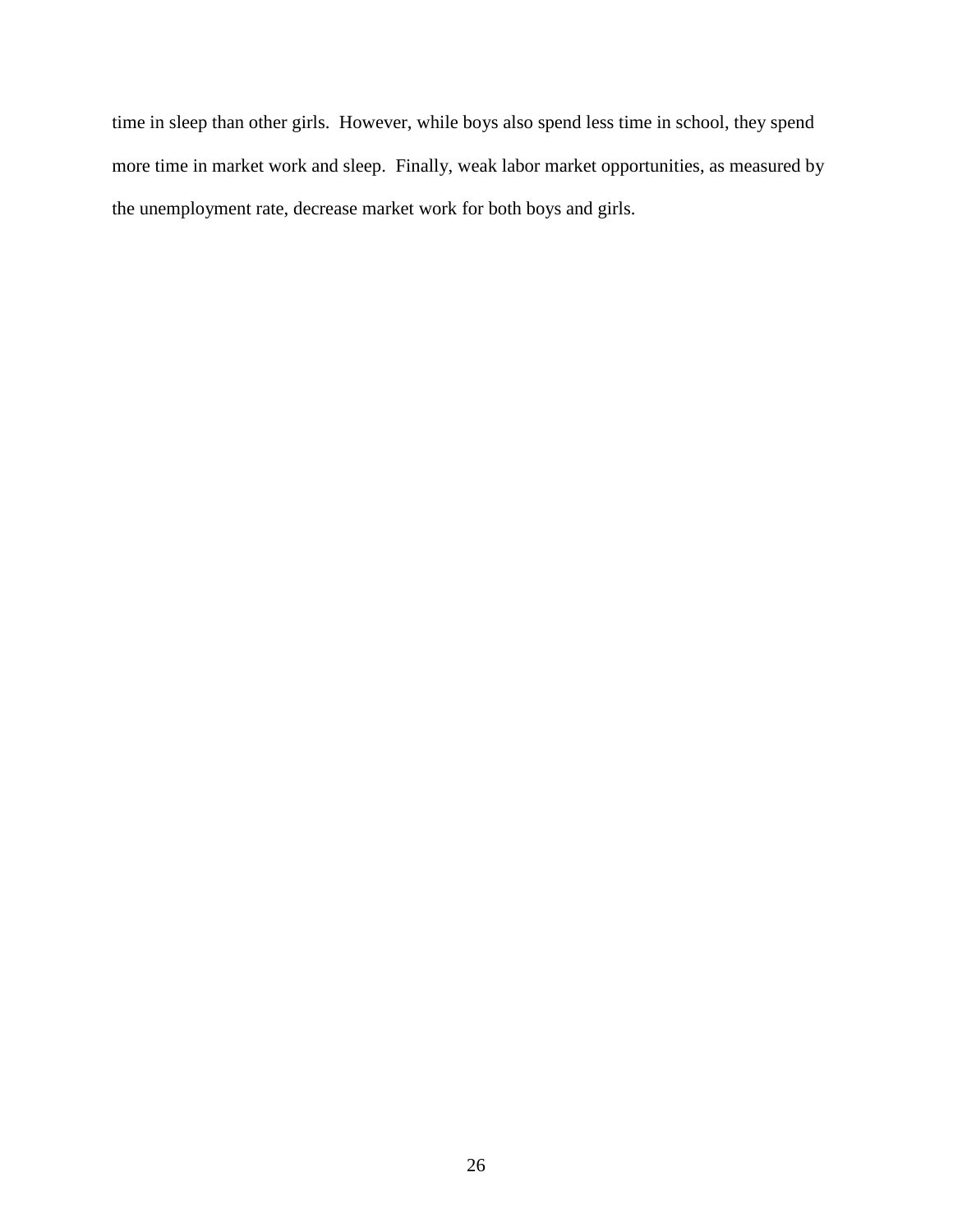time in sleep than other girls. However, while boys also spend less time in school, they spend more time in market work and sleep. Finally, weak labor market opportunities, as measured by the unemployment rate, decrease market work for both boys and girls.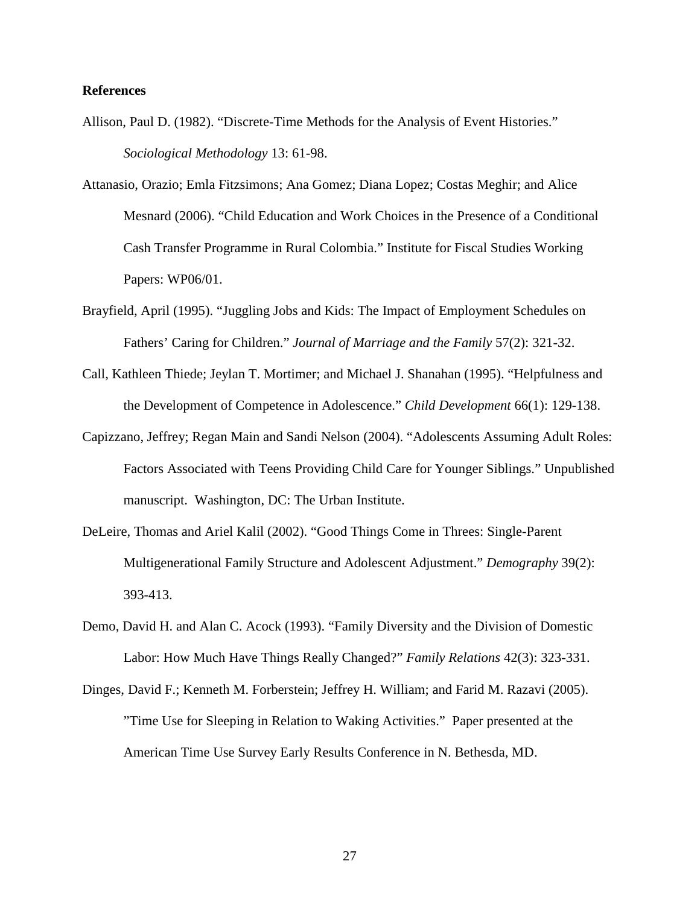**References**

Allison, Paul D. (1982). “Discrete-Time Methods for the Analysis of Event Histories.” *Sociological Methodology* 13: 61-98.

Attanasio, Orazio; Emla Fitzsimons; Ana Gomez; Diana Lopez; Costas Meghir; and Alice Mesnard (2006). “Child Education and Work Choices in the Presence of a Conditional Cash Transfer Programme in Rural Colombia.” Institute for Fiscal Studies Working Papers: WP06/01.

Brayfield, April (1995). “Juggling Jobs and Kids: The Impact of Employment Schedules on Fathers’ Caring for Children.” *Journal of Marriage and the Family* 57(2): 321-32.

Call, Kathleen Thiede; Jeylan T. Mortimer; and Michael J. Shanahan (1995). “Helpfulness and the Development of Competence in Adolescence.” *Child Development* 66(1): 129-138.

Capizzano, Jeffrey; Regan Main and Sandi Nelson (2004). “Adolescents Assuming Adult Roles: Factors Associated with Teens Providing Child Care for Younger Siblings.” Unpublished manuscript. Washington, DC: The Urban Institute.

DeLeire, Thomas and Ariel Kalil (2002). “Good Things Come in Threes: Single-Parent Multigenerational Family Structure and Adolescent Adjustment.” *Demography* 39(2): 393-413.

Demo, David H. and Alan C. Acock (1993). “Family Diversity and the Division of Domestic Labor: How Much Have Things Really Changed?” *Family Relations* 42(3): 323-331.

Dinges, David F.; Kenneth M. Forberstein; Jeffrey H. William; and Farid M. Razavi (2005). ”Time Use for Sleeping in Relation to Waking Activities.” Paper presented at the American Time Use Survey Early Results Conference in N. Bethesda, MD.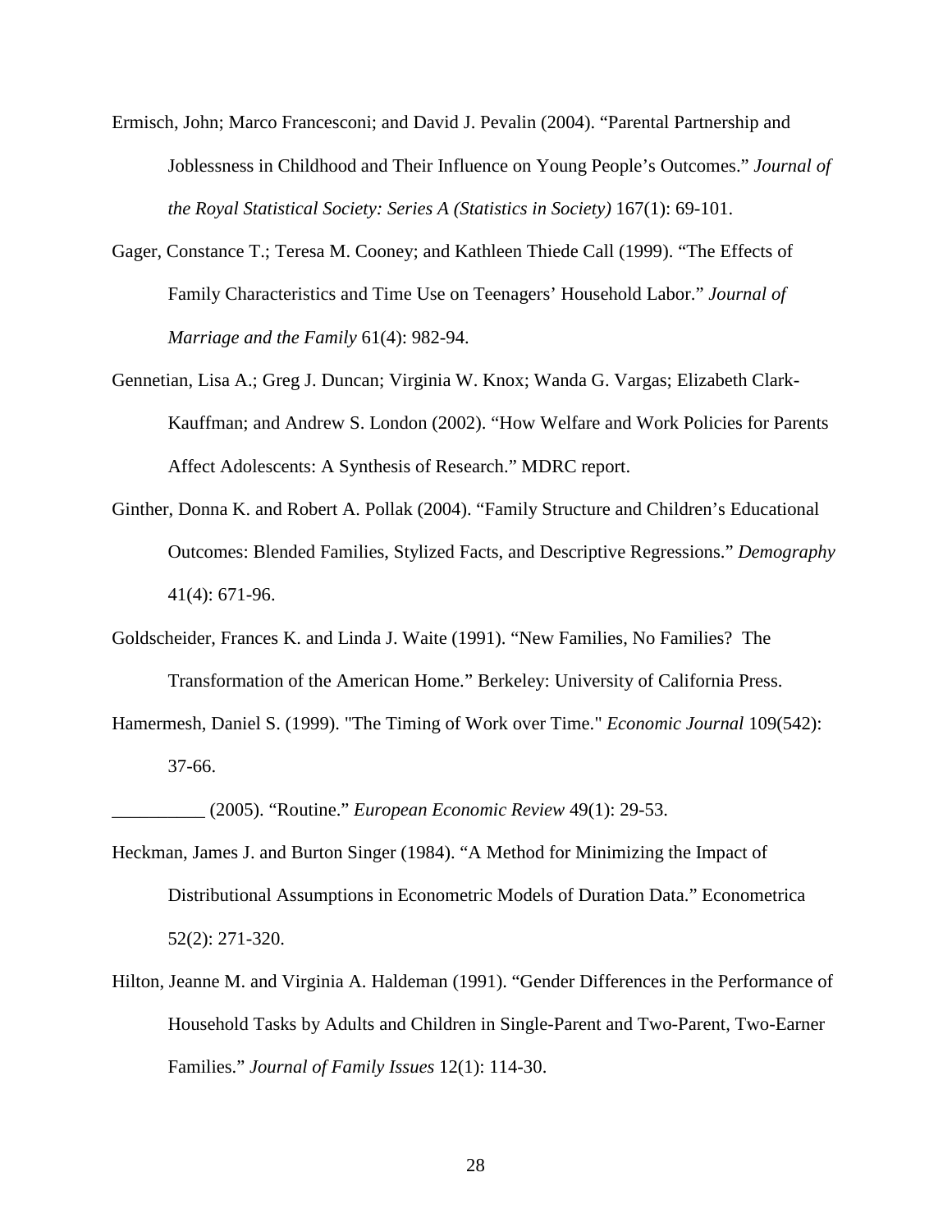Ermisch, John; Marco Francesconi; and David J. Pevalin (2004). "Parental Partnership and Joblessness in Childhood and Their Influence on Young People's Outcomes." *Journal of the Royal Statistical Society: Series A (Statistics in Society)* 167(1): 69-101.

Gager, Constance T.; Teresa M. Cooney; and Kathleen Thiede Call (1999). "The Effects of Family Characteristics and Time Use on Teenagers' Household Labor." *Journal of Marriage and the Family* 61(4): 982-94.

Gennetian, Lisa A.; Greg J. Duncan; Virginia W. Knox; Wanda G. Vargas; Elizabeth Clark-Kauffman; and Andrew S. London (2002). "How Welfare and Work Policies for Parents Affect Adolescents: A Synthesis of Research." MDRC report.

Ginther, Donna K. and Robert A. Pollak (2004). "Family Structure and Children's Educational Outcomes: Blended Families, Stylized Facts, and Descriptive Regressions." *Demography* 41(4): 671-96.

Goldscheider, Frances K. and Linda J. Waite (1991). "New Families, No Families? The Transformation of the American Home." Berkeley: University of California Press.

Hamermesh, Daniel S. (1999). "The Timing of Work over Time." *Economic Journal* 109(542): 37-66.

__________ (2005). "Routine." *European Economic Review* 49(1): 29-53.

Heckman, James J. and Burton Singer (1984). "A Method for Minimizing the Impact of Distributional Assumptions in Econometric Models of Duration Data." Econometrica 52(2): 271-320.

Hilton, Jeanne M. and Virginia A. Haldeman (1991). "Gender Differences in the Performance of Household Tasks by Adults and Children in Single-Parent and Two-Parent, Two-Earner Families." *Journal of Family Issues* 12(1): 114-30.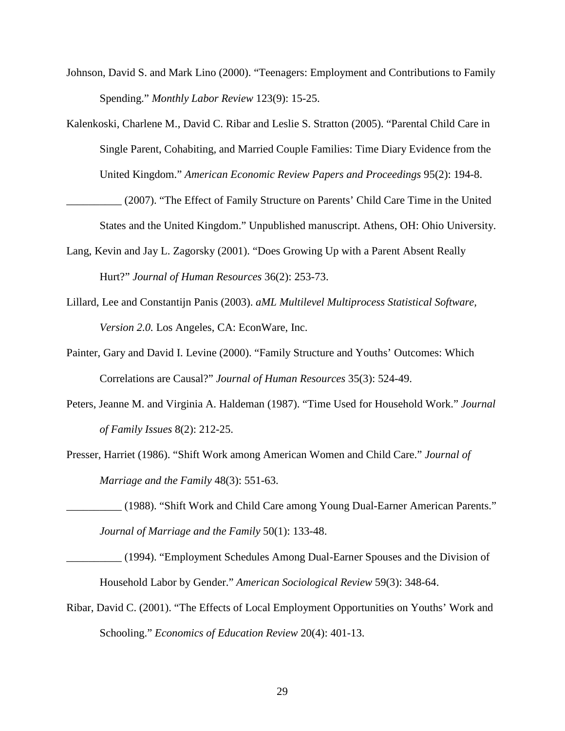Johnson, David S. and Mark Lino (2000). “Teenagers: Employment and Contributions to Family Spending.” *Monthly Labor Review* 123(9): 15-25.

Kalenkoski, Charlene M., David C. Ribar and Leslie S. Stratton (2005). “Parental Child Care in Single Parent, Cohabiting, and Married Couple Families: Time Diary Evidence from the United Kingdom.” *American Economic Review Papers and Proceedings* 95(2): 194-8.

__________ (2007). “The Effect of Family Structure on Parents’ Child Care Time in the United States and the United Kingdom.” Unpublished manuscript. Athens, OH: Ohio University.

Lang, Kevin and Jay L. Zagorsky (2001). “Does Growing Up with a Parent Absent Really Hurt?” *Journal of Human Resources* 36(2): 253-73.

Lillard, Lee and Constantijn Panis (2003). *aML Multilevel Multiprocess Statistical Software, Version 2.0.* Los Angeles, CA: EconWare, Inc.

Painter, Gary and David I. Levine (2000). “Family Structure and Youths’ Outcomes: Which Correlations are Causal?” *Journal of Human Resources* 35(3): 524-49.

Peters, Jeanne M. and Virginia A. Haldeman (1987). “Time Used for Household Work.” *Journal of Family Issues* 8(2): 212-25.

Presser, Harriet (1986). “Shift Work among American Women and Child Care.” *Journal of Marriage and the Family* 48(3): 551-63.

__________ (1988). “Shift Work and Child Care among Young Dual-Earner American Parents.” *Journal of Marriage and the Family* 50(1): 133-48.

__________ (1994). “Employment Schedules Among Dual-Earner Spouses and the Division of Household Labor by Gender.” *American Sociological Review* 59(3): 348-64.

Ribar, David C. (2001). “The Effects of Local Employment Opportunities on Youths’ Work and Schooling.” *Economics of Education Review* 20(4): 401-13.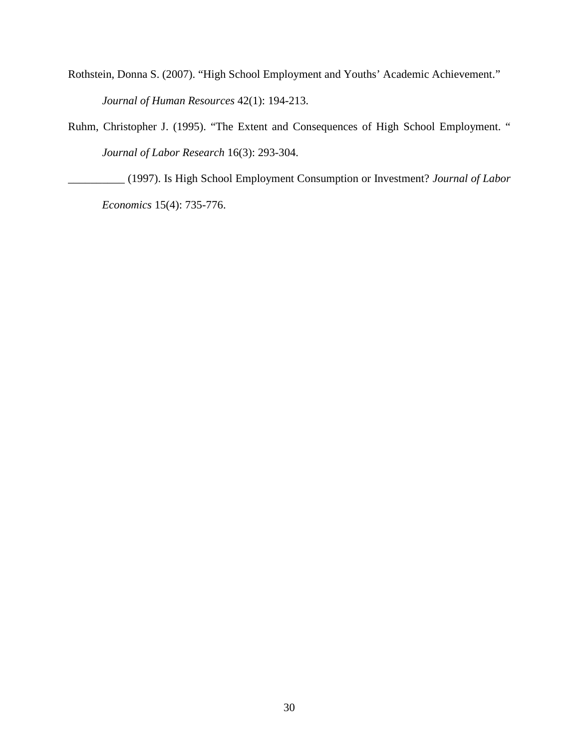Rothstein, Donna S. (2007). “High School Employment and Youths’ Academic Achievement.” *Journal of Human Resources* 42(1): 194-213.

Ruhm, Christopher J. (1995). “The Extent and Consequences of High School Employment. “ *Journal of Labor Research* 16(3): 293-304.

__________ (1997). Is High School Employment Consumption or Investment? *Journal of Labor Economics* 15(4): 735-776.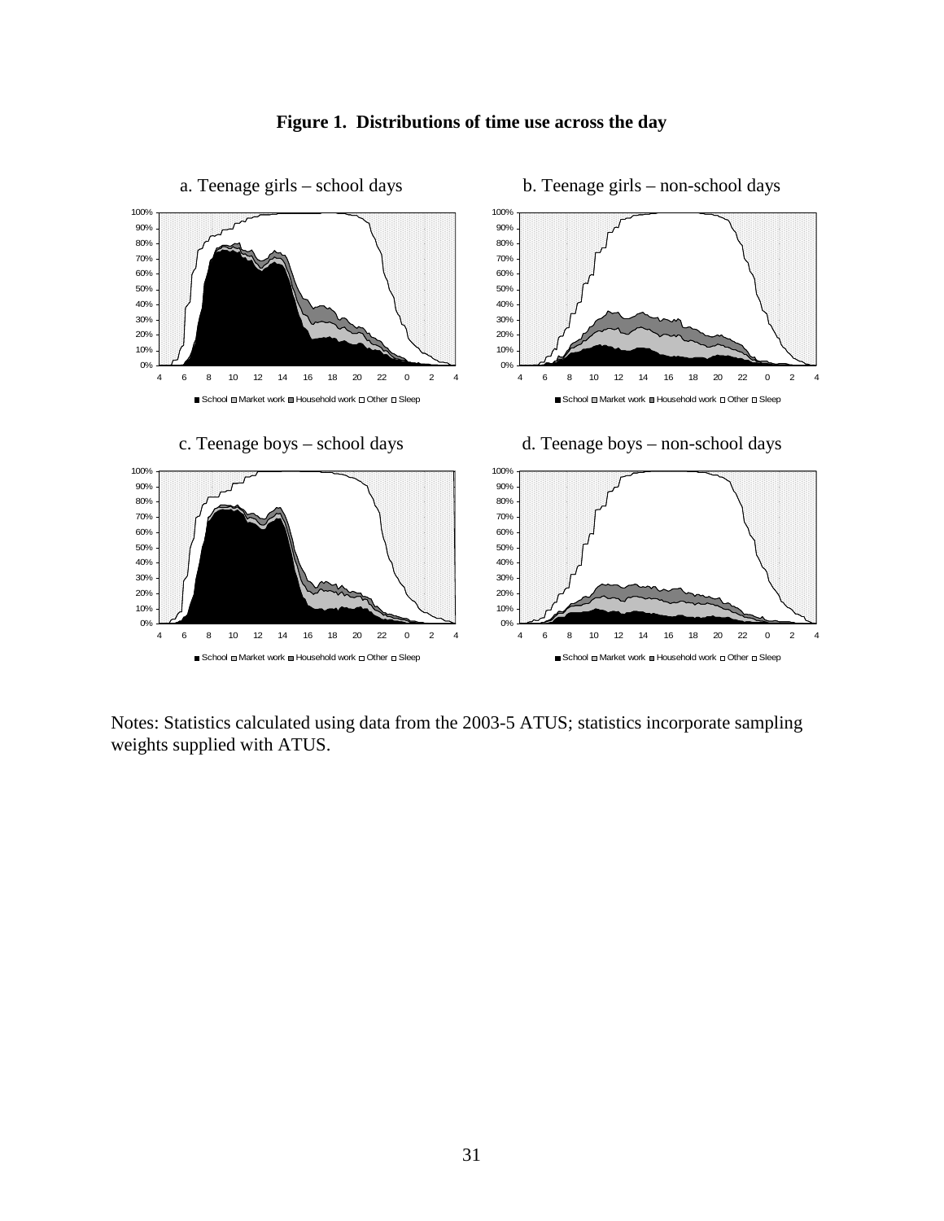**Figure 1. Distributions of time use across the day**

a. Teenage girls – school days

b. Teenage girls – non-school days

c. Teenage boys – school days

d. Teenage boys – non-school days

■ School □ Market work ■ Household work □ Other □ Sleep

Notes: Statistics calculated using data from the 2003-5 ATUS; statistics incorporate sampling weights supplied with ATUS.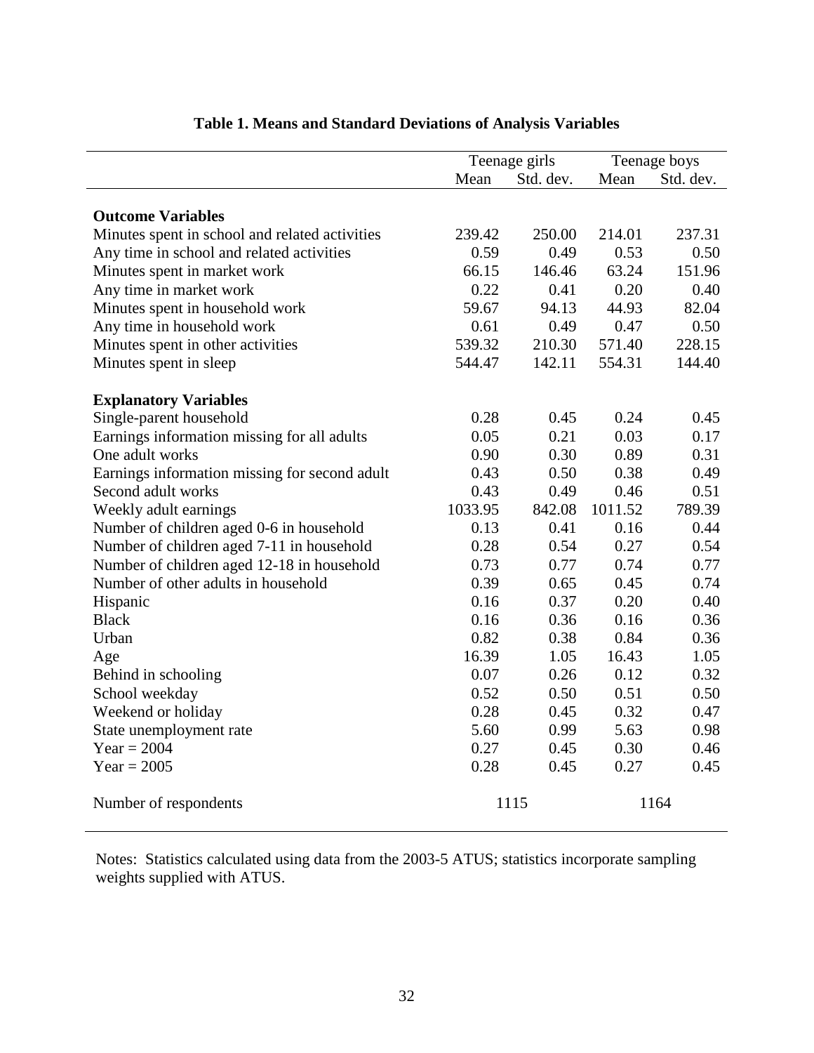**Table 1. Means and Standard Deviations of Analysis Variables**

| | Teenage girls | | Teenage boys | |
|---|---|---|---|---|
| | Mean | Std. dev. | Mean | Std. dev. |
| **Outcome Variables** | | | | |
| Minutes spent in school and related activities | 239.42 | 250.00 | 214.01 | 237.31 |
| Any time in school and related activities | 0.59 | 0.49 | 0.53 | 0.50 |
| Minutes spent in market work | 66.15 | 146.46 | 63.24 | 151.96 |
| Any time in market work | 0.22 | 0.41 | 0.20 | 0.40 |
| Minutes spent in household work | 59.67 | 94.13 | 44.93 | 82.04 |
| Any time in household work | 0.61 | 0.49 | 0.47 | 0.50 |
| Minutes spent in other activities | 539.32 | 210.30 | 571.40 | 228.15 |
| Minutes spent in sleep | 544.47 | 142.11 | 554.31 | 144.40 |
| **Explanatory Variables** | | | | |
| Single-parent household | 0.28 | 0.45 | 0.24 | 0.45 |
| Earnings information missing for all adults | 0.05 | 0.21 | 0.03 | 0.17 |
| One adult works | 0.90 | 0.30 | 0.89 | 0.31 |
| Earnings information missing for second adult | 0.43 | 0.50 | 0.38 | 0.49 |
| Second adult works | 0.43 | 0.49 | 0.46 | 0.51 |
| Weekly adult earnings | 1033.95 | 842.08 | 1011.52 | 789.39 |
| Number of children aged 0-6 in household | 0.13 | 0.41 | 0.16 | 0.44 |
| Number of children aged 7-11 in household | 0.28 | 0.54 | 0.27 | 0.54 |
| Number of children aged 12-18 in household | 0.73 | 0.77 | 0.74 | 0.77 |
| Number of other adults in household | 0.39 | 0.65 | 0.45 | 0.74 |
| Hispanic | 0.16 | 0.37 | 0.20 | 0.40 |
| Black | 0.16 | 0.36 | 0.16 | 0.36 |
| Urban | 0.82 | 0.38 | 0.84 | 0.36 |
| Age | 16.39 | 1.05 | 16.43 | 1.05 |
| Behind in schooling | 0.07 | 0.26 | 0.12 | 0.32 |
| School weekday | 0.52 | 0.50 | 0.51 | 0.50 |
| Weekend or holiday | 0.28 | 0.45 | 0.32 | 0.47 |
| State unemployment rate | 5.60 | 0.99 | 5.63 | 0.98 |
| Year = 2004 | 0.27 | 0.45 | 0.30 | 0.46 |
| Year = 2005 | 0.28 | 0.45 | 0.27 | 0.45 |
| Number of respondents | 1115 | | 1164 | |

Notes: Statistics calculated using data from the 2003-5 ATUS; statistics incorporate sampling weights supplied with ATUS.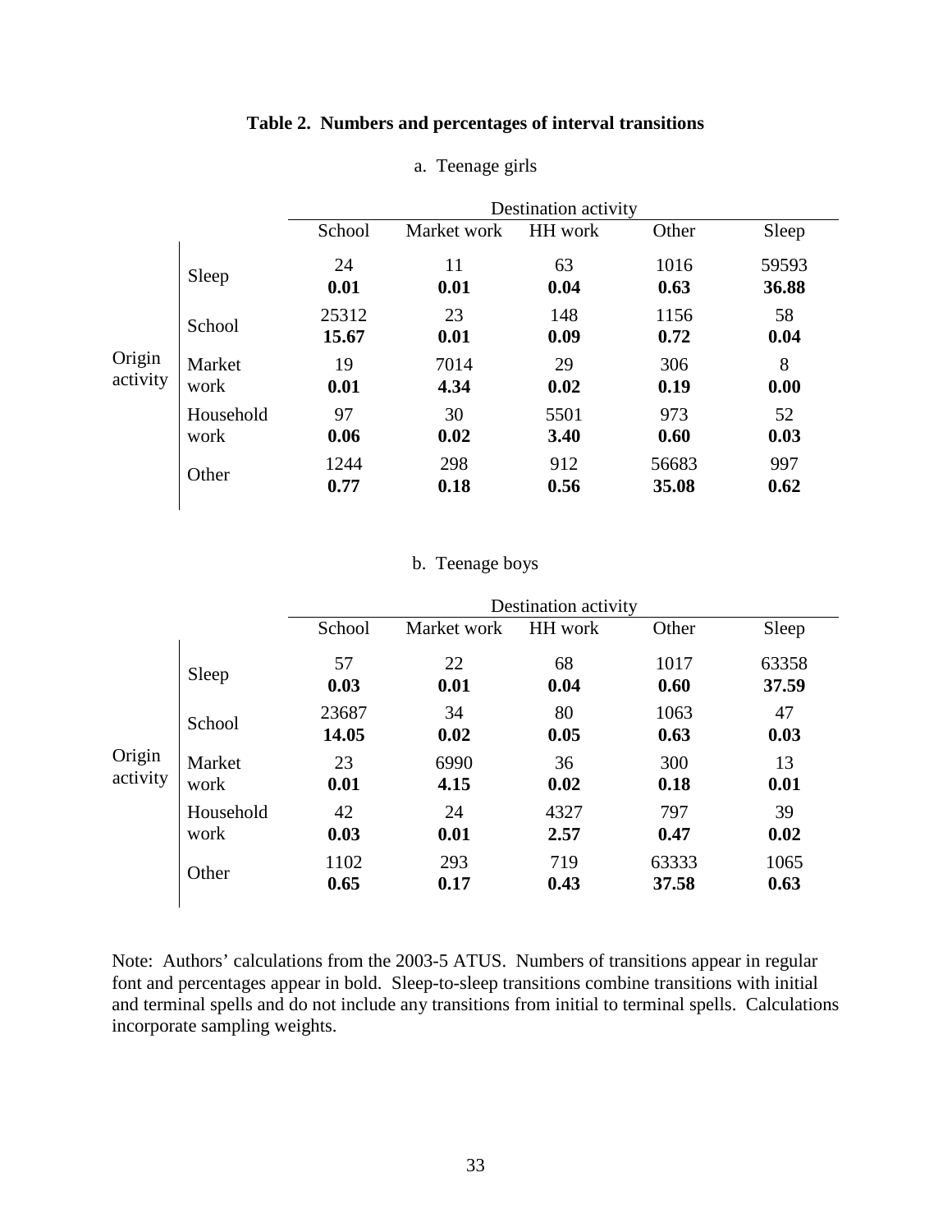**Table 2. Numbers and percentages of interval transitions**

a. Teenage girls

| Origin activity | Destination activity: School | Market work | HH work | Other | Sleep |
|---|---|---|---|---|---|
| Sleep | 24<br>**0.01** | 11<br>**0.01** | 63<br>**0.04** | 1016<br>**0.63** | 59593<br>**36.88** |
| School | 25312<br>**15.67** | 23<br>**0.01** | 148<br>**0.09** | 1156<br>**0.72** | 58<br>**0.04** |
| Market work | 19<br>**0.01** | 7014<br>**4.34** | 29<br>**0.02** | 306<br>**0.19** | 8<br>**0.00** |
| Household work | 97<br>**0.06** | 30<br>**0.02** | 5501<br>**3.40** | 973<br>**0.60** | 52<br>**0.03** |
| Other | 1244<br>**0.77** | 298<br>**0.18** | 912<br>**0.56** | 56683<br>**35.08** | 997<br>**0.62** |

b. Teenage boys

| Origin activity | Destination activity: School | Market work | HH work | Other | Sleep |
|---|---|---|---|---|---|
| Sleep | 57<br>**0.03** | 22<br>**0.01** | 68<br>**0.04** | 1017<br>**0.60** | 63358<br>**37.59** |
| School | 23687<br>**14.05** | 34<br>**0.02** | 80<br>**0.05** | 1063<br>**0.63** | 47<br>**0.03** |
| Market work | 23<br>**0.01** | 6990<br>**4.15** | 36<br>**0.02** | 300<br>**0.18** | 13<br>**0.01** |
| Household work | 42<br>**0.03** | 24<br>**0.01** | 4327<br>**2.57** | 797<br>**0.47** | 39<br>**0.02** |
| Other | 1102<br>**0.65** | 293<br>**0.17** | 719<br>**0.43** | 63333<br>**37.58** | 1065<br>**0.63** |

Note: Authors' calculations from the 2003-5 ATUS. Numbers of transitions appear in regular font and percentages appear in bold. Sleep-to-sleep transitions combine transitions with initial and terminal spells and do not include any transitions from initial to terminal spells. Calculations incorporate sampling weights.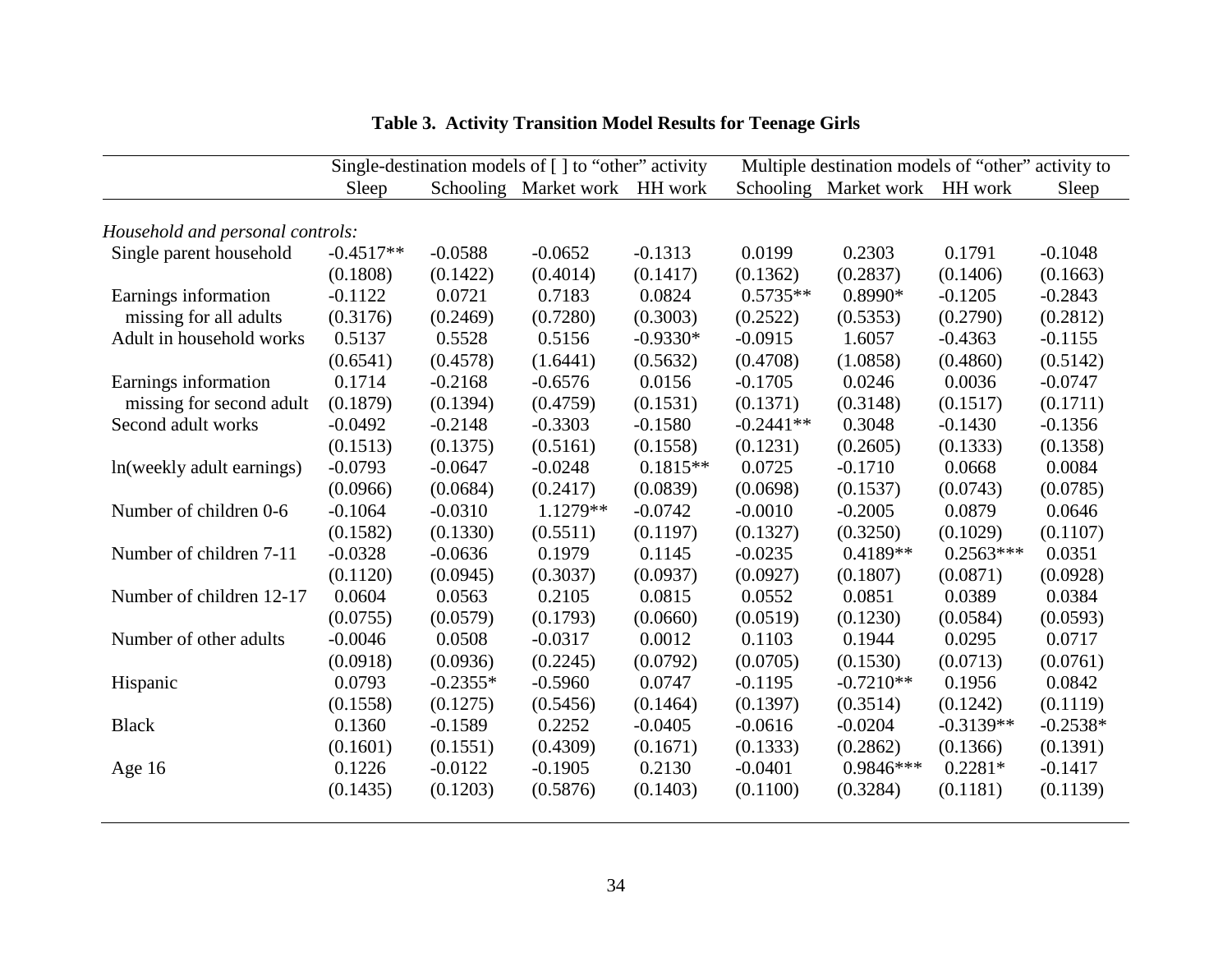**Table 3. Activity Transition Model Results for Teenage Girls**

| | Single-destination models of [ ] to "other" activity | | | | Multiple destination models of "other" activity to | | | |
|---|---|---|---|---|---|---|---|---|
| | Sleep | Schooling | Market work | HH work | Schooling | Market work | HH work | Sleep |
| *Household and personal controls:* | | | | | | | | |
| Single parent household | -0.4517** | -0.0588 | -0.0652 | -0.1313 | 0.0199 | 0.2303 | 0.1791 | -0.1048 |
| | (0.1808) | (0.1422) | (0.4014) | (0.1417) | (0.1362) | (0.2837) | (0.1406) | (0.1663) |
| Earnings information missing for all adults | -0.1122 | 0.0721 | 0.7183 | 0.0824 | 0.5735** | 0.8990* | -0.1205 | -0.2843 |
| | (0.3176) | (0.2469) | (0.7280) | (0.3003) | (0.2522) | (0.5353) | (0.2790) | (0.2812) |
| Adult in household works | 0.5137 | 0.5528 | 0.5156 | -0.9330* | -0.0915 | 1.6057 | -0.4363 | -0.1155 |
| | (0.6541) | (0.4578) | (1.6441) | (0.5632) | (0.4708) | (1.0858) | (0.4860) | (0.5142) |
| Earnings information missing for second adult | 0.1714 | -0.2168 | -0.6576 | 0.0156 | -0.1705 | 0.0246 | 0.0036 | -0.0747 |
| | (0.1879) | (0.1394) | (0.4759) | (0.1531) | (0.1371) | (0.3148) | (0.1517) | (0.1711) |
| Second adult works | -0.0492 | -0.2148 | -0.3303 | -0.1580 | -0.2441** | 0.3048 | -0.1430 | -0.1356 |
| | (0.1513) | (0.1375) | (0.5161) | (0.1558) | (0.1231) | (0.2605) | (0.1333) | (0.1358) |
| ln(weekly adult earnings) | -0.0793 | -0.0647 | -0.0248 | 0.1815** | 0.0725 | -0.1710 | 0.0668 | 0.0084 |
| | (0.0966) | (0.0684) | (0.2417) | (0.0839) | (0.0698) | (0.1537) | (0.0743) | (0.0785) |
| Number of children 0-6 | -0.1064 | -0.0310 | 1.1279** | -0.0742 | -0.0010 | -0.2005 | 0.0879 | 0.0646 |
| | (0.1582) | (0.1330) | (0.5511) | (0.1197) | (0.1327) | (0.3250) | (0.1029) | (0.1107) |
| Number of children 7-11 | -0.0328 | -0.0636 | 0.1979 | 0.1145 | -0.0235 | 0.4189** | 0.2563*** | 0.0351 |
| | (0.1120) | (0.0945) | (0.3037) | (0.0937) | (0.0927) | (0.1807) | (0.0871) | (0.0928) |
| Number of children 12-17 | 0.0604 | 0.0563 | 0.2105 | 0.0815 | 0.0552 | 0.0851 | 0.0389 | 0.0384 |
| | (0.0755) | (0.0579) | (0.1793) | (0.0660) | (0.0519) | (0.1230) | (0.0584) | (0.0593) |
| Number of other adults | -0.0046 | 0.0508 | -0.0317 | 0.0012 | 0.1103 | 0.1944 | 0.0295 | 0.0717 |
| | (0.0918) | (0.0936) | (0.2245) | (0.0792) | (0.0705) | (0.1530) | (0.0713) | (0.0761) |
| Hispanic | 0.0793 | -0.2355* | -0.5960 | 0.0747 | -0.1195 | -0.7210** | 0.1956 | 0.0842 |
| | (0.1558) | (0.1275) | (0.5456) | (0.1464) | (0.1397) | (0.3514) | (0.1242) | (0.1119) |
| Black | 0.1360 | -0.1589 | 0.2252 | -0.0405 | -0.0616 | -0.0204 | -0.3139** | -0.2538* |
| | (0.1601) | (0.1551) | (0.4309) | (0.1671) | (0.1333) | (0.2862) | (0.1366) | (0.1391) |
| Age 16 | 0.1226 | -0.0122 | -0.1905 | 0.2130 | -0.0401 | 0.9846*** | 0.2281* | -0.1417 |
| | (0.1435) | (0.1203) | (0.5876) | (0.1403) | (0.1100) | (0.3284) | (0.1181) | (0.1139) |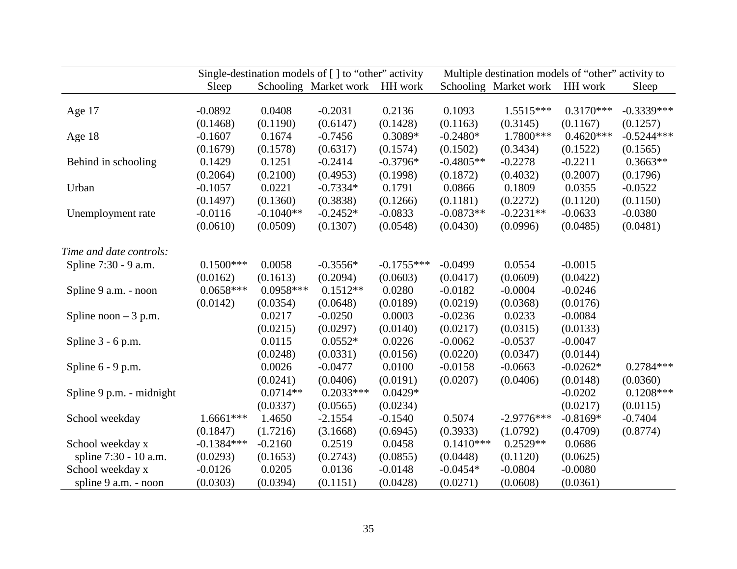| | Single-destination models of [ ] to "other" activity | | | | Multiple destination models of "other" activity to | | | |
|---|---|---|---|---|---|---|---|---|
| | Sleep | Schooling | Market work | HH work | Schooling | Market work | HH work | Sleep |
| Age 17 | -0.0892 | 0.0408 | -0.2031 | 0.2136 | 0.1093 | 1.5515*** | 0.3170*** | -0.3339*** |
| | (0.1468) | (0.1190) | (0.6147) | (0.1428) | (0.1163) | (0.3145) | (0.1167) | (0.1257) |
| Age 18 | -0.1607 | 0.1674 | -0.7456 | 0.3089* | -0.2480* | 1.7800*** | 0.4620*** | -0.5244*** |
| | (0.1679) | (0.1578) | (0.6317) | (0.1574) | (0.1502) | (0.3434) | (0.1522) | (0.1565) |
| Behind in schooling | 0.1429 | 0.1251 | -0.2414 | -0.3796* | -0.4805** | -0.2278 | -0.2211 | 0.3663** |
| | (0.2064) | (0.2100) | (0.4953) | (0.1998) | (0.1872) | (0.4032) | (0.2007) | (0.1796) |
| Urban | -0.1057 | 0.0221 | -0.7334* | 0.1791 | 0.0866 | 0.1809 | 0.0355 | -0.0522 |
| | (0.1497) | (0.1360) | (0.3838) | (0.1266) | (0.1181) | (0.2272) | (0.1120) | (0.1150) |
| Unemployment rate | -0.0116 | -0.1040** | -0.2452* | -0.0833 | -0.0873** | -0.2231** | -0.0633 | -0.0380 |
| | (0.0610) | (0.0509) | (0.1307) | (0.0548) | (0.0430) | (0.0996) | (0.0485) | (0.0481) |
| *Time and date controls:* | | | | | | | | |
| Spline 7:30 - 9 a.m. | 0.1500*** | 0.0058 | -0.3556* | -0.1755*** | -0.0499 | 0.0554 | -0.0015 | |
| | (0.0162) | (0.1613) | (0.2094) | (0.0603) | (0.0417) | (0.0609) | (0.0422) | |
| Spline 9 a.m. - noon | 0.0658*** | 0.0958*** | 0.1512** | 0.0280 | -0.0182 | -0.0004 | -0.0246 | |
| | (0.0142) | (0.0354) | (0.0648) | (0.0189) | (0.0219) | (0.0368) | (0.0176) | |
| Spline noon – 3 p.m. | | 0.0217 | -0.0250 | 0.0003 | -0.0236 | 0.0233 | -0.0084 | |
| | | (0.0215) | (0.0297) | (0.0140) | (0.0217) | (0.0315) | (0.0133) | |
| Spline 3 - 6 p.m. | | 0.0115 | 0.0552* | 0.0226 | -0.0062 | -0.0537 | -0.0047 | |
| | | (0.0248) | (0.0331) | (0.0156) | (0.0220) | (0.0347) | (0.0144) | |
| Spline 6 - 9 p.m. | | 0.0026 | -0.0477 | 0.0100 | -0.0158 | -0.0663 | -0.0262* | 0.2784*** |
| | | (0.0241) | (0.0406) | (0.0191) | (0.0207) | (0.0406) | (0.0148) | (0.0360) |
| Spline 9 p.m. - midnight | | 0.0714** | 0.2033*** | 0.0429* | | | -0.0202 | 0.1208*** |
| | | (0.0337) | (0.0565) | (0.0234) | | | (0.0217) | (0.0115) |
| School weekday | 1.6661*** | 1.4650 | -2.1554 | -0.1540 | 0.5074 | -2.9776*** | -0.8169* | -0.7404 |
| | (0.1847) | (1.7216) | (3.1668) | (0.6945) | (0.3933) | (1.0792) | (0.4709) | (0.8774) |
| School weekday x spline 7:30 - 10 a.m. | -0.1384*** | -0.2160 | 0.2519 | 0.0458 | 0.1410*** | 0.2529** | 0.0686 | |
| | (0.0293) | (0.1653) | (0.2743) | (0.0855) | (0.0448) | (0.1120) | (0.0625) | |
| School weekday x spline 9 a.m. - noon | -0.0126 | 0.0205 | 0.0136 | -0.0148 | -0.0454* | -0.0804 | -0.0080 | |
| | (0.0303) | (0.0394) | (0.1151) | (0.0428) | (0.0271) | (0.0608) | (0.0361) | |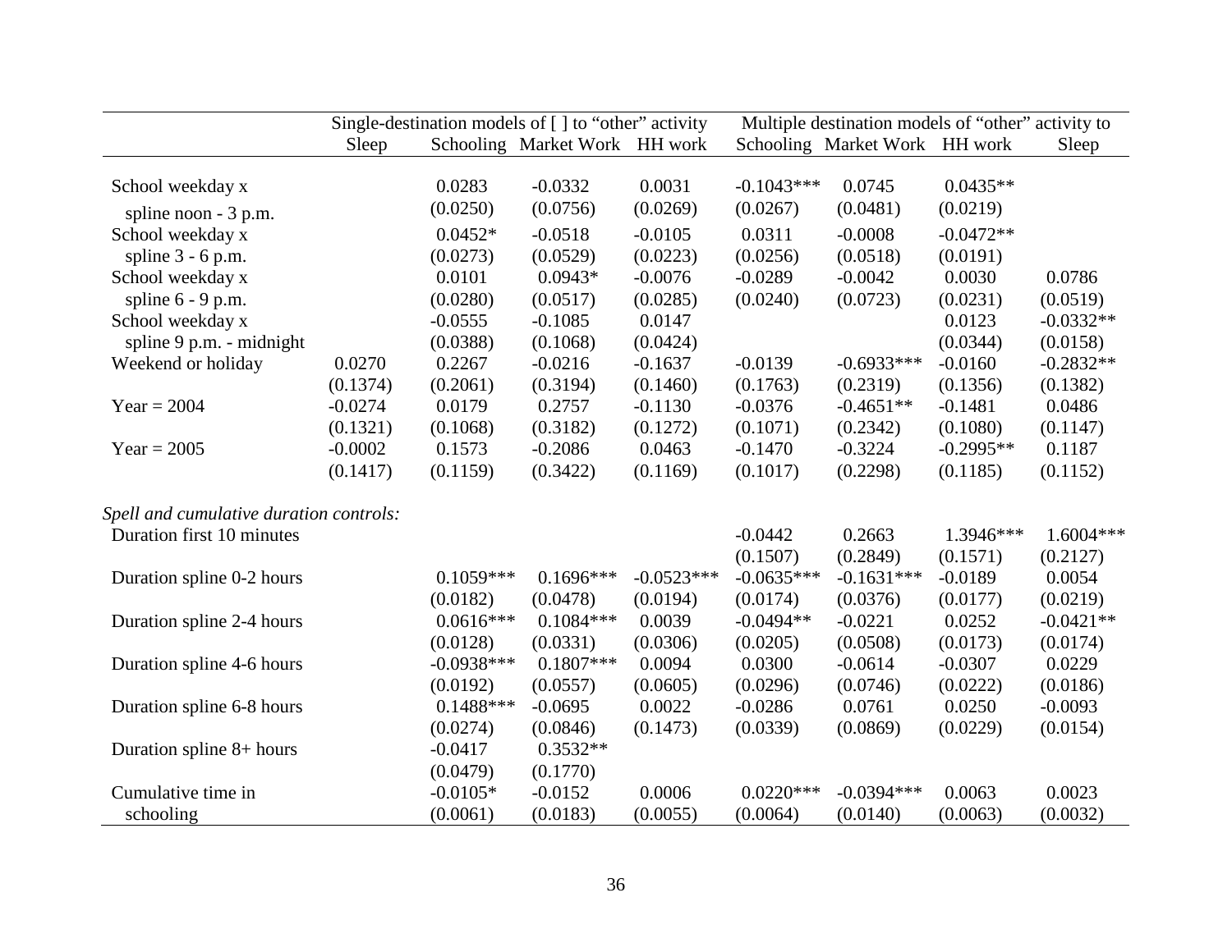| | Single-destination models of [ ] to "other" activity | | | | Multiple destination models of "other" activity to | | | |
|---|---|---|---|---|---|---|---|---|
| | Sleep | Schooling | Market Work | HH work | Schooling | Market Work | HH work | Sleep |
| School weekday x | | 0.0283 | -0.0332 | 0.0031 | -0.1043*** | 0.0745 | 0.0435** | |
| spline noon - 3 p.m. | | (0.0250) | (0.0756) | (0.0269) | (0.0267) | (0.0481) | (0.0219) | |
| School weekday x | | 0.0452* | -0.0518 | -0.0105 | 0.0311 | -0.0008 | -0.0472** | |
| spline 3 - 6 p.m. | | (0.0273) | (0.0529) | (0.0223) | (0.0256) | (0.0518) | (0.0191) | |
| School weekday x | | 0.0101 | 0.0943* | -0.0076 | -0.0289 | -0.0042 | 0.0030 | 0.0786 |
| spline 6 - 9 p.m. | | (0.0280) | (0.0517) | (0.0285) | (0.0240) | (0.0723) | (0.0231) | (0.0519) |
| School weekday x | | -0.0555 | -0.1085 | 0.0147 | | | 0.0123 | -0.0332** |
| spline 9 p.m. - midnight | | (0.0388) | (0.1068) | (0.0424) | | | (0.0344) | (0.0158) |
| Weekend or holiday | 0.0270 | 0.2267 | -0.0216 | -0.1637 | -0.0139 | -0.6933*** | -0.0160 | -0.2832** |
| | (0.1374) | (0.2061) | (0.3194) | (0.1460) | (0.1763) | (0.2319) | (0.1356) | (0.1382) |
| Year = 2004 | -0.0274 | 0.0179 | 0.2757 | -0.1130 | -0.0376 | -0.4651** | -0.1481 | 0.0486 |
| | (0.1321) | (0.1068) | (0.3182) | (0.1272) | (0.1071) | (0.2342) | (0.1080) | (0.1147) |
| Year = 2005 | -0.0002 | 0.1573 | -0.2086 | 0.0463 | -0.1470 | -0.3224 | -0.2995** | 0.1187 |
| | (0.1417) | (0.1159) | (0.3422) | (0.1169) | (0.1017) | (0.2298) | (0.1185) | (0.1152) |
| *Spell and cumulative duration controls:* | | | | | | | | |
| Duration first 10 minutes | | | | | -0.0442 | 0.2663 | 1.3946*** | 1.6004*** |
| | | | | | (0.1507) | (0.2849) | (0.1571) | (0.2127) |
| Duration spline 0-2 hours | | 0.1059*** | 0.1696*** | -0.0523*** | -0.0635*** | -0.1631*** | -0.0189 | 0.0054 |
| | | (0.0182) | (0.0478) | (0.0194) | (0.0174) | (0.0376) | (0.0177) | (0.0219) |
| Duration spline 2-4 hours | | 0.0616*** | 0.1084*** | 0.0039 | -0.0494** | -0.0221 | 0.0252 | -0.0421** |
| | | (0.0128) | (0.0331) | (0.0306) | (0.0205) | (0.0508) | (0.0173) | (0.0174) |
| Duration spline 4-6 hours | | -0.0938*** | 0.1807*** | 0.0094 | 0.0300 | -0.0614 | -0.0307 | 0.0229 |
| | | (0.0192) | (0.0557) | (0.0605) | (0.0296) | (0.0746) | (0.0222) | (0.0186) |
| Duration spline 6-8 hours | | 0.1488*** | -0.0695 | 0.0022 | -0.0286 | 0.0761 | 0.0250 | -0.0093 |
| | | (0.0274) | (0.0846) | (0.1473) | (0.0339) | (0.0869) | (0.0229) | (0.0154) |
| Duration spline 8+ hours | | -0.0417 | 0.3532** | | | | | |
| | | (0.0479) | (0.1770) | | | | | |
| Cumulative time in | | -0.0105* | -0.0152 | 0.0006 | 0.0220*** | -0.0394*** | 0.0063 | 0.0023 |
| schooling | | (0.0061) | (0.0183) | (0.0055) | (0.0064) | (0.0140) | (0.0063) | (0.0032) |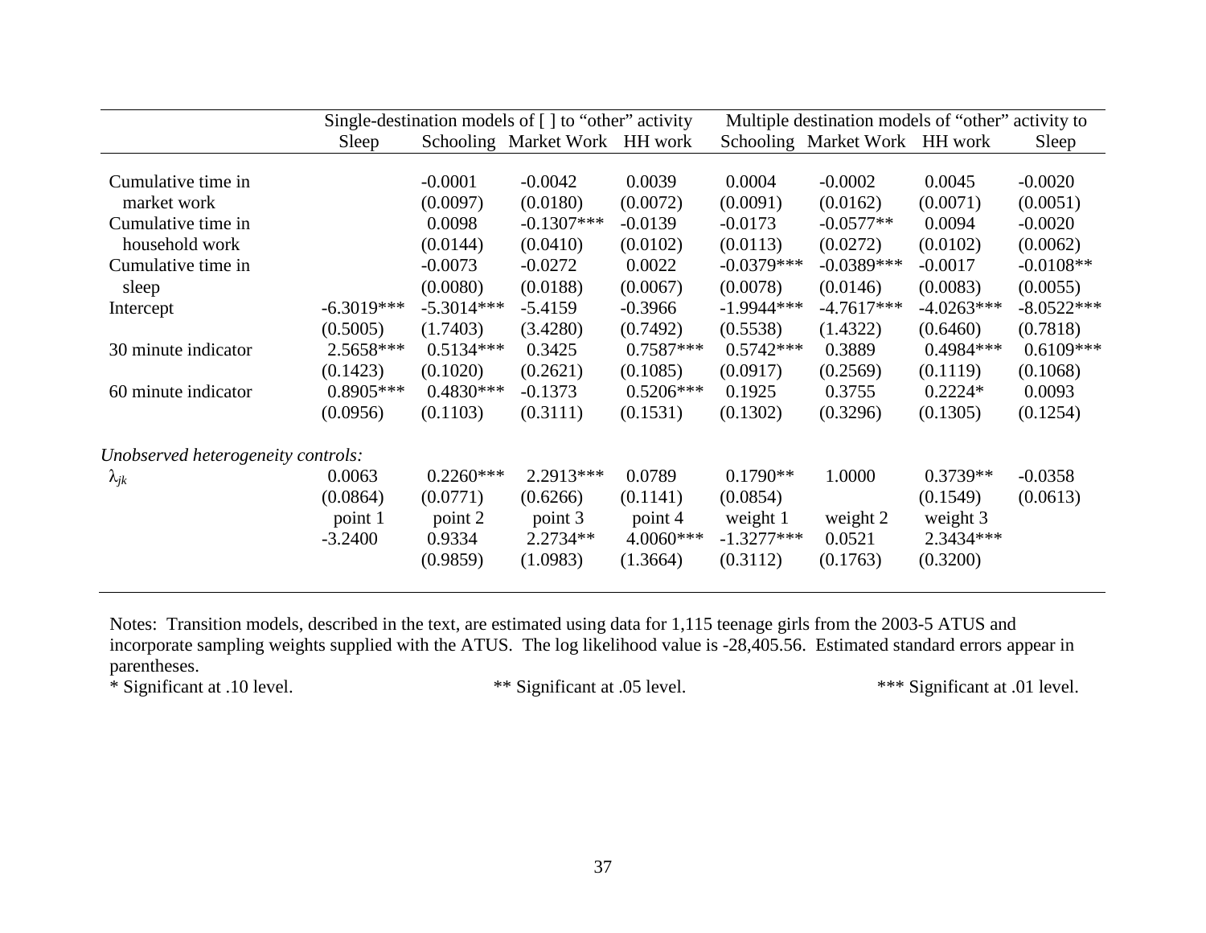| | Single-destination models of [ ] to "other" activity | | | | Multiple destination models of "other" activity to | | | |
|---|---|---|---|---|---|---|---|---|
| | Sleep | Schooling | Market Work | HH work | Schooling | Market Work | HH work | Sleep |
| Cumulative time in market work | | -0.0001 | -0.0042 | 0.0039 | 0.0004 | -0.0002 | 0.0045 | -0.0020 |
| | | (0.0097) | (0.0180) | (0.0072) | (0.0091) | (0.0162) | (0.0071) | (0.0051) |
| Cumulative time in household work | | 0.0098 | -0.1307*** | -0.0139 | -0.0173 | -0.0577** | 0.0094 | -0.0020 |
| | | (0.0144) | (0.0410) | (0.0102) | (0.0113) | (0.0272) | (0.0102) | (0.0062) |
| Cumulative time in sleep | | -0.0073 | -0.0272 | 0.0022 | -0.0379*** | -0.0389*** | -0.0017 | -0.0108** |
| | | (0.0080) | (0.0188) | (0.0067) | (0.0078) | (0.0146) | (0.0083) | (0.0055) |
| Intercept | -6.3019*** | -5.3014*** | -5.4159 | -0.3966 | -1.9944*** | -4.7617*** | -4.0263*** | -8.0522*** |
| | (0.5005) | (1.7403) | (3.4280) | (0.7492) | (0.5538) | (1.4322) | (0.6460) | (0.7818) |
| 30 minute indicator | 2.5658*** | 0.5134*** | 0.3425 | 0.7587*** | 0.5742*** | 0.3889 | 0.4984*** | 0.6109*** |
| | (0.1423) | (0.1020) | (0.2621) | (0.1085) | (0.0917) | (0.2569) | (0.1119) | (0.1068) |
| 60 minute indicator | 0.8905*** | 0.4830*** | -0.1373 | 0.5206*** | 0.1925 | 0.3755 | 0.2224* | 0.0093 |
| | (0.0956) | (0.1103) | (0.3111) | (0.1531) | (0.1302) | (0.3296) | (0.1305) | (0.1254) |
| *Unobserved heterogeneity controls:* | | | | | | | | |
| $\lambda_{jk}$ | 0.0063 | 0.2260*** | 2.2913*** | 0.0789 | 0.1790** | 1.0000 | 0.3739** | -0.0358 |
| | (0.0864) | (0.0771) | (0.6266) | (0.1141) | (0.0854) | | (0.1549) | (0.0613) |
| | point 1 | point 2 | point 3 | point 4 | weight 1 | weight 2 | weight 3 | |
| | -3.2400 | 0.9334 | 2.2734** | 4.0060*** | -1.3277*** | 0.0521 | 2.3434*** | |
| | | (0.9859) | (1.0983) | (1.3664) | (0.3112) | (0.1763) | (0.3200) | |

Notes: Transition models, described in the text, are estimated using data for 1,115 teenage girls from the 2003-5 ATUS and incorporate sampling weights supplied with the ATUS. The log likelihood value is -28,405.56. Estimated standard errors appear in parentheses.

\* Significant at .10 level. ** Significant at .05 level. *** Significant at .01 level.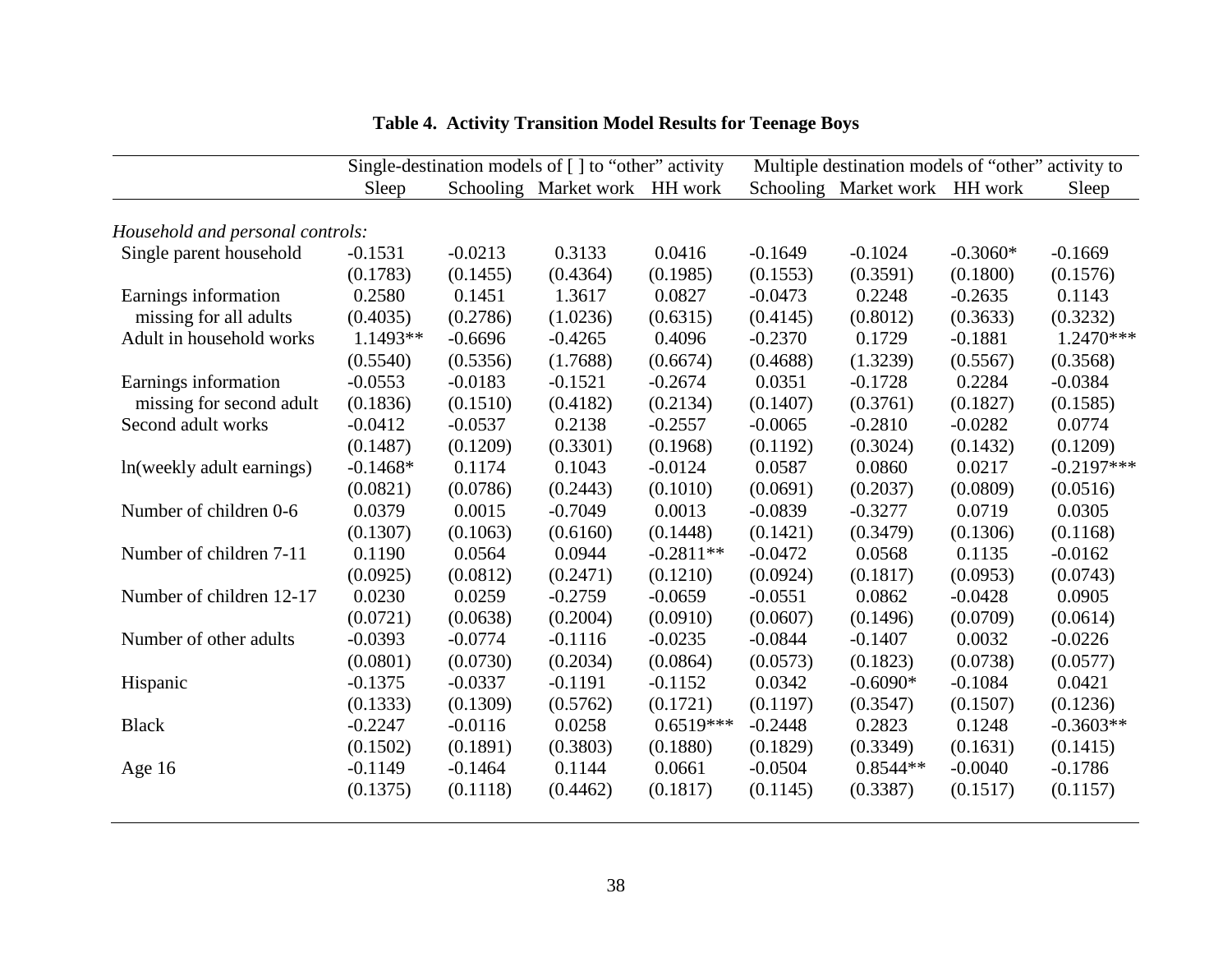**Table 4. Activity Transition Model Results for Teenage Boys**

| | Single-destination models of [ ] to "other" activity | | | | Multiple destination models of "other" activity to | | | |
|---|---|---|---|---|---|---|---|---|
| | Sleep | Schooling | Market work | HH work | Schooling | Market work | HH work | Sleep |
| *Household and personal controls:* | | | | | | | | |
| Single parent household | -0.1531 | -0.0213 | 0.3133 | 0.0416 | -0.1649 | -0.1024 | -0.3060* | -0.1669 |
| | (0.1783) | (0.1455) | (0.4364) | (0.1985) | (0.1553) | (0.3591) | (0.1800) | (0.1576) |
| Earnings information missing for all adults | 0.2580 | 0.1451 | 1.3617 | 0.0827 | -0.0473 | 0.2248 | -0.2635 | 0.1143 |
| | (0.4035) | (0.2786) | (1.0236) | (0.6315) | (0.4145) | (0.8012) | (0.3633) | (0.3232) |
| Adult in household works | 1.1493** | -0.6696 | -0.4265 | 0.4096 | -0.2370 | 0.1729 | -0.1881 | 1.2470*** |
| | (0.5540) | (0.5356) | (1.7688) | (0.6674) | (0.4688) | (1.3239) | (0.5567) | (0.3568) |
| Earnings information missing for second adult | -0.0553 | -0.0183 | -0.1521 | -0.2674 | 0.0351 | -0.1728 | 0.2284 | -0.0384 |
| | (0.1836) | (0.1510) | (0.4182) | (0.2134) | (0.1407) | (0.3761) | (0.1827) | (0.1585) |
| Second adult works | -0.0412 | -0.0537 | 0.2138 | -0.2557 | -0.0065 | -0.2810 | -0.0282 | 0.0774 |
| | (0.1487) | (0.1209) | (0.3301) | (0.1968) | (0.1192) | (0.3024) | (0.1432) | (0.1209) |
| ln(weekly adult earnings) | -0.1468* | 0.1174 | 0.1043 | -0.0124 | 0.0587 | 0.0860 | 0.0217 | -0.2197*** |
| | (0.0821) | (0.0786) | (0.2443) | (0.1010) | (0.0691) | (0.2037) | (0.0809) | (0.0516) |
| Number of children 0-6 | 0.0379 | 0.0015 | -0.7049 | 0.0013 | -0.0839 | -0.3277 | 0.0719 | 0.0305 |
| | (0.1307) | (0.1063) | (0.6160) | (0.1448) | (0.1421) | (0.3479) | (0.1306) | (0.1168) |
| Number of children 7-11 | 0.1190 | 0.0564 | 0.0944 | -0.2811** | -0.0472 | 0.0568 | 0.1135 | -0.0162 |
| | (0.0925) | (0.0812) | (0.2471) | (0.1210) | (0.0924) | (0.1817) | (0.0953) | (0.0743) |
| Number of children 12-17 | 0.0230 | 0.0259 | -0.2759 | -0.0659 | -0.0551 | 0.0862 | -0.0428 | 0.0905 |
| | (0.0721) | (0.0638) | (0.2004) | (0.0910) | (0.0607) | (0.1496) | (0.0709) | (0.0614) |
| Number of other adults | -0.0393 | -0.0774 | -0.1116 | -0.0235 | -0.0844 | -0.1407 | 0.0032 | -0.0226 |
| | (0.0801) | (0.0730) | (0.2034) | (0.0864) | (0.0573) | (0.1823) | (0.0738) | (0.0577) |
| Hispanic | -0.1375 | -0.0337 | -0.1191 | -0.1152 | 0.0342 | -0.6090* | -0.1084 | 0.0421 |
| | (0.1333) | (0.1309) | (0.5762) | (0.1721) | (0.1197) | (0.3547) | (0.1507) | (0.1236) |
| Black | -0.2247 | -0.0116 | 0.0258 | 0.6519*** | -0.2448 | 0.2823 | 0.1248 | -0.3603** |
| | (0.1502) | (0.1891) | (0.3803) | (0.1880) | (0.1829) | (0.3349) | (0.1631) | (0.1415) |
| Age 16 | -0.1149 | -0.1464 | 0.1144 | 0.0661 | -0.0504 | 0.8544** | -0.0040 | -0.1786 |
| | (0.1375) | (0.1118) | (0.4462) | (0.1817) | (0.1145) | (0.3387) | (0.1517) | (0.1157) |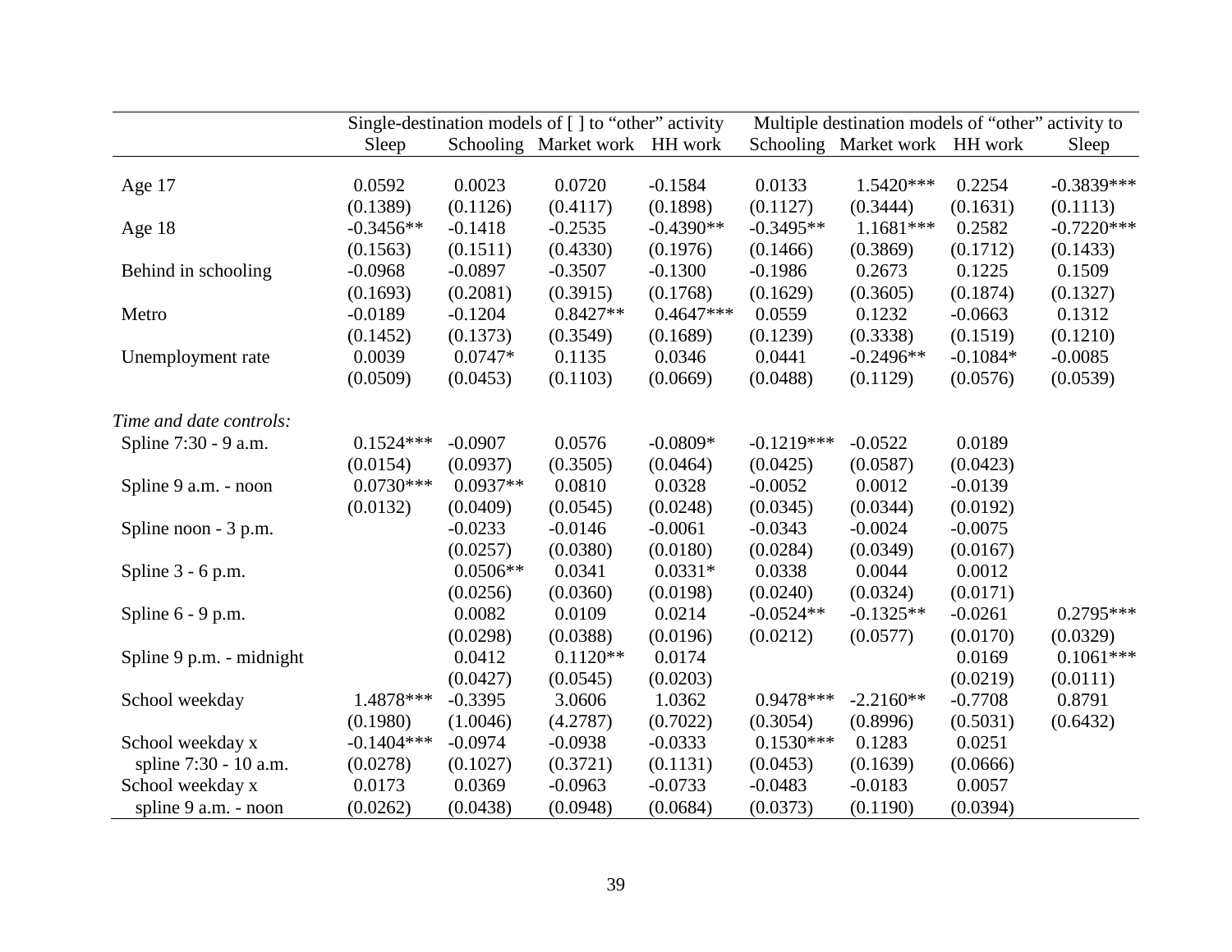| | Single-destination models of [ ] to "other" activity | | | | Multiple destination models of "other" activity to | | | |
|---|---|---|---|---|---|---|---|---|
| | Sleep | Schooling | Market work | HH work | Schooling | Market work | HH work | Sleep |
| Age 17 | 0.0592 | 0.0023 | 0.0720 | -0.1584 | 0.0133 | 1.5420*** | 0.2254 | -0.3839*** |
| | (0.1389) | (0.1126) | (0.4117) | (0.1898) | (0.1127) | (0.3444) | (0.1631) | (0.1113) |
| Age 18 | -0.3456** | -0.1418 | -0.2535 | -0.4390** | -0.3495** | 1.1681*** | 0.2582 | -0.7220*** |
| | (0.1563) | (0.1511) | (0.4330) | (0.1976) | (0.1466) | (0.3869) | (0.1712) | (0.1433) |
| Behind in schooling | -0.0968 | -0.0897 | -0.3507 | -0.1300 | -0.1986 | 0.2673 | 0.1225 | 0.1509 |
| | (0.1693) | (0.2081) | (0.3915) | (0.1768) | (0.1629) | (0.3605) | (0.1874) | (0.1327) |
| Metro | -0.0189 | -0.1204 | 0.8427** | 0.4647*** | 0.0559 | 0.1232 | -0.0663 | 0.1312 |
| | (0.1452) | (0.1373) | (0.3549) | (0.1689) | (0.1239) | (0.3338) | (0.1519) | (0.1210) |
| Unemployment rate | 0.0039 | 0.0747* | 0.1135 | 0.0346 | 0.0441 | -0.2496** | -0.1084* | -0.0085 |
| | (0.0509) | (0.0453) | (0.1103) | (0.0669) | (0.0488) | (0.1129) | (0.0576) | (0.0539) |
| *Time and date controls:* | | | | | | | | |
| Spline 7:30 - 9 a.m. | 0.1524*** | -0.0907 | 0.0576 | -0.0809* | -0.1219*** | -0.0522 | 0.0189 | |
| | (0.0154) | (0.0937) | (0.3505) | (0.0464) | (0.0425) | (0.0587) | (0.0423) | |
| Spline 9 a.m. - noon | 0.0730*** | 0.0937** | 0.0810 | 0.0328 | -0.0052 | 0.0012 | -0.0139 | |
| | (0.0132) | (0.0409) | (0.0545) | (0.0248) | (0.0345) | (0.0344) | (0.0192) | |
| Spline noon - 3 p.m. | | -0.0233 | -0.0146 | -0.0061 | -0.0343 | -0.0024 | -0.0075 | |
| | | (0.0257) | (0.0380) | (0.0180) | (0.0284) | (0.0349) | (0.0167) | |
| Spline 3 - 6 p.m. | | 0.0506** | 0.0341 | 0.0331* | 0.0338 | 0.0044 | 0.0012 | |
| | | (0.0256) | (0.0360) | (0.0198) | (0.0240) | (0.0324) | (0.0171) | |
| Spline 6 - 9 p.m. | | 0.0082 | 0.0109 | 0.0214 | -0.0524** | -0.1325** | -0.0261 | 0.2795*** |
| | | (0.0298) | (0.0388) | (0.0196) | (0.0212) | (0.0577) | (0.0170) | (0.0329) |
| Spline 9 p.m. - midnight | | 0.0412 | 0.1120** | 0.0174 | | | 0.0169 | 0.1061*** |
| | | (0.0427) | (0.0545) | (0.0203) | | | (0.0219) | (0.0111) |
| School weekday | 1.4878*** | -0.3395 | 3.0606 | 1.0362 | 0.9478*** | -2.2160** | -0.7708 | 0.8791 |
| | (0.1980) | (1.0046) | (4.2787) | (0.7022) | (0.3054) | (0.8996) | (0.5031) | (0.6432) |
| School weekday x spline 7:30 - 10 a.m. | -0.1404*** | -0.0974 | -0.0938 | -0.0333 | 0.1530*** | 0.1283 | 0.0251 | |
| | (0.0278) | (0.1027) | (0.3721) | (0.1131) | (0.0453) | (0.1639) | (0.0666) | |
| School weekday x spline 9 a.m. - noon | 0.0173 | 0.0369 | -0.0963 | -0.0733 | -0.0483 | -0.0183 | 0.0057 | |
| | (0.0262) | (0.0438) | (0.0948) | (0.0684) | (0.0373) | (0.1190) | (0.0394) | |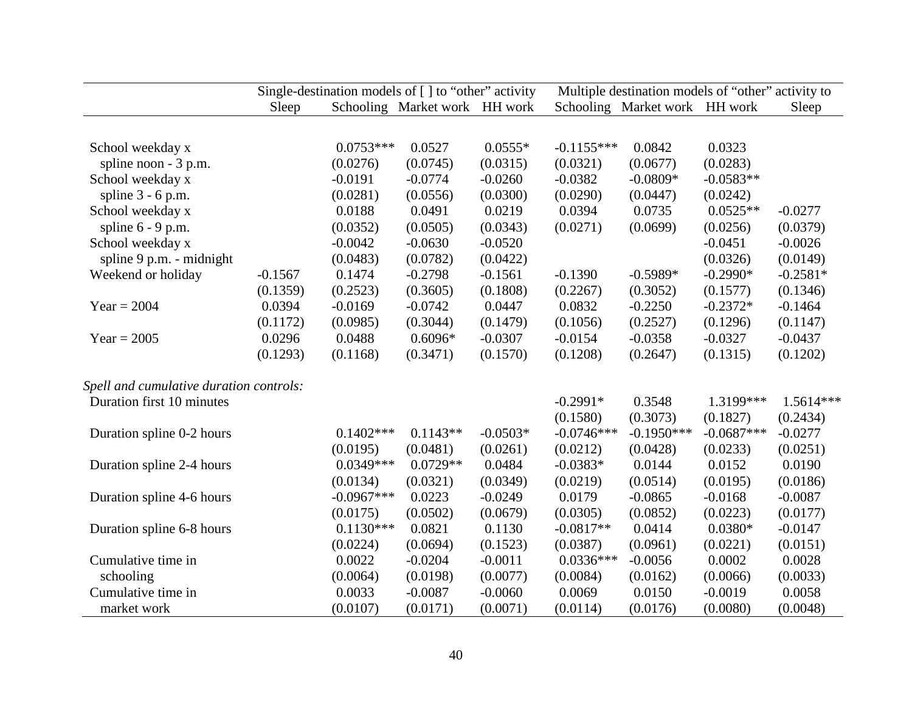| | Single-destination models of [ ] to "other" activity | | | | Multiple destination models of "other" activity to | | | |
|---|---|---|---|---|---|---|---|---|
| | Sleep | Schooling | Market work | HH work | Schooling | Market work | HH work | Sleep |
| School weekday x spline noon - 3 p.m. | | 0.0753*** | 0.0527 | 0.0555* | -0.1155*** | 0.0842 | 0.0323 | |
| | | (0.0276) | (0.0745) | (0.0315) | (0.0321) | (0.0677) | (0.0283) | |
| School weekday x spline 3 - 6 p.m. | | -0.0191 | -0.0774 | -0.0260 | -0.0382 | -0.0809* | -0.0583** | |
| | | (0.0281) | (0.0556) | (0.0300) | (0.0290) | (0.0447) | (0.0242) | |
| School weekday x spline 6 - 9 p.m. | | 0.0188 | 0.0491 | 0.0219 | 0.0394 | 0.0735 | 0.0525** | -0.0277 |
| | | (0.0352) | (0.0505) | (0.0343) | (0.0271) | (0.0699) | (0.0256) | (0.0379) |
| School weekday x spline 9 p.m. - midnight | | -0.0042 | -0.0630 | -0.0520 | | | -0.0451 | -0.0026 |
| | | (0.0483) | (0.0782) | (0.0422) | | | (0.0326) | (0.0149) |
| Weekend or holiday | -0.1567 | 0.1474 | -0.2798 | -0.1561 | -0.1390 | -0.5989* | -0.2990* | -0.2581* |
| | (0.1359) | (0.2523) | (0.3605) | (0.1808) | (0.2267) | (0.3052) | (0.1577) | (0.1346) |
| Year = 2004 | 0.0394 | -0.0169 | -0.0742 | 0.0447 | 0.0832 | -0.2250 | -0.2372* | -0.1464 |
| | (0.1172) | (0.0985) | (0.3044) | (0.1479) | (0.1056) | (0.2527) | (0.1296) | (0.1147) |
| Year = 2005 | 0.0296 | 0.0488 | 0.6096* | -0.0307 | -0.0154 | -0.0358 | -0.0327 | -0.0437 |
| | (0.1293) | (0.1168) | (0.3471) | (0.1570) | (0.1208) | (0.2647) | (0.1315) | (0.1202) |
| *Spell and cumulative duration controls:* | | | | | | | | |
| Duration first 10 minutes | | | | | -0.2991* | 0.3548 | 1.3199*** | 1.5614*** |
| | | | | | (0.1580) | (0.3073) | (0.1827) | (0.2434) |
| Duration spline 0-2 hours | | 0.1402*** | 0.1143** | -0.0503* | -0.0746*** | -0.1950*** | -0.0687*** | -0.0277 |
| | | (0.0195) | (0.0481) | (0.0261) | (0.0212) | (0.0428) | (0.0233) | (0.0251) |
| Duration spline 2-4 hours | | 0.0349*** | 0.0729** | 0.0484 | -0.0383* | 0.0144 | 0.0152 | 0.0190 |
| | | (0.0134) | (0.0321) | (0.0349) | (0.0219) | (0.0514) | (0.0195) | (0.0186) |
| Duration spline 4-6 hours | | -0.0967*** | 0.0223 | -0.0249 | 0.0179 | -0.0865 | -0.0168 | -0.0087 |
| | | (0.0175) | (0.0502) | (0.0679) | (0.0305) | (0.0852) | (0.0223) | (0.0177) |
| Duration spline 6-8 hours | | 0.1130*** | 0.0821 | 0.1130 | -0.0817** | 0.0414 | 0.0380* | -0.0147 |
| | | (0.0224) | (0.0694) | (0.1523) | (0.0387) | (0.0961) | (0.0221) | (0.0151) |
| Cumulative time in schooling | | 0.0022 | -0.0204 | -0.0011 | 0.0336*** | -0.0056 | 0.0002 | 0.0028 |
| | | (0.0064) | (0.0198) | (0.0077) | (0.0084) | (0.0162) | (0.0066) | (0.0033) |
| Cumulative time in market work | | 0.0033 | -0.0087 | -0.0060 | 0.0069 | 0.0150 | -0.0019 | 0.0058 |
| | | (0.0107) | (0.0171) | (0.0071) | (0.0114) | (0.0176) | (0.0080) | (0.0048) |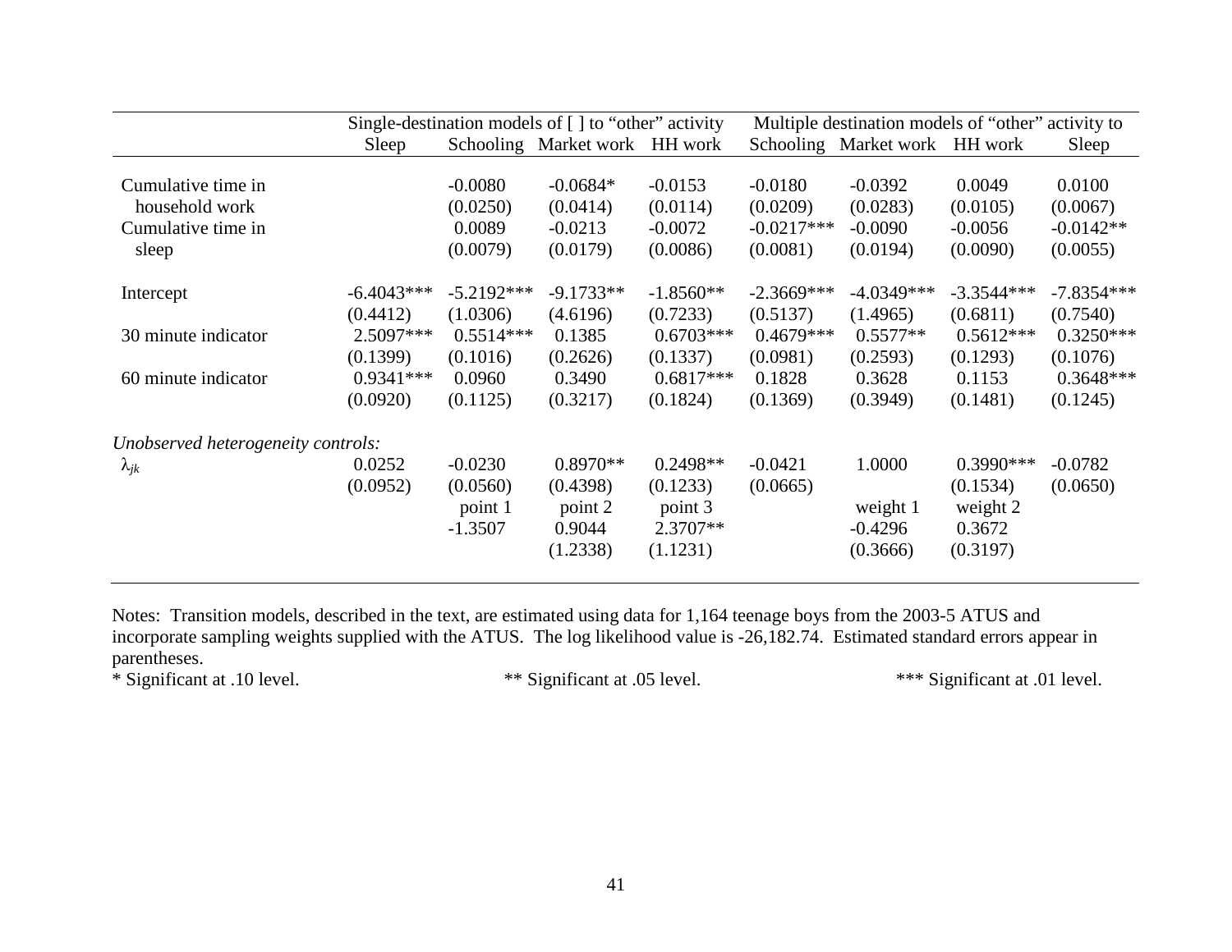| | Single-destination models of [ ] to "other" activity | | | | Multiple destination models of "other" activity to | | | |
|---|---|---|---|---|---|---|---|---|
| | Sleep | Schooling | Market work | HH work | Schooling | Market work | HH work | Sleep |
| Cumulative time in household work | | -0.0080 | -0.0684* | -0.0153 | -0.0180 | -0.0392 | 0.0049 | 0.0100 |
| | | (0.0250) | (0.0414) | (0.0114) | (0.0209) | (0.0283) | (0.0105) | (0.0067) |
| Cumulative time in sleep | | 0.0089 | -0.0213 | -0.0072 | -0.0217*** | -0.0090 | -0.0056 | -0.0142** |
| | | (0.0079) | (0.0179) | (0.0086) | (0.0081) | (0.0194) | (0.0090) | (0.0055) |
| Intercept | -6.4043*** | -5.2192*** | -9.1733** | -1.8560** | -2.3669*** | -4.0349*** | -3.3544*** | -7.8354*** |
| | (0.4412) | (1.0306) | (4.6196) | (0.7233) | (0.5137) | (1.4965) | (0.6811) | (0.7540) |
| 30 minute indicator | 2.5097*** | 0.5514*** | 0.1385 | 0.6703*** | 0.4679*** | 0.5577** | 0.5612*** | 0.3250*** |
| | (0.1399) | (0.1016) | (0.2626) | (0.1337) | (0.0981) | (0.2593) | (0.1293) | (0.1076) |
| 60 minute indicator | 0.9341*** | 0.0960 | 0.3490 | 0.6817*** | 0.1828 | 0.3628 | 0.1153 | 0.3648*** |
| | (0.0920) | (0.1125) | (0.3217) | (0.1824) | (0.1369) | (0.3949) | (0.1481) | (0.1245) |
| *Unobserved heterogeneity controls:* | | | | | | | | |
| $\lambda_{jk}$ | 0.0252 | -0.0230 | 0.8970** | 0.2498** | -0.0421 | 1.0000 | 0.3990*** | -0.0782 |
| | (0.0952) | (0.0560) | (0.4398) | (0.1233) | (0.0665) | | (0.1534) | (0.0650) |
| | | point 1 | point 2 | point 3 | | weight 1 | weight 2 | |
| | | -1.3507 | 0.9044 | 2.3707** | | -0.4296 | 0.3672 | |
| | | | (1.2338) | (1.1231) | | (0.3666) | (0.3197) | |

Notes: Transition models, described in the text, are estimated using data for 1,164 teenage boys from the 2003-5 ATUS and incorporate sampling weights supplied with the ATUS. The log likelihood value is -26,182.74. Estimated standard errors appear in parentheses.

\* Significant at .10 level. ** Significant at .05 level. *** Significant at .01 level.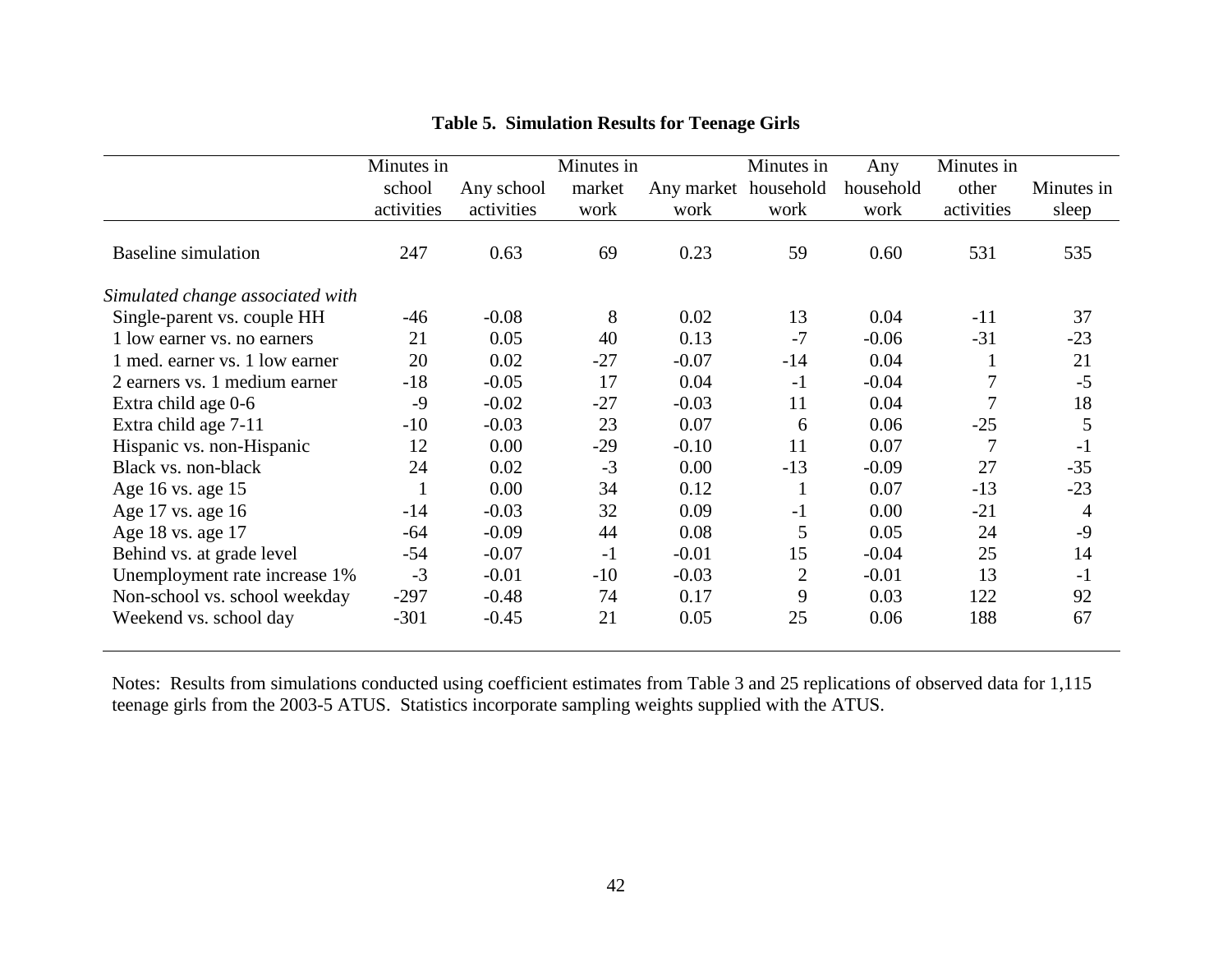**Table 5. Simulation Results for Teenage Girls**

| | Minutes in school activities | Any school activities | Minutes in market work | Any market work | Minutes in household work | Any household work | Minutes in other activities | Minutes in sleep |
|---|---|---|---|---|---|---|---|---|
| Baseline simulation | 247 | 0.63 | 69 | 0.23 | 59 | 0.60 | 531 | 535 |
| *Simulated change associated with* | | | | | | | | |
| Single-parent vs. couple HH | -46 | -0.08 | 8 | 0.02 | 13 | 0.04 | -11 | 37 |
| 1 low earner vs. no earners | 21 | 0.05 | 40 | 0.13 | -7 | -0.06 | -31 | -23 |
| 1 med. earner vs. 1 low earner | 20 | 0.02 | -27 | -0.07 | -14 | 0.04 | 1 | 21 |
| 2 earners vs. 1 medium earner | -18 | -0.05 | 17 | 0.04 | -1 | -0.04 | 7 | -5 |
| Extra child age 0-6 | -9 | -0.02 | -27 | -0.03 | 11 | 0.04 | 7 | 18 |
| Extra child age 7-11 | -10 | -0.03 | 23 | 0.07 | 6 | 0.06 | -25 | 5 |
| Hispanic vs. non-Hispanic | 12 | 0.00 | -29 | -0.10 | 11 | 0.07 | 7 | -1 |
| Black vs. non-black | 24 | 0.02 | -3 | 0.00 | -13 | -0.09 | 27 | -35 |
| Age 16 vs. age 15 | 1 | 0.00 | 34 | 0.12 | 1 | 0.07 | -13 | -23 |
| Age 17 vs. age 16 | -14 | -0.03 | 32 | 0.09 | -1 | 0.00 | -21 | 4 |
| Age 18 vs. age 17 | -64 | -0.09 | 44 | 0.08 | 5 | 0.05 | 24 | -9 |
| Behind vs. at grade level | -54 | -0.07 | -1 | -0.01 | 15 | -0.04 | 25 | 14 |
| Unemployment rate increase 1% | -3 | -0.01 | -10 | -0.03 | 2 | -0.01 | 13 | -1 |
| Non-school vs. school weekday | -297 | -0.48 | 74 | 0.17 | 9 | 0.03 | 122 | 92 |
| Weekend vs. school day | -301 | -0.45 | 21 | 0.05 | 25 | 0.06 | 188 | 67 |

Notes: Results from simulations conducted using coefficient estimates from Table 3 and 25 replications of observed data for 1,115 teenage girls from the 2003-5 ATUS. Statistics incorporate sampling weights supplied with the ATUS.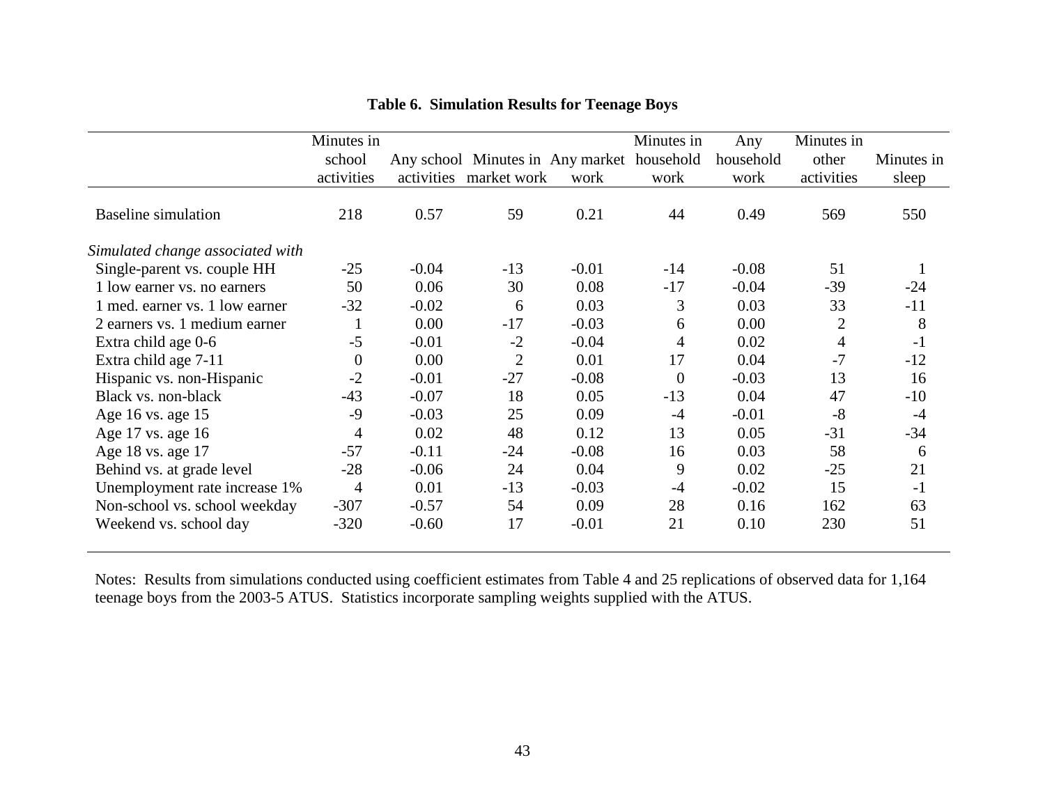**Table 6. Simulation Results for Teenage Boys**

| | Minutes in school activities | Any school activities | Minutes in market work | Any market work | Minutes in household work | Any household work | Minutes in other activities | Minutes in sleep |
|---|---|---|---|---|---|---|---|---|
| Baseline simulation | 218 | 0.57 | 59 | 0.21 | 44 | 0.49 | 569 | 550 |
| *Simulated change associated with* | | | | | | | | |
| Single-parent vs. couple HH | -25 | -0.04 | -13 | -0.01 | -14 | -0.08 | 51 | 1 |
| 1 low earner vs. no earners | 50 | 0.06 | 30 | 0.08 | -17 | -0.04 | -39 | -24 |
| 1 med. earner vs. 1 low earner | -32 | -0.02 | 6 | 0.03 | 3 | 0.03 | 33 | -11 |
| 2 earners vs. 1 medium earner | 1 | 0.00 | -17 | -0.03 | 6 | 0.00 | 2 | 8 |
| Extra child age 0-6 | -5 | -0.01 | -2 | -0.04 | 4 | 0.02 | 4 | -1 |
| Extra child age 7-11 | 0 | 0.00 | 2 | 0.01 | 17 | 0.04 | -7 | -12 |
| Hispanic vs. non-Hispanic | -2 | -0.01 | -27 | -0.08 | 0 | -0.03 | 13 | 16 |
| Black vs. non-black | -43 | -0.07 | 18 | 0.05 | -13 | 0.04 | 47 | -10 |
| Age 16 vs. age 15 | -9 | -0.03 | 25 | 0.09 | -4 | -0.01 | -8 | -4 |
| Age 17 vs. age 16 | 4 | 0.02 | 48 | 0.12 | 13 | 0.05 | -31 | -34 |
| Age 18 vs. age 17 | -57 | -0.11 | -24 | -0.08 | 16 | 0.03 | 58 | 6 |
| Behind vs. at grade level | -28 | -0.06 | 24 | 0.04 | 9 | 0.02 | -25 | 21 |
| Unemployment rate increase 1% | 4 | 0.01 | -13 | -0.03 | -4 | -0.02 | 15 | -1 |
| Non-school vs. school weekday | -307 | -0.57 | 54 | 0.09 | 28 | 0.16 | 162 | 63 |
| Weekend vs. school day | -320 | -0.60 | 17 | -0.01 | 21 | 0.10 | 230 | 51 |

Notes: Results from simulations conducted using coefficient estimates from Table 4 and 25 replications of observed data for 1,164 teenage boys from the 2003-5 ATUS. Statistics incorporate sampling weights supplied with the ATUS.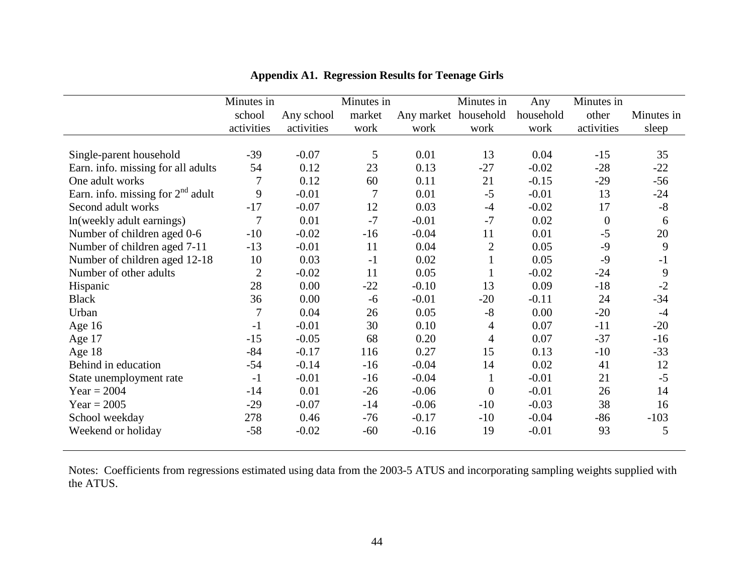**Appendix A1. Regression Results for Teenage Girls**

| | Minutes in school activities | Any school activities | Minutes in market work | Any market work | Minutes in household work | Any household work | Minutes in other activities | Minutes in sleep |
|---|---|---|---|---|---|---|---|---|
| Single-parent household | -39 | -0.07 | 5 | 0.01 | 13 | 0.04 | -15 | 35 |
| Earn. info. missing for all adults | 54 | 0.12 | 23 | 0.13 | -27 | -0.02 | -28 | -22 |
| One adult works | 7 | 0.12 | 60 | 0.11 | 21 | -0.15 | -29 | -56 |
| Earn. info. missing for 2nd adult | 9 | -0.01 | 7 | 0.01 | -5 | -0.01 | 13 | -24 |
| Second adult works | -17 | -0.07 | 12 | 0.03 | -4 | -0.02 | 17 | -8 |
| ln(weekly adult earnings) | 7 | 0.01 | -7 | -0.01 | -7 | 0.02 | 0 | 6 |
| Number of children aged 0-6 | -10 | -0.02 | -16 | -0.04 | 11 | 0.01 | -5 | 20 |
| Number of children aged 7-11 | -13 | -0.01 | 11 | 0.04 | 2 | 0.05 | -9 | 9 |
| Number of children aged 12-18 | 10 | 0.03 | -1 | 0.02 | 1 | 0.05 | -9 | -1 |
| Number of other adults | 2 | -0.02 | 11 | 0.05 | 1 | -0.02 | -24 | 9 |
| Hispanic | 28 | 0.00 | -22 | -0.10 | 13 | 0.09 | -18 | -2 |
| Black | 36 | 0.00 | -6 | -0.01 | -20 | -0.11 | 24 | -34 |
| Urban | 7 | 0.04 | 26 | 0.05 | -8 | 0.00 | -20 | -4 |
| Age 16 | -1 | -0.01 | 30 | 0.10 | 4 | 0.07 | -11 | -20 |
| Age 17 | -15 | -0.05 | 68 | 0.20 | 4 | 0.07 | -37 | -16 |
| Age 18 | -84 | -0.17 | 116 | 0.27 | 15 | 0.13 | -10 | -33 |
| Behind in education | -54 | -0.14 | -16 | -0.04 | 14 | 0.02 | 41 | 12 |
| State unemployment rate | -1 | -0.01 | -16 | -0.04 | 1 | -0.01 | 21 | -5 |
| Year = 2004 | -14 | 0.01 | -26 | -0.06 | 0 | -0.01 | 26 | 14 |
| Year = 2005 | -29 | -0.07 | -14 | -0.06 | -10 | -0.03 | 38 | 16 |
| School weekday | 278 | 0.46 | -76 | -0.17 | -10 | -0.04 | -86 | -103 |
| Weekend or holiday | -58 | -0.02 | -60 | -0.16 | 19 | -0.01 | 93 | 5 |

Notes: Coefficients from regressions estimated using data from the 2003-5 ATUS and incorporating sampling weights supplied with the ATUS.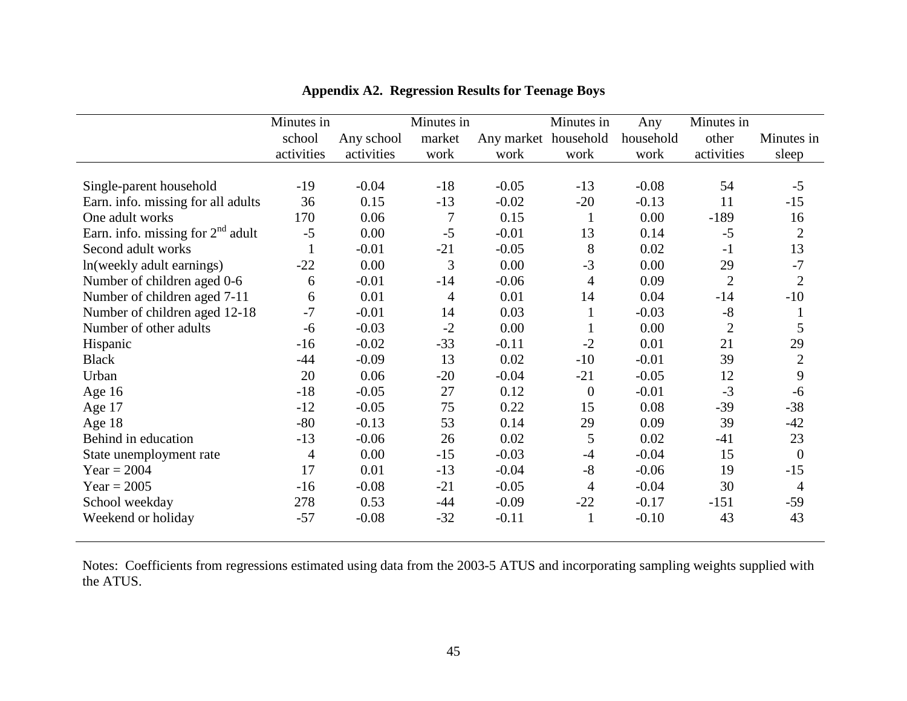**Appendix A2. Regression Results for Teenage Boys**

| | Minutes in school activities | Any school activities | Minutes in market work | Any market work | Minutes in household work | Any household work | Minutes in other activities | Minutes in sleep |
|---|---|---|---|---|---|---|---|---|
| Single-parent household | -19 | -0.04 | -18 | -0.05 | -13 | -0.08 | 54 | -5 |
| Earn. info. missing for all adults | 36 | 0.15 | -13 | -0.02 | -20 | -0.13 | 11 | -15 |
| One adult works | 170 | 0.06 | 7 | 0.15 | 1 | 0.00 | -189 | 16 |
| Earn. info. missing for 2nd adult | -5 | 0.00 | -5 | -0.01 | 13 | 0.14 | -5 | 2 |
| Second adult works | 1 | -0.01 | -21 | -0.05 | 8 | 0.02 | -1 | 13 |
| ln(weekly adult earnings) | -22 | 0.00 | 3 | 0.00 | -3 | 0.00 | 29 | -7 |
| Number of children aged 0-6 | 6 | -0.01 | -14 | -0.06 | 4 | 0.09 | 2 | 2 |
| Number of children aged 7-11 | 6 | 0.01 | 4 | 0.01 | 14 | 0.04 | -14 | -10 |
| Number of children aged 12-18 | -7 | -0.01 | 14 | 0.03 | 1 | -0.03 | -8 | 1 |
| Number of other adults | -6 | -0.03 | -2 | 0.00 | 1 | 0.00 | 2 | 5 |
| Hispanic | -16 | -0.02 | -33 | -0.11 | -2 | 0.01 | 21 | 29 |
| Black | -44 | -0.09 | 13 | 0.02 | -10 | -0.01 | 39 | 2 |
| Urban | 20 | 0.06 | -20 | -0.04 | -21 | -0.05 | 12 | 9 |
| Age 16 | -18 | -0.05 | 27 | 0.12 | 0 | -0.01 | -3 | -6 |
| Age 17 | -12 | -0.05 | 75 | 0.22 | 15 | 0.08 | -39 | -38 |
| Age 18 | -80 | -0.13 | 53 | 0.14 | 29 | 0.09 | 39 | -42 |
| Behind in education | -13 | -0.06 | 26 | 0.02 | 5 | 0.02 | -41 | 23 |
| State unemployment rate | 4 | 0.00 | -15 | -0.03 | -4 | -0.04 | 15 | 0 |
| Year = 2004 | 17 | 0.01 | -13 | -0.04 | -8 | -0.06 | 19 | -15 |
| Year = 2005 | -16 | -0.08 | -21 | -0.05 | 4 | -0.04 | 30 | 4 |
| School weekday | 278 | 0.53 | -44 | -0.09 | -22 | -0.17 | -151 | -59 |
| Weekend or holiday | -57 | -0.08 | -32 | -0.11 | 1 | -0.10 | 43 | 43 |

Notes: Coefficients from regressions estimated using data from the 2003-5 ATUS and incorporating sampling weights supplied with the ATUS.